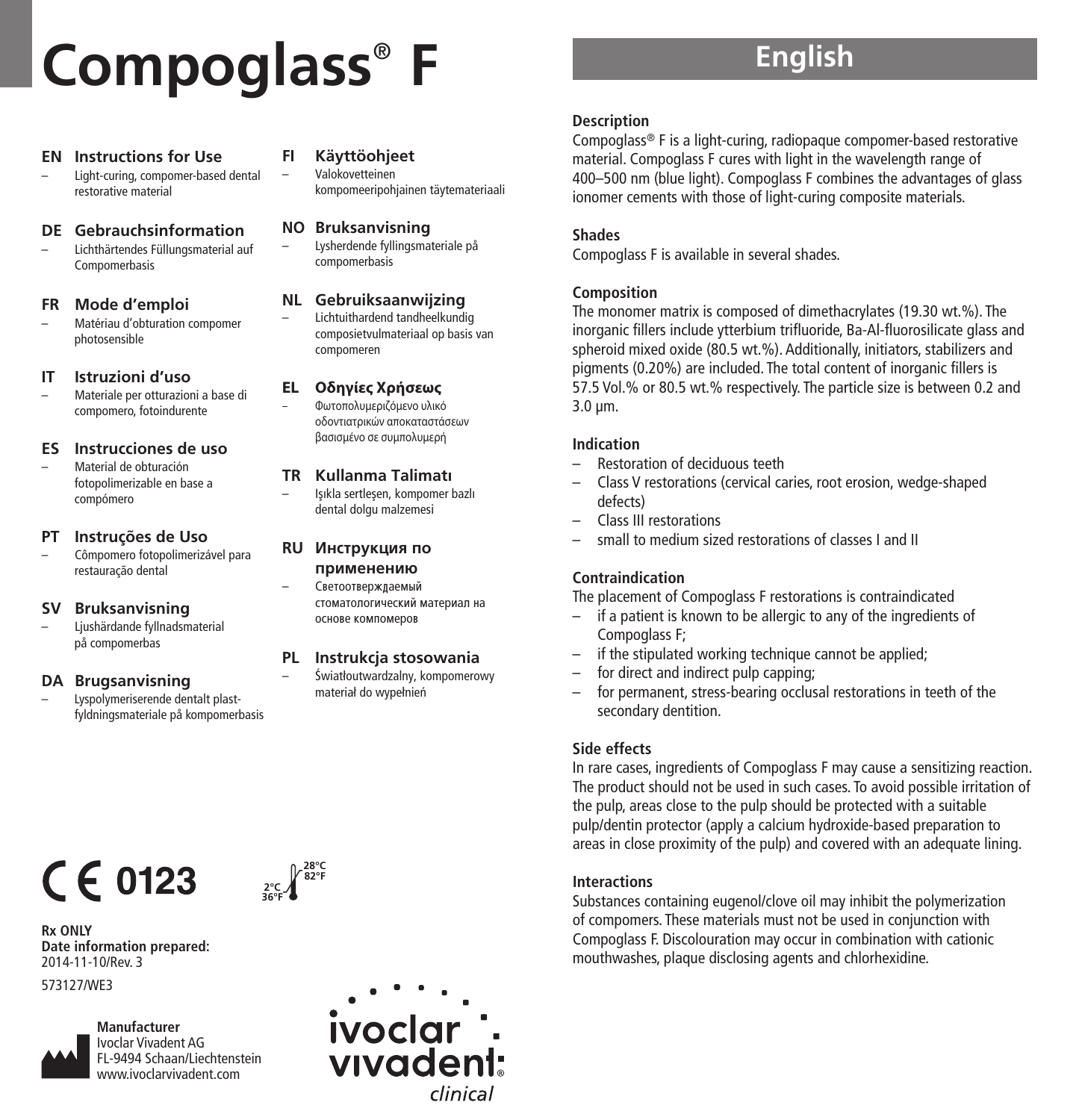# Compoglass® F

**EN Instructions for Use**
– Light-curing, compomer-based dental restorative material

**DE Gebrauchsinformation**
– Lichthärtendes Füllungsmaterial auf Compomerbasis

**FR Mode d'emploi**
– Matériau d'obturation compomer photosensible

**IT Istruzioni d'uso**
– Materiale per otturazioni a base di compomero, fotoindurente

**ES Instrucciones de uso**
– Material de obturación fotopolimerizable en base a compómero

**PT Instruções de Uso**
– Cômpomero fotopolimerizável para restauração dental

**SV Bruksanvisning**
– Ljushärdande fyllnadsmaterial på compomerbas

**DA Brugsanvisning**
– Lyspolymeriserende dentalt plast-fyldningsmateriale på kompomerbasis

**FI Käyttöohjeet**
– Valokovetteinen kompomeeripohjainen täytemateriaali

**NO Bruksanvisning**
– Lysherdende fyllingsmateriale på compomerbasis

**NL Gebruiksaanwijzing**
– Lichtuithardend tandheelkundig composietvulmateriaal op basis van compomeren

**EL Οδηγίες Χρήσεως**
– Φωτοπολυμεριζόμενο υλικό οδοντιατρικών αποκαταστάσεων βασισμένο σε συμπολυμερή

**TR Kullanma Talimatı**
– Işıkla sertleşen, kompomer bazlı dental dolgu malzemesi

**RU Инструкция по применению**
– Светоотверждаемый стоматологический материал на основе компомеров

**PL Instrukcja stosowania**
– Światłoutwardzalny, kompomerowy materiał do wypełnień

CE 0123

2°C 36°F – 28°C 82°F

**Rx ONLY**
**Date information prepared:**
2014-11-10/Rev. 3

573127/WE3

**Manufacturer**
Ivoclar Vivadent AG
FL-9494 Schaan/Liechtenstein
www.ivoclarvivadent.com

ivoclar vivadent® clinical

## English

### Description

Compoglass® F is a light-curing, radiopaque compomer-based restorative material. Compoglass F cures with light in the wavelength range of 400–500 nm (blue light). Compoglass F combines the advantages of glass ionomer cements with those of light-curing composite materials.

### Shades

Compoglass F is available in several shades.

### Composition

The monomer matrix is composed of dimethacrylates (19.30 wt.%). The inorganic fillers include ytterbium trifluoride, Ba-Al-fluorosilicate glass and spheroid mixed oxide (80.5 wt.%). Additionally, initiators, stabilizers and pigments (0.20%) are included. The total content of inorganic fillers is 57.5 Vol.% or 80.5 wt.% respectively. The particle size is between 0.2 and 3.0 µm.

### Indication

- Restoration of deciduous teeth
- Class V restorations (cervical caries, root erosion, wedge-shaped defects)
- Class III restorations
- small to medium sized restorations of classes I and II

### Contraindication

The placement of Compoglass F restorations is contraindicated

- if a patient is known to be allergic to any of the ingredients of Compoglass F;
- if the stipulated working technique cannot be applied;
- for direct and indirect pulp capping;
- for permanent, stress-bearing occlusal restorations in teeth of the secondary dentition.

### Side effects

In rare cases, ingredients of Compoglass F may cause a sensitizing reaction. The product should not be used in such cases. To avoid possible irritation of the pulp, areas close to the pulp should be protected with a suitable pulp/dentin protector (apply a calcium hydroxide-based preparation to areas in close proximity of the pulp) and covered with an adequate lining.

### Interactions

Substances containing eugenol/clove oil may inhibit the polymerization of compomers. These materials must not be used in conjunction with Compoglass F. Discolouration may occur in combination with cationic mouthwashes, plaque disclosing agents and chlorhexidine.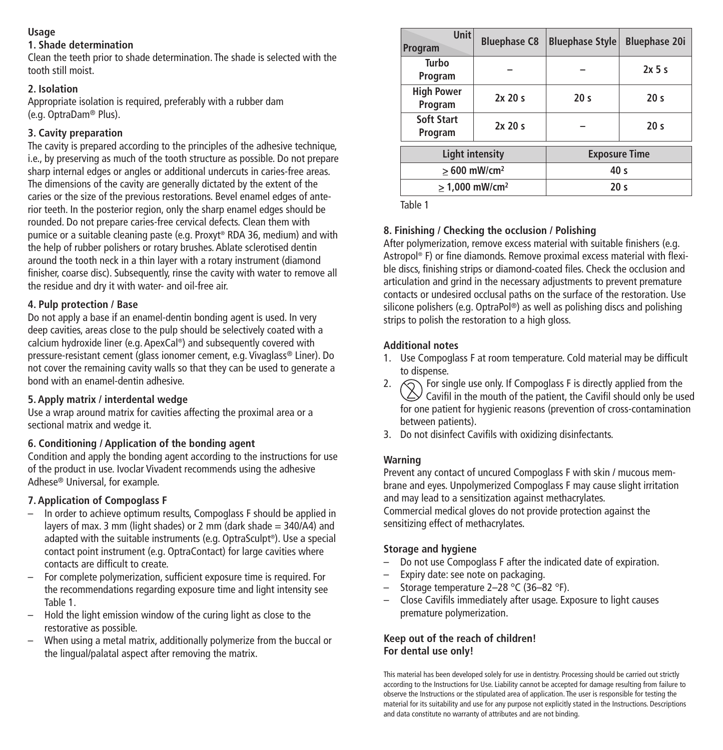## Usage

### 1. Shade determination

Clean the teeth prior to shade determination. The shade is selected with the tooth still moist.

### 2. Isolation

Appropriate isolation is required, preferably with a rubber dam (e.g. OptraDam® Plus).

### 3. Cavity preparation

The cavity is prepared according to the principles of the adhesive technique, i.e., by preserving as much of the tooth structure as possible. Do not prepare sharp internal edges or angles or additional undercuts in caries-free areas. The dimensions of the cavity are generally dictated by the extent of the caries or the size of the previous restorations. Bevel enamel edges of anterior teeth. In the posterior region, only the sharp enamel edges should be rounded. Do not prepare caries-free cervical defects. Clean them with pumice or a suitable cleaning paste (e.g. Proxyt® RDA 36, medium) and with the help of rubber polishers or rotary brushes. Ablate sclerotised dentin around the tooth neck in a thin layer with a rotary instrument (diamond finisher, coarse disc). Subsequently, rinse the cavity with water to remove all the residue and dry it with water- and oil-free air.

### 4. Pulp protection / Base

Do not apply a base if an enamel-dentin bonding agent is used. In very deep cavities, areas close to the pulp should be selectively coated with a calcium hydroxide liner (e.g. ApexCal®) and subsequently covered with pressure-resistant cement (glass ionomer cement, e.g. Vivaglass® Liner). Do not cover the remaining cavity walls so that they can be used to generate a bond with an enamel-dentin adhesive.

### 5. Apply matrix / interdental wedge

Use a wrap around matrix for cavities affecting the proximal area or a sectional matrix and wedge it.

### 6. Conditioning / Application of the bonding agent

Condition and apply the bonding agent according to the instructions for use of the product in use. Ivoclar Vivadent recommends using the adhesive Adhese® Universal, for example.

### 7. Application of Compoglass F

- In order to achieve optimum results, Compoglass F should be applied in layers of max. 3 mm (light shades) or 2 mm (dark shade = 340/A4) and adapted with the suitable instruments (e.g. OptraSculpt®). Use a special contact point instrument (e.g. OptraContact) for large cavities where contacts are difficult to create.
- For complete polymerization, sufficient exposure time is required. For the recommendations regarding exposure time and light intensity see Table 1.
- Hold the light emission window of the curing light as close to the restorative as possible.
- When using a metal matrix, additionally polymerize from the buccal or the lingual/palatal aspect after removing the matrix.

| Program \ Unit | Bluephase C8 | Bluephase Style | Bluephase 20i |
|---|---|---|---|
| Turbo Program | – | – | 2x 5 s |
| High Power Program | 2x 20 s | 20 s | 20 s |
| Soft Start Program | 2x 20 s | – | 20 s |

| Light intensity | Exposure Time |
|---|---|
| ≥ 600 mW/cm² | 40 s |
| ≥ 1,000 mW/cm² | 20 s |

Table 1

### 8. Finishing / Checking the occlusion / Polishing

After polymerization, remove excess material with suitable finishers (e.g. Astropol® F) or fine diamonds. Remove proximal excess material with flexible discs, finishing strips or diamond-coated files. Check the occlusion and articulation and grind in the necessary adjustments to prevent premature contacts or undesired occlusal paths on the surface of the restoration. Use silicone polishers (e.g. OptraPol®) as well as polishing discs and polishing strips to polish the restoration to a high gloss.

### Additional notes

1. Use Compoglass F at room temperature. Cold material may be difficult to dispense.
2. For single use only. If Compoglass F is directly applied from the Cavifil in the mouth of the patient, the Cavifil should only be used for one patient for hygienic reasons (prevention of cross-contamination between patients).
3. Do not disinfect Cavifils with oxidizing disinfectants.

### Warning

Prevent any contact of uncured Compoglass F with skin / mucous membrane and eyes. Unpolymerized Compoglass F may cause slight irritation and may lead to a sensitization against methacrylates.
Commercial medical gloves do not provide protection against the sensitizing effect of methacrylates.

### Storage and hygiene

- Do not use Compoglass F after the indicated date of expiration.
- Expiry date: see note on packaging.
- Storage temperature 2–28 °C (36–82 °F).
- Close Cavifils immediately after usage. Exposure to light causes premature polymerization.

**Keep out of the reach of children!**
**For dental use only!**

This material has been developed solely for use in dentistry. Processing should be carried out strictly according to the Instructions for Use. Liability cannot be accepted for damage resulting from failure to observe the Instructions or the stipulated area of application. The user is responsible for testing the material for its suitability and use for any purpose not explicitly stated in the Instructions. Descriptions and data constitute no warranty of attributes and are not binding.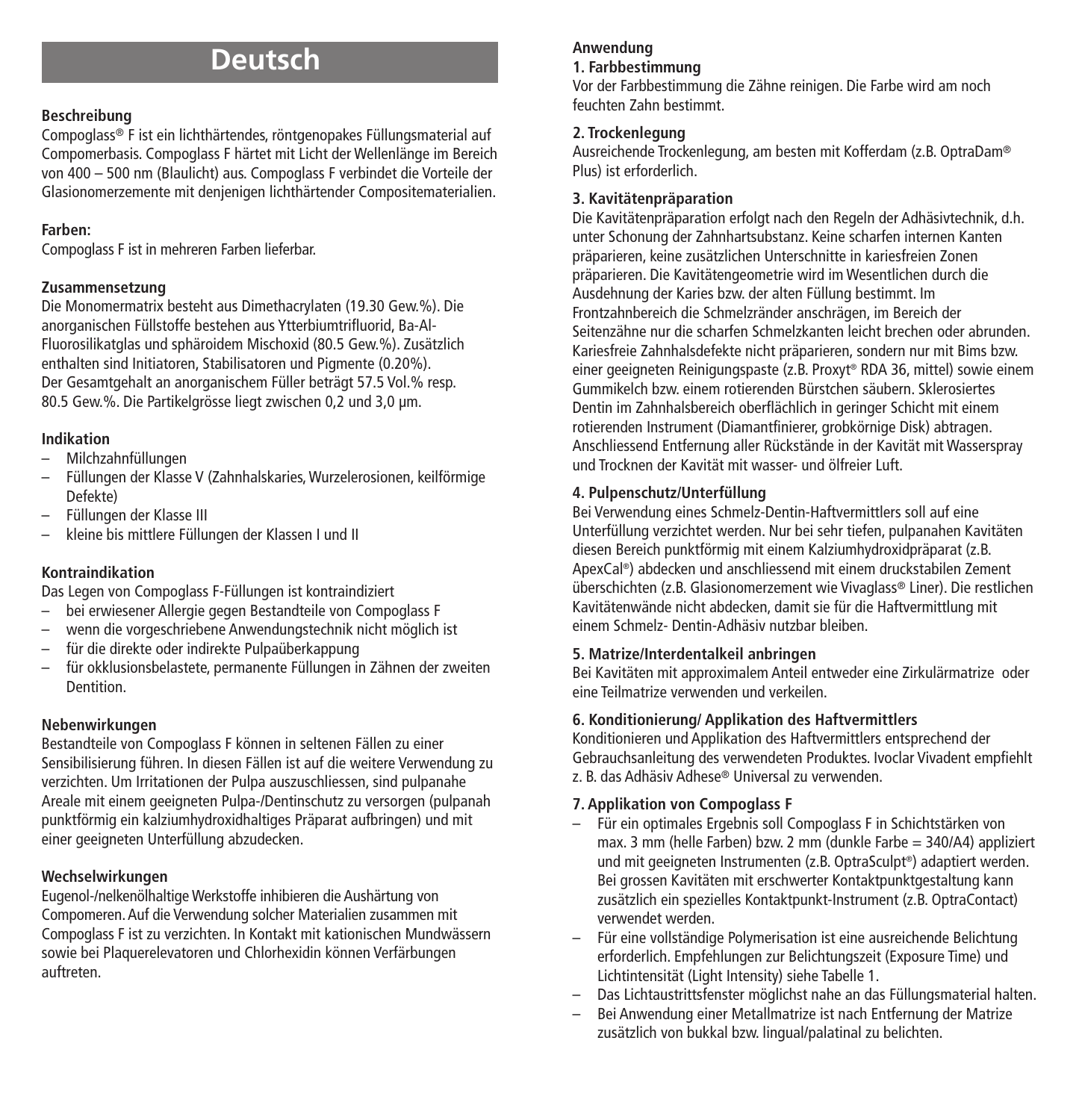# Deutsch

### Beschreibung

Compoglass® F ist ein lichthärtendes, röntgenopakes Füllungsmaterial auf Compomerbasis. Compoglass F härtet mit Licht der Wellenlänge im Bereich von 400 – 500 nm (Blaulicht) aus. Compoglass F verbindet die Vorteile der Glasionomerzemente mit denjenigen lichthärtender Compositematerialien.

### Farben:

Compoglass F ist in mehreren Farben lieferbar.

### Zusammensetzung

Die Monomermatrix besteht aus Dimethacrylaten (19.30 Gew.%). Die anorganischen Füllstoffe bestehen aus Ytterbiumtrifluorid, Ba-Al-Fluorosilikatglas und sphäroidem Mischoxid (80.5 Gew.%). Zusätzlich enthalten sind Initiatoren, Stabilisatoren und Pigmente (0.20%). Der Gesamtgehalt an anorganischem Füller beträgt 57.5 Vol.% resp. 80.5 Gew.%. Die Partikelgrösse liegt zwischen 0,2 und 3,0 µm.

### Indikation

- Milchzahnfüllungen
- Füllungen der Klasse V (Zahnhalskaries, Wurzelerosionen, keilförmige Defekte)
- Füllungen der Klasse III
- kleine bis mittlere Füllungen der Klassen I und II

### Kontraindikation

Das Legen von Compoglass F-Füllungen ist kontraindiziert

- bei erwiesener Allergie gegen Bestandteile von Compoglass F
- wenn die vorgeschriebene Anwendungstechnik nicht möglich ist
- für die direkte oder indirekte Pulpaüberkappung
- für okklusionsbelastete, permanente Füllungen in Zähnen der zweiten Dentition.

### Nebenwirkungen

Bestandteile von Compoglass F können in seltenen Fällen zu einer Sensibilisierung führen. In diesen Fällen ist auf die weitere Verwendung zu verzichten. Um Irritationen der Pulpa auszuschliessen, sind pulpanahe Areale mit einem geeigneten Pulpa-/Dentinschutz zu versorgen (pulpanah punktförmig ein kalziumhydroxidhaltiges Präparat aufbringen) und mit einer geeigneten Unterfüllung abzudecken.

### Wechselwirkungen

Eugenol-/nelkenölhaltige Werkstoffe inhibieren die Aushärtung von Compomeren. Auf die Verwendung solcher Materialien zusammen mit Compoglass F ist zu verzichten. In Kontakt mit kationischen Mundwässern sowie bei Plaquerelevatoren und Chlorhexidin können Verfärbungen auftreten.

### Anwendung

#### 1. Farbbestimmung

Vor der Farbbestimmung die Zähne reinigen. Die Farbe wird am noch feuchten Zahn bestimmt.

#### 2. Trockenlegung

Ausreichende Trockenlegung, am besten mit Kofferdam (z.B. OptraDam® Plus) ist erforderlich.

#### 3. Kavitätenpräparation

Die Kavitätenpräparation erfolgt nach den Regeln der Adhäsivtechnik, d.h. unter Schonung der Zahnhartsubstanz. Keine scharfen internen Kanten präparieren, keine zusätzlichen Unterschnitte in kariesfreien Zonen präparieren. Die Kavitätengeometrie wird im Wesentlichen durch die Ausdehnung der Karies bzw. der alten Füllung bestimmt. Im Frontzahnbereich die Schmelzränder anschrägen, im Bereich der Seitenzähne nur die scharfen Schmelzkanten leicht brechen oder abrunden. Kariesfreie Zahnhalsdefekte nicht präparieren, sondern nur mit Bims bzw. einer geeigneten Reinigungspaste (z.B. Proxyt® RDA 36, mittel) sowie einem Gummikelch bzw. einem rotierenden Bürstchen säubern. Sklerosiertes Dentin im Zahnhalsbereich oberflächlich in geringer Schicht mit einem rotierenden Instrument (Diamantfinierer, grobkörnige Disk) abtragen. Anschliessend Entfernung aller Rückstände in der Kavität mit Wasserspray und Trocknen der Kavität mit wasser- und ölfreier Luft.

#### 4. Pulpenschutz/Unterfüllung

Bei Verwendung eines Schmelz-Dentin-Haftvermittlers soll auf eine Unterfüllung verzichtet werden. Nur bei sehr tiefen, pulpanahen Kavitäten diesen Bereich punktförmig mit einem Kalziumhydroxidpräparat (z.B. ApexCal®) abdecken und anschliessend mit einem druckstabilen Zement überschichten (z.B. Glasionomerzement wie Vivaglass® Liner). Die restlichen Kavitätenwände nicht abdecken, damit sie für die Haftvermittlung mit einem Schmelz- Dentin-Adhäsiv nutzbar bleiben.

#### 5. Matrize/Interdentalkeil anbringen

Bei Kavitäten mit approximalem Anteil entweder eine Zirkulärmatrize oder eine Teilmatrize verwenden und verkeilen.

#### 6. Konditionierung/ Applikation des Haftvermittlers

Konditionieren und Applikation des Haftvermittlers entsprechend der Gebrauchsanleitung des verwendeten Produktes. Ivoclar Vivadent empfiehlt z. B. das Adhäsiv Adhese® Universal zu verwenden.

#### 7. Applikation von Compoglass F

- Für ein optimales Ergebnis soll Compoglass F in Schichtstärken von max. 3 mm (helle Farben) bzw. 2 mm (dunkle Farbe = 340/A4) appliziert und mit geeigneten Instrumenten (z.B. OptraSculpt®) adaptiert werden. Bei grossen Kavitäten mit erschwerter Kontaktpunktgestaltung kann zusätzlich ein spezielles Kontaktpunkt-Instrument (z.B. OptraContact) verwendet werden.
- Für eine vollständige Polymerisation ist eine ausreichende Belichtung erforderlich. Empfehlungen zur Belichtungszeit (Exposure Time) und Lichtintensität (Light Intensity) siehe Tabelle 1.
- Das Lichtaustrittsfenster möglichst nahe an das Füllungsmaterial halten.
- Bei Anwendung einer Metallmatrize ist nach Entfernung der Matrize zusätzlich von bukkal bzw. lingual/palatinal zu belichten.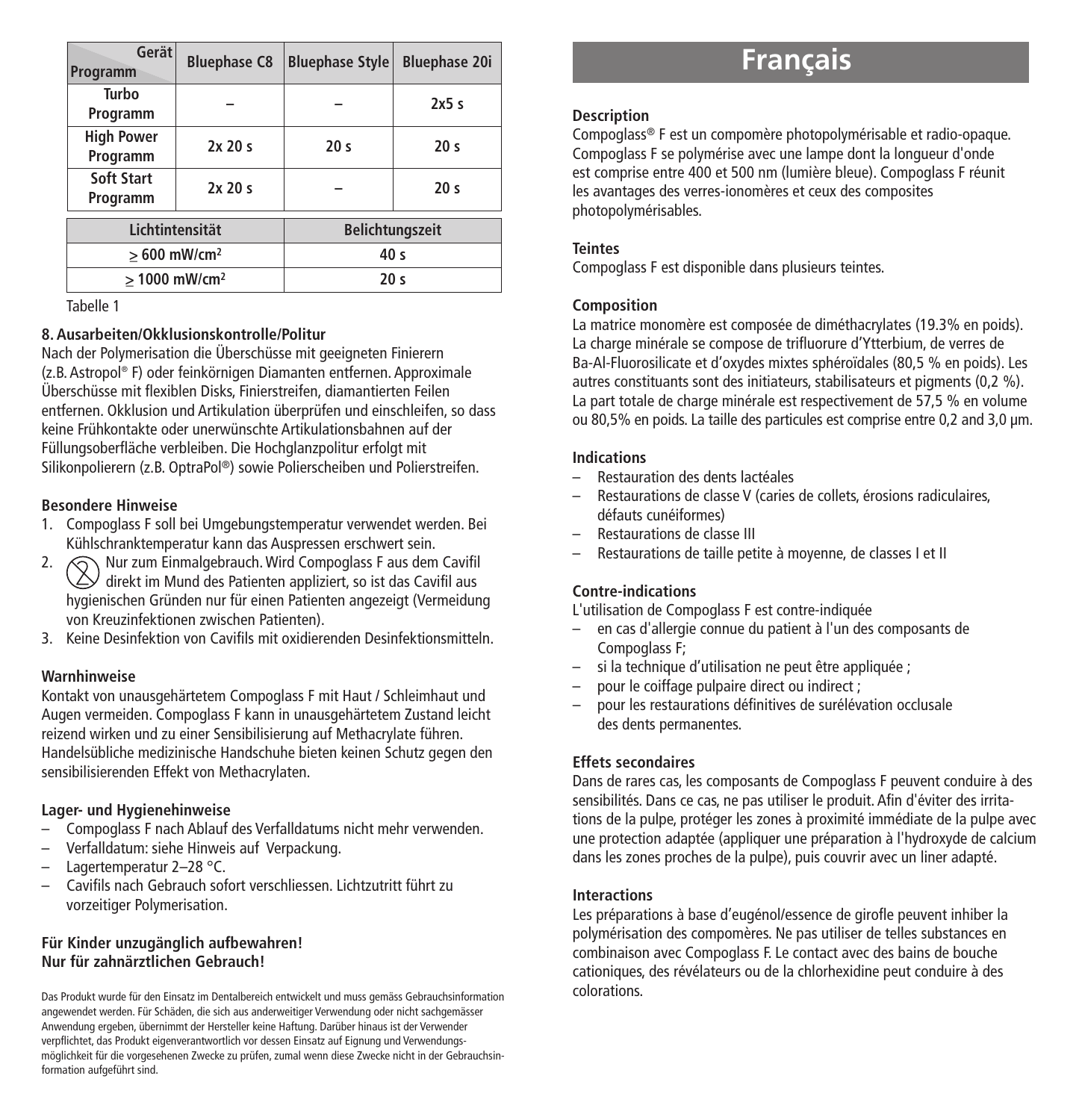| Gerät / Programm | Bluephase C8 | Bluephase Style | Bluephase 20i |
|---|---|---|---|
| Turbo Programm | – | – | 2x5 s |
| High Power Programm | 2x 20 s | 20 s | 20 s |
| Soft Start Programm | 2x 20 s | – | 20 s |

| Lichtintensität | Belichtungszeit |
|---|---|
| ≥ 600 mW/cm² | 40 s |
| ≥ 1000 mW/cm² | 20 s |

Tabelle 1

**8. Ausarbeiten/Okklusionskontrolle/Politur**

Nach der Polymerisation die Überschüsse mit geeigneten Finierern (z.B. Astropol® F) oder feinkörnigen Diamanten entfernen. Approximale Überschüsse mit flexiblen Disks, Finierstreifen, diamantierten Feilen entfernen. Okklusion und Artikulation überprüfen und einschleifen, so dass keine Frühkontakte oder unerwünschte Artikulationsbahnen auf der Füllungsoberfläche verbleiben. Die Hochglanzpolitur erfolgt mit Silikonpolierern (z.B. OptraPol®) sowie Polierscheiben und Polierstreifen.

**Besondere Hinweise**

1. Compoglass F soll bei Umgebungstemperatur verwendet werden. Bei Kühlschranktemperatur kann das Auspressen erschwert sein.
2. Nur zum Einmalgebrauch. Wird Compoglass F aus dem Cavifil direkt im Mund des Patienten appliziert, so ist das Cavifil aus hygienischen Gründen nur für einen Patienten angezeigt (Vermeidung von Kreuzinfektionen zwischen Patienten).
3. Keine Desinfektion von Cavifils mit oxidierenden Desinfektionsmitteln.

**Warnhinweise**

Kontakt von unausgehärtetem Compoglass F mit Haut / Schleimhaut und Augen vermeiden. Compoglass F kann in unausgehärtetem Zustand leicht reizend wirken und zu einer Sensibilisierung auf Methacrylate führen. Handelsübliche medizinische Handschuhe bieten keinen Schutz gegen den sensibilisierenden Effekt von Methacrylaten.

**Lager- und Hygienehinweise**

- Compoglass F nach Ablauf des Verfalldatums nicht mehr verwenden.
- Verfalldatum: siehe Hinweis auf Verpackung.
- Lagertemperatur 2–28 °C.
- Cavifils nach Gebrauch sofort verschliessen. Lichtzutritt führt zu vorzeitiger Polymerisation.

**Für Kinder unzugänglich aufbewahren!**
**Nur für zahnärztlichen Gebrauch!**

Das Produkt wurde für den Einsatz im Dentalbereich entwickelt und muss gemäss Gebrauchsinformation angewendet werden. Für Schäden, die sich aus anderweitiger Verwendung oder nicht sachgemässer Anwendung ergeben, übernimmt der Hersteller keine Haftung. Darüber hinaus ist der Verwender verpflichtet, das Produkt eigenverantwortlich vor dessen Einsatz auf Eignung und Verwendungsmöglichkeit für die vorgesehenen Zwecke zu prüfen, zumal wenn diese Zwecke nicht in der Gebrauchsinformation aufgeführt sind.

# Français

**Description**

Compoglass® F est un compomère photopolymérisable et radio-opaque. Compoglass F se polymérise avec une lampe dont la longueur d'onde est comprise entre 400 et 500 nm (lumière bleue). Compoglass F réunit les avantages des verres-ionomères et ceux des composites photopolymérisables.

**Teintes**

Compoglass F est disponible dans plusieurs teintes.

**Composition**

La matrice monomère est composée de diméthacrylates (19.3% en poids). La charge minérale se compose de trifluorure d'Ytterbium, de verres de Ba-Al-Fluorosilicate et d'oxydes mixtes sphéroïdales (80,5 % en poids). Les autres constituants sont des initiateurs, stabilisateurs et pigments (0,2 %). La part totale de charge minérale est respectivement de 57,5 % en volume ou 80,5% en poids. La taille des particules est comprise entre 0,2 and 3,0 µm.

**Indications**

- Restauration des dents lactéales
- Restaurations de classe V (caries de collets, érosions radiculaires, défauts cunéiformes)
- Restaurations de classe III
- Restaurations de taille petite à moyenne, de classes I et II

**Contre-indications**

L'utilisation de Compoglass F est contre-indiquée

- en cas d'allergie connue du patient à l'un des composants de Compoglass F;
- si la technique d'utilisation ne peut être appliquée ;
- pour le coiffage pulpaire direct ou indirect ;
- pour les restaurations définitives de surélévation occlusale des dents permanentes.

**Effets secondaires**

Dans de rares cas, les composants de Compoglass F peuvent conduire à des sensibilités. Dans ce cas, ne pas utiliser le produit. Afin d'éviter des irritations de la pulpe, protéger les zones à proximité immédiate de la pulpe avec une protection adaptée (appliquer une préparation à l'hydroxyde de calcium dans les zones proches de la pulpe), puis couvrir avec un liner adapté.

**Interactions**

Les préparations à base d'eugénol/essence de girofle peuvent inhiber la polymérisation des compomères. Ne pas utiliser de telles substances en combinaison avec Compoglass F. Le contact avec des bains de bouche cationiques, des révélateurs ou de la chlorhexidine peut conduire à des colorations.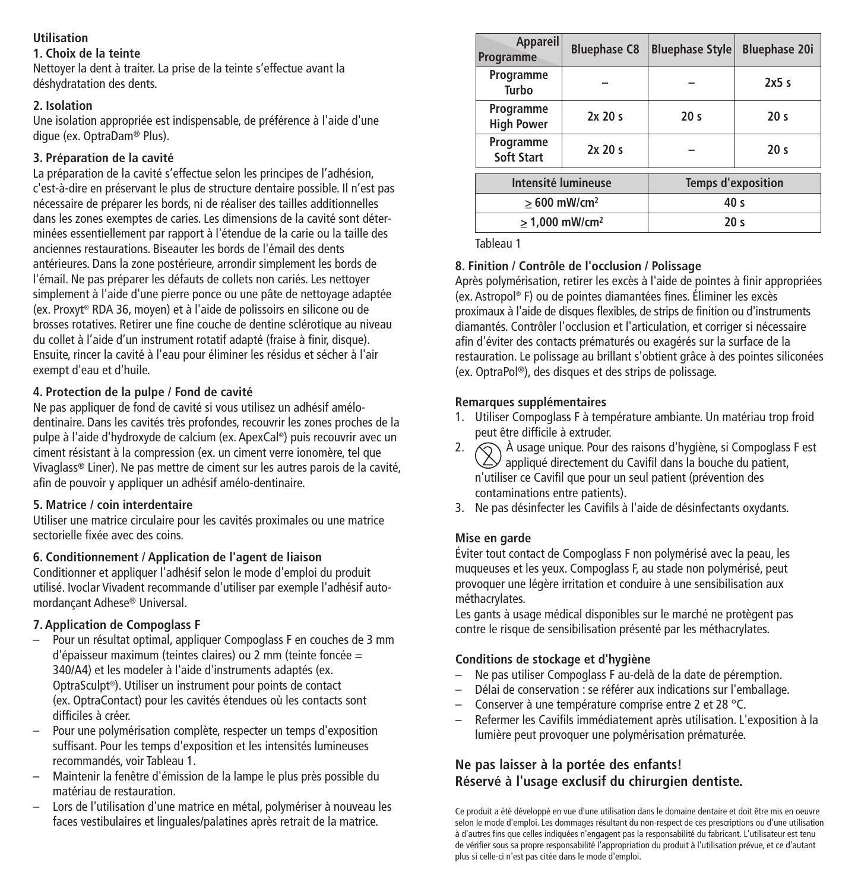**Utilisation**

**1. Choix de la teinte**

Nettoyer la dent à traiter. La prise de la teinte s'effectue avant la déshydratation des dents.

**2. Isolation**

Une isolation appropriée est indispensable, de préférence à l'aide d'une digue (ex. OptraDam® Plus).

**3. Préparation de la cavité**

La préparation de la cavité s'effectue selon les principes de l'adhésion, c'est-à-dire en préservant le plus de structure dentaire possible. Il n'est pas nécessaire de préparer les bords, ni de réaliser des tailles additionnelles dans les zones exemptes de caries. Les dimensions de la cavité sont déterminées essentiellement par rapport à l'étendue de la carie ou la taille des anciennes restaurations. Biseauter les bords de l'émail des dents antérieures. Dans la zone postérieure, arrondir simplement les bords de l'émail. Ne pas préparer les défauts de collets non cariés. Les nettoyer simplement à l'aide d'une pierre ponce ou une pâte de nettoyage adaptée (ex. Proxyt® RDA 36, moyen) et à l'aide de polissoirs en silicone ou de brosses rotatives. Retirer une fine couche de dentine sclérotique au niveau du collet à l'aide d'un instrument rotatif adapté (fraise à finir, disque). Ensuite, rincer la cavité à l'eau pour éliminer les résidus et sécher à l'air exempt d'eau et d'huile.

**4. Protection de la pulpe / Fond de cavité**

Ne pas appliquer de fond de cavité si vous utilisez un adhésif amélo-dentinaire. Dans les cavités très profondes, recouvrir les zones proches de la pulpe à l'aide d'hydroxyde de calcium (ex. ApexCal®) puis recouvrir avec un ciment résistant à la compression (ex. un ciment verre ionomère, tel que Vivaglass® Liner). Ne pas mettre de ciment sur les autres parois de la cavité, afin de pouvoir y appliquer un adhésif amélo-dentinaire.

**5. Matrice / coin interdentaire**

Utiliser une matrice circulaire pour les cavités proximales ou une matrice sectorielle fixée avec des coins.

**6. Conditionnement / Application de l'agent de liaison**

Conditionner et appliquer l'adhésif selon le mode d'emploi du produit utilisé. Ivoclar Vivadent recommande d'utiliser par exemple l'adhésif auto-mordançant Adhese® Universal.

**7. Application de Compoglass F**

- Pour un résultat optimal, appliquer Compoglass F en couches de 3 mm d'épaisseur maximum (teintes claires) ou 2 mm (teinte foncée = 340/A4) et les modeler à l'aide d'instruments adaptés (ex. OptraSculpt®). Utiliser un instrument pour points de contact (ex. OptraContact) pour les cavités étendues où les contacts sont difficiles à créer.
- Pour une polymérisation complète, respecter un temps d'exposition suffisant. Pour les temps d'exposition et les intensités lumineuses recommandés, voir Tableau 1.
- Maintenir la fenêtre d'émission de la lampe le plus près possible du matériau de restauration.
- Lors de l'utilisation d'une matrice en métal, polymériser à nouveau les faces vestibulaires et linguales/palatines après retrait de la matrice.

| Appareil / Programme | Bluephase C8 | Bluephase Style | Bluephase 20i |
|---|---|---|---|
| Programme Turbo | – | – | 2x5 s |
| Programme High Power | 2x 20 s | 20 s | 20 s |
| Programme Soft Start | 2x 20 s | – | 20 s |

| Intensité lumineuse | Temps d'exposition |
|---|---|
| ≥ 600 mW/cm² | 40 s |
| ≥ 1,000 mW/cm² | 20 s |

Tableau 1

**8. Finition / Contrôle de l'occlusion / Polissage**

Après polymérisation, retirer les excès à l'aide de pointes à finir appropriées (ex. Astropol® F) ou de pointes diamantées fines. Éliminer les excès proximaux à l'aide de disques flexibles, de strips de finition ou d'instruments diamantés. Contrôler l'occlusion et l'articulation, et corriger si nécessaire afin d'éviter des contacts prématurés ou exagérés sur la surface de la restauration. Le polissage au brillant s'obtient grâce à des pointes siliconées (ex. OptraPol®), des disques et des strips de polissage.

**Remarques supplémentaires**

1. Utiliser Compoglass F à température ambiante. Un matériau trop froid peut être difficile à extruder.
2. À usage unique. Pour des raisons d'hygiène, si Compoglass F est appliqué directement du Cavifil dans la bouche du patient, n'utiliser ce Cavifil que pour un seul patient (prévention des contaminations entre patients).
3. Ne pas désinfecter les Cavifils à l'aide de désinfectants oxydants.

**Mise en garde**

Éviter tout contact de Compoglass F non polymérisé avec la peau, les muqueuses et les yeux. Compoglass F, au stade non polymérisé, peut provoquer une légère irritation et conduire à une sensibilisation aux méthacrylates.

Les gants à usage médical disponibles sur le marché ne protègent pas contre le risque de sensibilisation présenté par les méthacrylates.

**Conditions de stockage et d'hygiène**

- Ne pas utiliser Compoglass F au-delà de la date de péremption.
- Délai de conservation : se référer aux indications sur l'emballage.
- Conserver à une température comprise entre 2 et 28 °C.
- Refermer les Cavifils immédiatement après utilisation. L'exposition à la lumière peut provoquer une polymérisation prématurée.

## Ne pas laisser à la portée des enfants! Réservé à l'usage exclusif du chirurgien dentiste.

Ce produit a été développé en vue d'une utilisation dans le domaine dentaire et doit être mis en oeuvre selon le mode d'emploi. Les dommages résultant du non-respect de ces prescriptions ou d'une utilisation à d'autres fins que celles indiquées n'engagent pas la responsabilité du fabricant. L'utilisateur est tenu de vérifier sous sa propre responsabilité l'appropriation du produit à l'utilisation prévue, et ce d'autant plus si celle-ci n'est pas citée dans le mode d'emploi.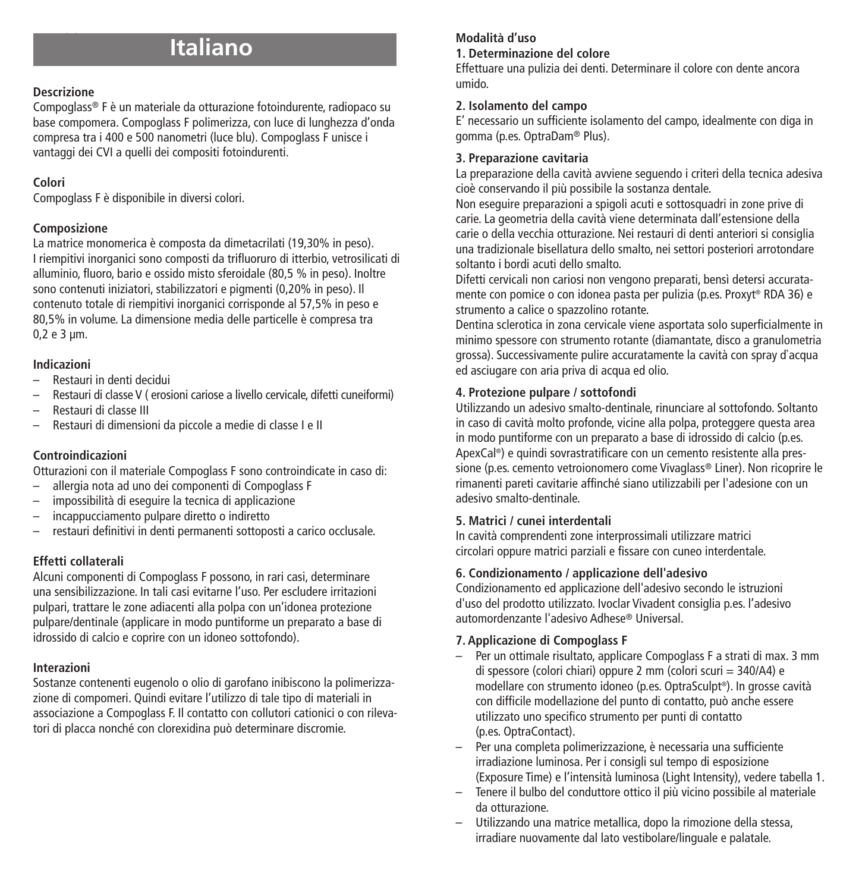# Italiano

### Descrizione

Compoglass® F è un materiale da otturazione fotoindurente, radiopaco su base compomera. Compoglass F polimerizza, con luce di lunghezza d'onda compresa tra i 400 e 500 nanometri (luce blu). Compoglass F unisce i vantaggi dei CVI a quelli dei compositi fotoindurenti.

### Colori

Compoglass F è disponibile in diversi colori.

### Composizione

La matrice monomerica è composta da dimetacrilati (19,30% in peso). I riempitivi inorganici sono composti da trifluoruro di itterbio, vetrosilicati di alluminio, fluoro, bario e ossido misto sferoidale (80,5 % in peso). Inoltre sono contenuti iniziatori, stabilizzatori e pigmenti (0,20% in peso). Il contenuto totale di riempitivi inorganici corrisponde al 57,5% in peso e 80,5% in volume. La dimensione media delle particelle è compresa tra 0,2 e 3 µm.

### Indicazioni

- Restauri in denti decidui
- Restauri di classe V ( erosioni cariose a livello cervicale, difetti cuneiformi)
- Restauri di classe III
- Restauri di dimensioni da piccole a medie di classe I e II

### Controindicazioni

Otturazioni con il materiale Compoglass F sono controindicate in caso di:

- allergia nota ad uno dei componenti di Compoglass F
- impossibilità di eseguire la tecnica di applicazione
- incappucciamento pulpare diretto o indiretto
- restauri definitivi in denti permanenti sottoposti a carico occlusale.

### Effetti collaterali

Alcuni componenti di Compoglass F possono, in rari casi, determinare una sensibilizzazione. In tali casi evitarne l'uso. Per escludere irritazioni pulpari, trattare le zone adiacenti alla polpa con un'idonea protezione pulpare/dentinale (applicare in modo puntiforme un preparato a base di idrossido di calcio e coprire con un idoneo sottofondo).

### Interazioni

Sostanze contenenti eugenolo o olio di garofano inibiscono la polimerizzazione di compomeri. Quindi evitare l'utilizzo di tale tipo di materiali in associazione a Compoglass F. Il contatto con collutori cationici o con rilevatori di placca nonché con clorexidina può determinare discromie.

### Modalità d'uso

**1. Determinazione del colore**

Effettuare una pulizia dei denti. Determinare il colore con dente ancora umido.

**2. Isolamento del campo**

E' necessario un sufficiente isolamento del campo, idealmente con diga in gomma (p.es. OptraDam® Plus).

**3. Preparazione cavitaria**

La preparazione della cavità avviene seguendo i criteri della tecnica adesiva cioè conservando il più possibile la sostanza dentale.

Non eseguire preparazioni a spigoli acuti e sottosquadri in zone prive di carie. La geometria della cavità viene determinata dall'estensione della carie o della vecchia otturazione. Nei restauri di denti anteriori si consiglia una tradizionale bisellatura dello smalto, nei settori posteriori arrotondare soltanto i bordi acuti dello smalto.

Difetti cervicali non cariosi non vengono preparati, bensì detersi accuratamente con pomice o con idonea pasta per pulizia (p.es. Proxyt® RDA 36) e strumento a calice o spazzolino rotante.

Dentina sclerotica in zona cervicale viene asportata solo superficialmente in minimo spessore con strumento rotante (diamantate, disco a granulometria grossa). Successivamente pulire accuratamente la cavità con spray d`acqua ed asciugare con aria priva di acqua ed olio.

**4. Protezione pulpare / sottofondi**

Utilizzando un adesivo smalto-dentinale, rinunciare al sottofondo. Soltanto in caso di cavità molto profonde, vicine alla polpa, proteggere questa area in modo puntiforme con un preparato a base di idrossido di calcio (p.es. ApexCal®) e quindi sovrastratificare con un cemento resistente alla pressione (p.es. cemento vetroionomero come Vivaglass® Liner). Non ricoprire le rimanenti pareti cavitarie affinché siano utilizzabili per l'adesione con un adesivo smalto-dentinale.

**5. Matrici / cunei interdentali**

In cavità comprendenti zone interprossimali utilizzare matrici circolari oppure matrici parziali e fissare con cuneo interdentale.

**6. Condizionamento / applicazione dell'adesivo**

Condizionamento ed applicazione dell'adesivo secondo le istruzioni d'uso del prodotto utilizzato. Ivoclar Vivadent consiglia p.es. l'adesivo automordenzante l'adesivo Adhese® Universal.

**7. Applicazione di Compoglass F**

- Per un ottimale risultato, applicare Compoglass F a strati di max. 3 mm di spessore (colori chiari) oppure 2 mm (colori scuri = 340/A4) e modellare con strumento idoneo (p.es. OptraSculpt®). In grosse cavità con difficile modellazione del punto di contatto, può anche essere utilizzato uno specifico strumento per punti di contatto (p.es. OptraContact).
- Per una completa polimerizzazione, è necessaria una sufficiente irradiazione luminosa. Per i consigli sul tempo di esposizione (Exposure Time) e l'intensità luminosa (Light Intensity), vedere tabella 1.
- Tenere il bulbo del conduttore ottico il più vicino possibile al materiale da otturazione.
- Utilizzando una matrice metallica, dopo la rimozione della stessa, irradiare nuovamente dal lato vestibolare/linguale e palatale.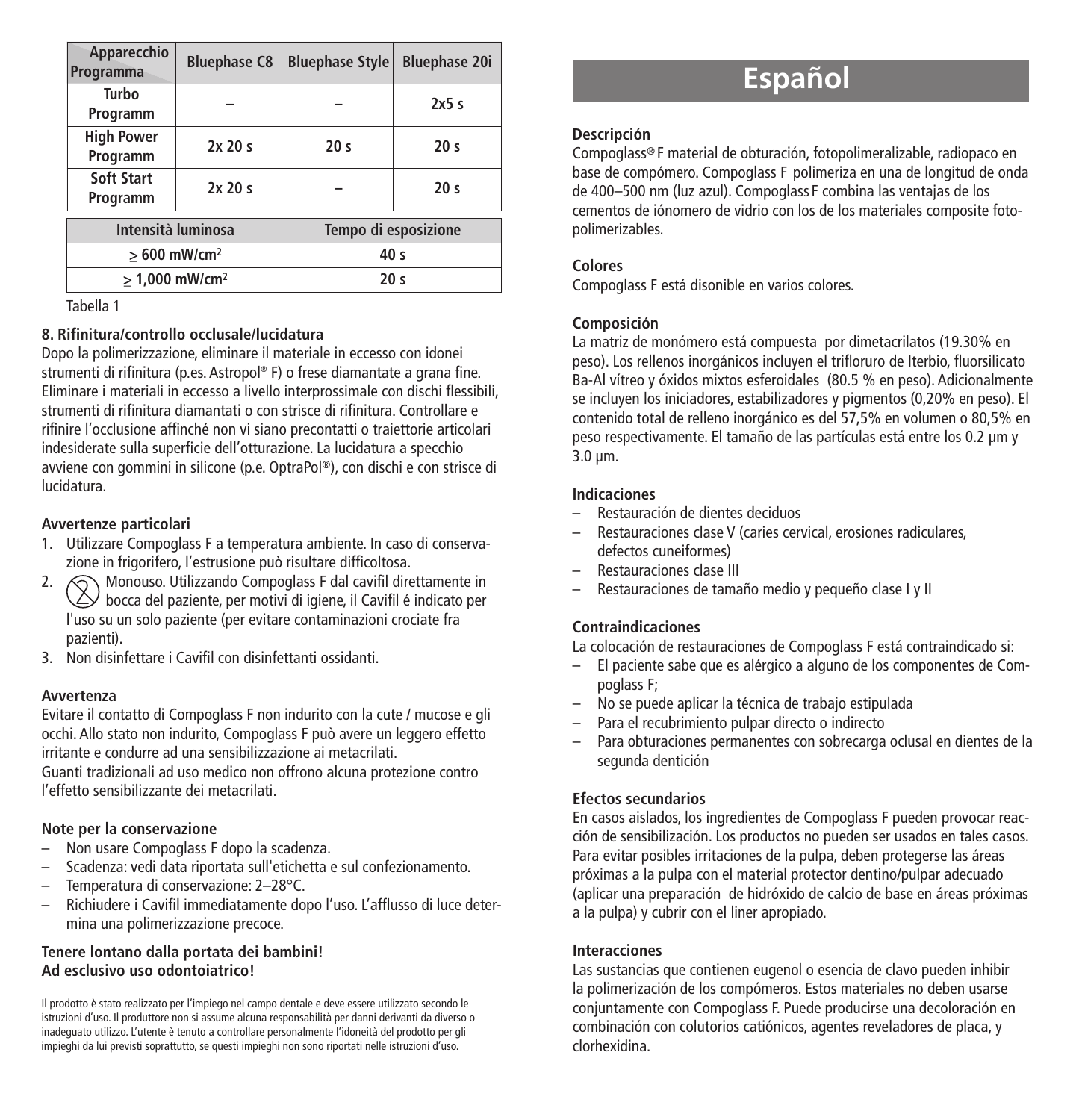| Apparecchio / Programma | Bluephase C8 | Bluephase Style | Bluephase 20i |
|---|---|---|---|
| Turbo Programm | – | – | 2x5 s |
| High Power Programm | 2x 20 s | 20 s | 20 s |
| Soft Start Programm | 2x 20 s | – | 20 s |

| Intensità luminosa | Tempo di esposizione |
|---|---|
| ≥ 600 mW/cm² | 40 s |
| ≥ 1,000 mW/cm² | 20 s |

Tabella 1

**8. Rifinitura/controllo occlusale/lucidatura**

Dopo la polimerizzazione, eliminare il materiale in eccesso con idonei strumenti di rifinitura (p.es. Astropol® F) o frese diamantate a grana fine. Eliminare i materiali in eccesso a livello interprossimale con dischi flessibili, strumenti di rifinitura diamantati o con strisce di rifinitura. Controllare e rifinire l'occlusione affinché non vi siano precontatti o traiettorie articolari indesiderate sulla superficie dell'otturazione. La lucidatura a specchio avviene con gommini in silicone (p.e. OptraPol®), con dischi e con strisce di lucidatura.

**Avvertenze particolari**

1. Utilizzare Compoglass F a temperatura ambiente. In caso di conservazione in frigorifero, l'estrusione può risultare difficoltosa.
2. Monouso. Utilizzando Compoglass F dal cavifil direttamente in bocca del paziente, per motivi di igiene, il Cavifil é indicato per l'uso su un solo paziente (per evitare contaminazioni crociate fra pazienti).
3. Non disinfettare i Cavifil con disinfettanti ossidanti.

**Avvertenza**

Evitare il contatto di Compoglass F non indurito con la cute / mucose e gli occhi. Allo stato non indurito, Compoglass F può avere un leggero effetto irritante e condurre ad una sensibilizzazione ai metacrilati.
Guanti tradizionali ad uso medico non offrono alcuna protezione contro l'effetto sensibilizzante dei metacrilati.

**Note per la conservazione**

- Non usare Compoglass F dopo la scadenza.
- Scadenza: vedi data riportata sull'etichetta e sul confezionamento.
- Temperatura di conservazione: 2–28°C.
- Richiudere i Cavifil immediatamente dopo l'uso. L'afflusso di luce determina una polimerizzazione precoce.

**Tenere lontano dalla portata dei bambini!**
**Ad esclusivo uso odontoiatrico!**

Il prodotto è stato realizzato per l'impiego nel campo dentale e deve essere utilizzato secondo le istruzioni d'uso. Il produttore non si assume alcuna responsabilità per danni derivanti da diverso o inadeguato utilizzo. L'utente è tenuto a controllare personalmente l'idoneità del prodotto per gli impieghi da lui previsti soprattutto, se questi impieghi non sono riportati nelle istruzioni d'uso.

# Español

**Descripción**

Compoglass® F material de obturación, fotopolimeralizable, radiopaco en base de compómero. Compoglass F polimeriza en una de longitud de onda de 400–500 nm (luz azul). Compoglass F combina las ventajas de los cementos de iónomero de vidrio con los de los materiales composite fotopolimerizables.

**Colores**

Compoglass F está disonible en varios colores.

**Composición**

La matriz de monómero está compuesta por dimetacrilatos (19.30% en peso). Los rellenos inorgánicos incluyen el trifloruro de Iterbio, fluorsilicato Ba-Al vítreo y óxidos mixtos esferoidales (80.5 % en peso). Adicionalmente se incluyen los iniciadores, estabilizadores y pigmentos (0,20% en peso). El contenido total de relleno inorgánico es del 57,5% en volumen o 80,5% en peso respectivamente. El tamaño de las partículas está entre los 0.2 µm y 3.0 µm.

**Indicaciones**

- Restauración de dientes deciduos
- Restauraciones clase V (caries cervical, erosiones radiculares, defectos cuneiformes)
- Restauraciones clase III
- Restauraciones de tamaño medio y pequeño clase I y II

**Contraindicaciones**

La colocación de restauraciones de Compoglass F está contraindicado si:

- El paciente sabe que es alérgico a alguno de los componentes de Compoglass F;
- No se puede aplicar la técnica de trabajo estipulada
- Para el recubrimiento pulpar directo o indirecto
- Para obturaciones permanentes con sobrecarga oclusal en dientes de la segunda dentición

**Efectos secundarios**

En casos aislados, los ingredientes de Compoglass F pueden provocar reacción de sensibilización. Los productos no pueden ser usados en tales casos. Para evitar posibles irritaciones de la pulpa, deben protegerse las áreas próximas a la pulpa con el material protector dentino/pulpar adecuado (aplicar una preparación de hidróxido de calcio de base en áreas próximas a la pulpa) y cubrir con el liner apropiado.

**Interacciones**

Las sustancias que contienen eugenol o esencia de clavo pueden inhibir la polimerización de los compómeros. Estos materiales no deben usarse conjuntamente con Compoglass F. Puede producirse una decoloración en combinación con colutorios catiónicos, agentes reveladores de placa, y clorhexidina.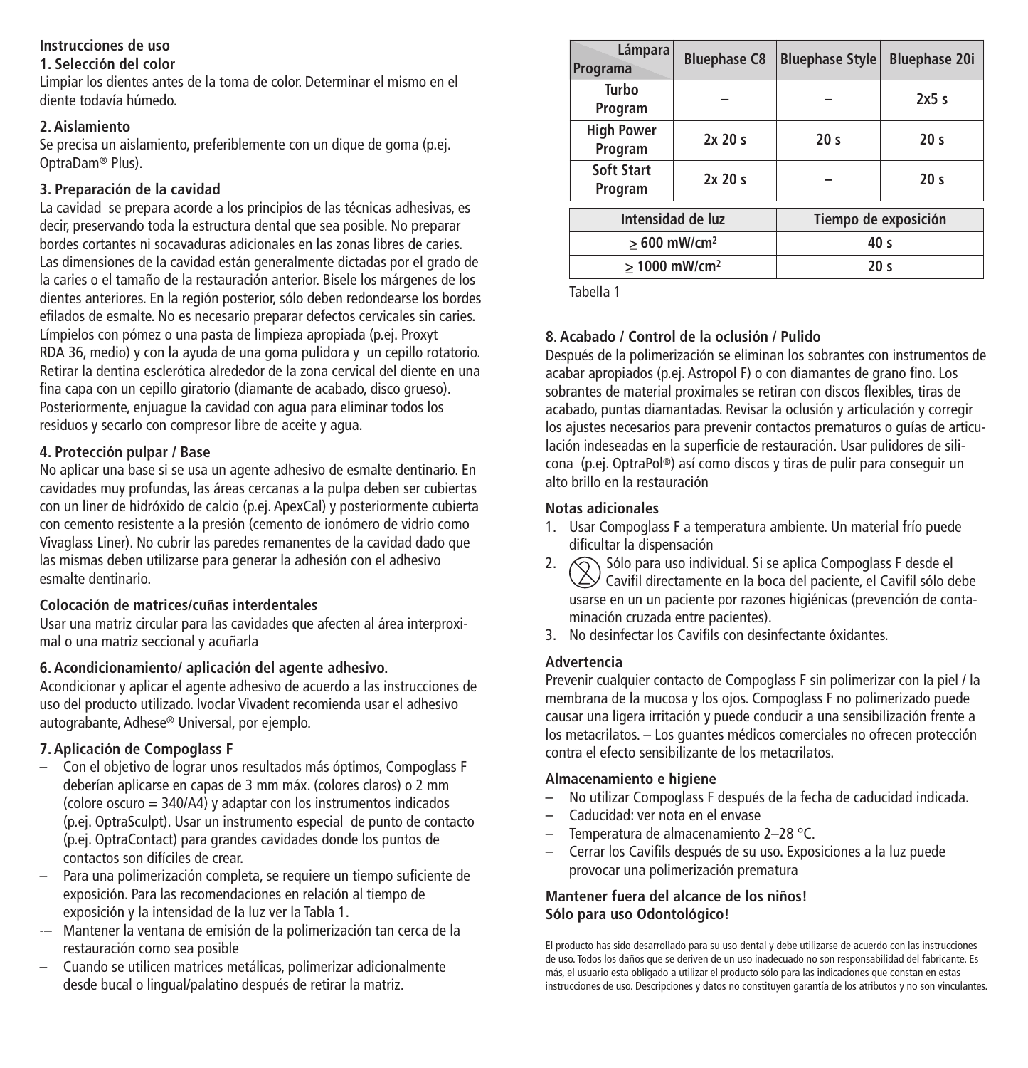**Instrucciones de uso**

**1. Selección del color**

Limpiar los dientes antes de la toma de color. Determinar el mismo en el diente todavía húmedo.

**2. Aislamiento**

Se precisa un aislamiento, preferiblemente con un dique de goma (p.ej. OptraDam® Plus).

**3. Preparación de la cavidad**

La cavidad se prepara acorde a los principios de las técnicas adhesivas, es decir, preservando toda la estructura dental que sea posible. No preparar bordes cortantes ni socavaduras adicionales en las zonas libres de caries. Las dimensiones de la cavidad están generalmente dictadas por el grado de la caries o el tamaño de la restauración anterior. Bisele los márgenes de los dientes anteriores. En la región posterior, sólo deben redondearse los bordes efilados de esmalte. No es necesario preparar defectos cervicales sin caries. Límpielos con pómez o una pasta de limpieza apropiada (p.ej. Proxyt RDA 36, medio) y con la ayuda de una goma pulidora y un cepillo rotatorio. Retirar la dentina esclerótica alrededor de la zona cervical del diente en una fina capa con un cepillo giratorio (diamante de acabado, disco grueso). Posteriormente, enjuague la cavidad con agua para eliminar todos los residuos y secarlo con compresor libre de aceite y agua.

**4. Protección pulpar / Base**

No aplicar una base si se usa un agente adhesivo de esmalte dentinario. En cavidades muy profundas, las áreas cercanas a la pulpa deben ser cubiertas con un liner de hidróxido de calcio (p.ej. ApexCal) y posteriormente cubierta con cemento resistente a la presión (cemento de ionómero de vidrio como Vivaglass Liner). No cubrir las paredes remanentes de la cavidad dado que las mismas deben utilizarse para generar la adhesión con el adhesivo esmalte dentinario.

**Colocación de matrices/cuñas interdentales**

Usar una matriz circular para las cavidades que afecten al área interproximal o una matriz seccional y acuñarla

**6. Acondicionamiento/ aplicación del agente adhesivo.**

Acondicionar y aplicar el agente adhesivo de acuerdo a las instrucciones de uso del producto utilizado. Ivoclar Vivadent recomienda usar el adhesivo autograbante, Adhese® Universal, por ejemplo.

**7. Aplicación de Compoglass F**

- Con el objetivo de lograr unos resultados más óptimos, Compoglass F deberían aplicarse en capas de 3 mm máx. (colores claros) o 2 mm (colore oscuro = 340/A4) y adaptar con los instrumentos indicados (p.ej. OptraSculpt). Usar un instrumento especial de punto de contacto (p.ej. OptraContact) para grandes cavidades donde los puntos de contactos son difíciles de crear.
- Para una polimerización completa, se requiere un tiempo suficiente de exposición. Para las recomendaciones en relación al tiempo de exposición y la intensidad de la luz ver la Tabla 1.
- Mantener la ventana de emisión de la polimerización tan cerca de la restauración como sea posible
- Cuando se utilicen matrices metálicas, polimerizar adicionalmente desde bucal o lingual/palatino después de retirar la matriz.

| Lámpara / Programa | Bluephase C8 | Bluephase Style | Bluephase 20i |
|---|---|---|---|
| Turbo Program | – | – | 2x5 s |
| High Power Program | 2x 20 s | 20 s | 20 s |
| Soft Start Program | 2x 20 s | – | 20 s |

| Intensidad de luz | Tiempo de exposición |
|---|---|
| ≥ 600 mW/cm² | 40 s |
| ≥ 1000 mW/cm² | 20 s |

Tabella 1

**8. Acabado / Control de la oclusión / Pulido**

Después de la polimerización se eliminan los sobrantes con instrumentos de acabar apropiados (p.ej. Astropol F) o con diamantes de grano fino. Los sobrantes de material proximales se retiran con discos flexibles, tiras de acabado, puntas diamantadas. Revisar la oclusión y articulación y corregir los ajustes necesarios para prevenir contactos prematuros o guías de articulación indeseadas en la superficie de restauración. Usar pulidores de silicona (p.ej. OptraPol®) así como discos y tiras de pulir para conseguir un alto brillo en la restauración

**Notas adicionales**

1. Usar Compoglass F a temperatura ambiente. Un material frío puede dificultar la dispensación
2. Sólo para uso individual. Si se aplica Compoglass F desde el Cavifil directamente en la boca del paciente, el Cavifil sólo debe usarse en un un paciente por razones higiénicas (prevención de contaminación cruzada entre pacientes).
3. No desinfectar los Cavifils con desinfectante óxidantes.

**Advertencia**

Prevenir cualquier contacto de Compoglass F sin polimerizar con la piel / la membrana de la mucosa y los ojos. Compoglass F no polimerizado puede causar una ligera irritación y puede conducir a una sensibilización frente a los metacrilatos. – Los guantes médicos comerciales no ofrecen protección contra el efecto sensibilizante de los metacrilatos.

**Almacenamiento e higiene**

- No utilizar Compoglass F después de la fecha de caducidad indicada.
- Caducidad: ver nota en el envase
- Temperatura de almacenamiento 2–28 °C.
- Cerrar los Cavifils después de su uso. Exposiciones a la luz puede provocar una polimerización prematura

**Mantener fuera del alcance de los niños!**
**Sólo para uso Odontológico!**

El producto has sido desarrollado para su uso dental y debe utilizarse de acuerdo con las instrucciones de uso. Todos los daños que se deriven de un uso inadecuado no son responsabilidad del fabricante. Es más, el usuario esta obligado a utilizar el producto sólo para las indicaciones que constan en estas instrucciones de uso. Descripciones y datos no constituyen garantía de los atributos y no son vinculantes.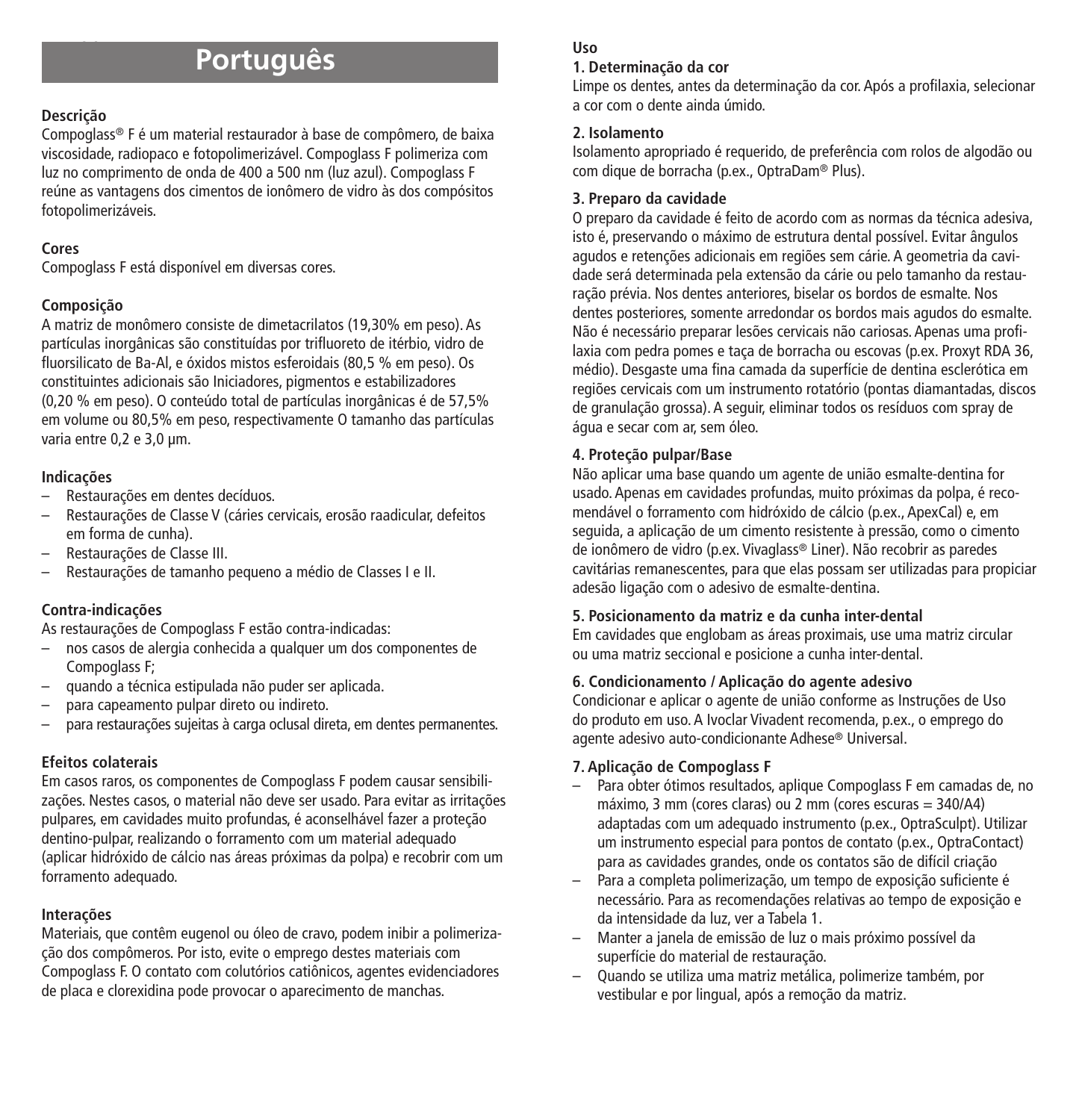# Português

**Descrição**

Compoglass® F é um material restaurador à base de compômero, de baixa viscosidade, radiopaco e fotopolimerizável. Compoglass F polimeriza com luz no comprimento de onda de 400 a 500 nm (luz azul). Compoglass F reúne as vantagens dos cimentos de ionômero de vidro às dos compósitos fotopolimerizáveis.

**Cores**

Compoglass F está disponível em diversas cores.

**Composição**

A matriz de monômero consiste de dimetacrilatos (19,30% em peso). As partículas inorgânicas são constituídas por trifluoreto de itérbio, vidro de fluorsilicato de Ba-Al, e óxidos mistos esferoidais (80,5 % em peso). Os constituintes adicionais são Iniciadores, pigmentos e estabilizadores (0,20 % em peso). O conteúdo total de partículas inorgânicas é de 57,5% em volume ou 80,5% em peso, respectivamente O tamanho das partículas varia entre 0,2 e 3,0 µm.

**Indicações**

- Restaurações em dentes decíduos.
- Restaurações de Classe V (cáries cervicais, erosão raadicular, defeitos em forma de cunha).
- Restaurações de Classe III.
- Restaurações de tamanho pequeno a médio de Classes I e II.

**Contra-indicações**

As restaurações de Compoglass F estão contra-indicadas:

- nos casos de alergia conhecida a qualquer um dos componentes de Compoglass F;
- quando a técnica estipulada não puder ser aplicada.
- para capeamento pulpar direto ou indireto.
- para restaurações sujeitas à carga oclusal direta, em dentes permanentes.

**Efeitos colaterais**

Em casos raros, os componentes de Compoglass F podem causar sensibilizações. Nestes casos, o material não deve ser usado. Para evitar as irritações pulpares, em cavidades muito profundas, é aconselhável fazer a proteção dentino-pulpar, realizando o forramento com um material adequado (aplicar hidróxido de cálcio nas áreas próximas da polpa) e recobrir com um forramento adequado.

**Interações**

Materiais, que contêm eugenol ou óleo de cravo, podem inibir a polimerização dos compômeros. Por isto, evite o emprego destes materiais com Compoglass F. O contato com colutórios catiônicos, agentes evidenciadores de placa e clorexidina pode provocar o aparecimento de manchas.

**Uso**

**1. Determinação da cor**

Limpe os dentes, antes da determinação da cor. Após a profilaxia, selecionar a cor com o dente ainda úmido.

**2. Isolamento**

Isolamento apropriado é requerido, de preferência com rolos de algodão ou com dique de borracha (p.ex., OptraDam® Plus).

**3. Preparo da cavidade**

O preparo da cavidade é feito de acordo com as normas da técnica adesiva, isto é, preservando o máximo de estrutura dental possível. Evitar ângulos agudos e retenções adicionais em regiões sem cárie. A geometria da cavidade será determinada pela extensão da cárie ou pelo tamanho da restauração prévia. Nos dentes anteriores, biselar os bordos de esmalte. Nos dentes posteriores, somente arredondar os bordos mais agudos do esmalte. Não é necessário preparar lesões cervicais não cariosas. Apenas uma profilaxia com pedra pomes e taça de borracha ou escovas (p.ex. Proxyt RDA 36, médio). Desgaste uma fina camada da superfície de dentina esclerótica em regiões cervicais com um instrumento rotatório (pontas diamantadas, discos de granulação grossa). A seguir, eliminar todos os resíduos com spray de água e secar com ar, sem óleo.

**4. Proteção pulpar/Base**

Não aplicar uma base quando um agente de união esmalte-dentina for usado. Apenas em cavidades profundas, muito próximas da polpa, é recomendável o forramento com hidróxido de cálcio (p.ex., ApexCal) e, em seguida, a aplicação de um cimento resistente à pressão, como o cimento de ionômero de vidro (p.ex. Vivaglass® Liner). Não recobrir as paredes cavitárias remanescentes, para que elas possam ser utilizadas para propiciar adesão ligação com o adesivo de esmalte-dentina.

**5. Posicionamento da matriz e da cunha inter-dental**

Em cavidades que englobam as áreas proximais, use uma matriz circular ou uma matriz seccional e posicione a cunha inter-dental.

**6. Condicionamento / Aplicação do agente adesivo**

Condicionar e aplicar o agente de união conforme as Instruções de Uso do produto em uso. A Ivoclar Vivadent recomenda, p.ex., o emprego do agente adesivo auto-condicionante Adhese® Universal.

**7. Aplicação de Compoglass F**

- Para obter ótimos resultados, aplique Compoglass F em camadas de, no máximo, 3 mm (cores claras) ou 2 mm (cores escuras = 340/A4) adaptadas com um adequado instrumento (p.ex., OptraSculpt). Utilizar um instrumento especial para pontos de contato (p.ex., OptraContact) para as cavidades grandes, onde os contatos são de difícil criação
- Para a completa polimerização, um tempo de exposição suficiente é necessário. Para as recomendações relativas ao tempo de exposição e da intensidade da luz, ver a Tabela 1.
- Manter a janela de emissão de luz o mais próximo possível da superfície do material de restauração.
- Quando se utiliza uma matriz metálica, polimerize também, por vestibular e por lingual, após a remoção da matriz.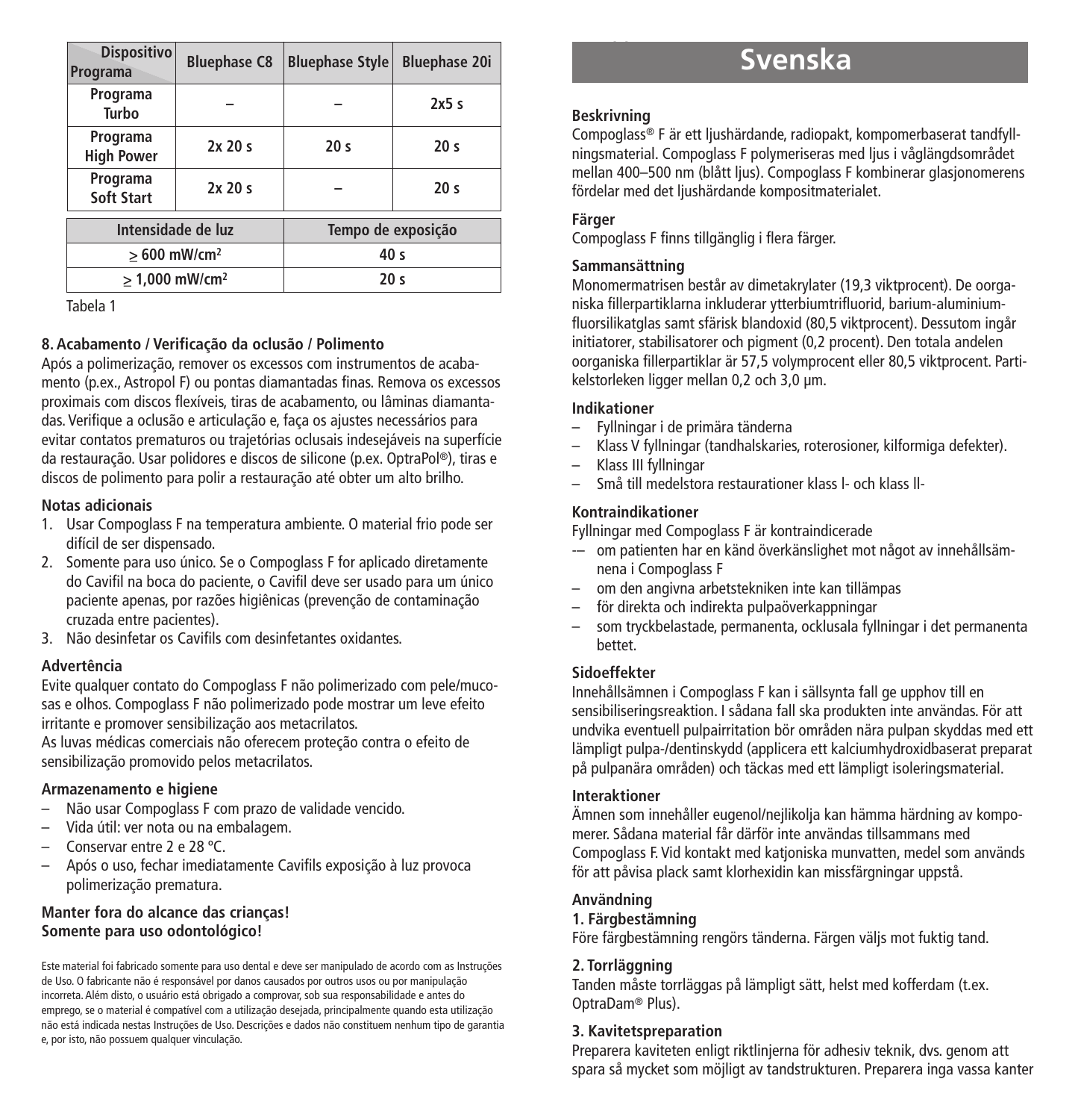| Dispositivo / Programa | Bluephase C8 | Bluephase Style | Bluephase 20i |
|---|---|---|---|
| Programa Turbo | – | – | 2x5 s |
| Programa High Power | 2x 20 s | 20 s | 20 s |
| Programa Soft Start | 2x 20 s | – | 20 s |

| Intensidade de luz | Tempo de exposição |
|---|---|
| ≥ 600 mW/cm² | 40 s |
| ≥ 1,000 mW/cm² | 20 s |

Tabela 1

**8. Acabamento / Verificação da oclusão / Polimento**

Após a polimerização, remover os excessos com instrumentos de acabamento (p.ex., Astropol F) ou pontas diamantadas finas. Remova os excessos proximais com discos flexíveis, tiras de acabamento, ou lâminas diamantadas. Verifique a oclusão e articulação e, faça os ajustes necessários para evitar contatos prematuros ou trajetórias oclusais indesejáveis na superfície da restauração. Usar polidores e discos de silicone (p.ex. OptraPol®), tiras e discos de polimento para polir a restauração até obter um alto brilho.

**Notas adicionais**

1. Usar Compoglass F na temperatura ambiente. O material frio pode ser difícil de ser dispensado.
2. Somente para uso único. Se o Compoglass F for aplicado diretamente do Cavifil na boca do paciente, o Cavifil deve ser usado para um único paciente apenas, por razões higiênicas (prevenção de contaminação cruzada entre pacientes).
3. Não desinfetar os Cavifils com desinfetantes oxidantes.

**Advertência**

Evite qualquer contato do Compoglass F não polimerizado com pele/mucosas e olhos. Compoglass F não polimerizado pode mostrar um leve efeito irritante e promover sensibilização aos metacrilatos.
As luvas médicas comerciais não oferecem proteção contra o efeito de sensibilização promovido pelos metacrilatos.

**Armazenamento e higiene**

– Não usar Compoglass F com prazo de validade vencido.
– Vida útil: ver nota ou na embalagem.
– Conservar entre 2 e 28 ºC.
– Após o uso, fechar imediatamente Cavifils exposição à luz provoca polimerização prematura.

**Manter fora do alcance das crianças!**
**Somente para uso odontológico!**

Este material foi fabricado somente para uso dental e deve ser manipulado de acordo com as Instruções de Uso. O fabricante não é responsável por danos causados por outros usos ou por manipulação incorreta. Além disto, o usuário está obrigado a comprovar, sob sua responsabilidade e antes do emprego, se o material é compatível com a utilização desejada, principalmente quando esta utilização não está indicada nestas Instruções de Uso. Descrições e dados não constituem nenhum tipo de garantia e, por isto, não possuem qualquer vinculação.

# Svenska

**Beskrivning**

Compoglass® F är ett ljushärdande, radiopakt, kompomerbaserat tandfyllningsmaterial. Compoglass F polymeriseras med ljus i våglängdsområdet mellan 400–500 nm (blått ljus). Compoglass F kombinerar glasjonomerens fördelar med det ljushärdande kompositmaterialet.

**Färger**

Compoglass F finns tillgänglig i flera färger.

**Sammansättning**

Monomermatrisen består av dimetakrylater (19,3 viktprocent). De oorganiska fillerpartiklarna inkluderar ytterbiumtrifluorid, barium-aluminiumfluorsilikatglas samt sfärisk blandoxid (80,5 viktprocent). Dessutom ingår initiatorer, stabilisatorer och pigment (0,2 procent). Den totala andelen oorganiska fillerpartiklar är 57,5 volymprocent eller 80,5 viktprocent. Partikelstorleken ligger mellan 0,2 och 3,0 µm.

**Indikationer**

– Fyllningar i de primära tänderna
– Klass V fyllningar (tandhalskaries, roterosioner, kilformiga defekter).
– Klass III fyllningar
– Små till medelstora restaurationer klass I- och klass II-

**Kontraindikationer**

Fyllningar med Compoglass F är kontraindicerade

– om patienten har en känd överkänslighet mot något av innehållsämnena i Compoglass F
– om den angivna arbetstekniken inte kan tillämpas
– för direkta och indirekta pulpaöverkappningar
– som tryckbelastade, permanenta, ocklusala fyllningar i det permanenta bettet.

**Sidoeffekter**

Innehållsämnen i Compoglass F kan i sällsynta fall ge upphov till en sensibiliseringsreaktion. I sådana fall ska produkten inte användas. För att undvika eventuell pulpairritation bör områden nära pulpan skyddas med ett lämpligt pulpa-/dentinskydd (applicera ett kalciumhydroxidbaserat preparat på pulpanära områden) och täckas med ett lämpligt isoleringsmaterial.

**Interaktioner**

Ämnen som innehåller eugenol/nejlikolja kan hämma härdning av kompomerer. Sådana material får därför inte användas tillsammans med Compoglass F. Vid kontakt med katjoniska munvatten, medel som används för att påvisa plack samt klorhexidin kan missfärgningar uppstå.

**Användning**

**1. Färgbestämning**

Före färgbestämning rengörs tänderna. Färgen väljs mot fuktig tand.

**2. Torrläggning**

Tanden måste torrläggas på lämpligt sätt, helst med kofferdam (t.ex. OptraDam® Plus).

**3. Kavitetspreparation**

Preparera kaviteten enligt riktlinjerna för adhesiv teknik, dvs. genom att spara så mycket som möjligt av tandstrukturen. Preparera inga vassa kanter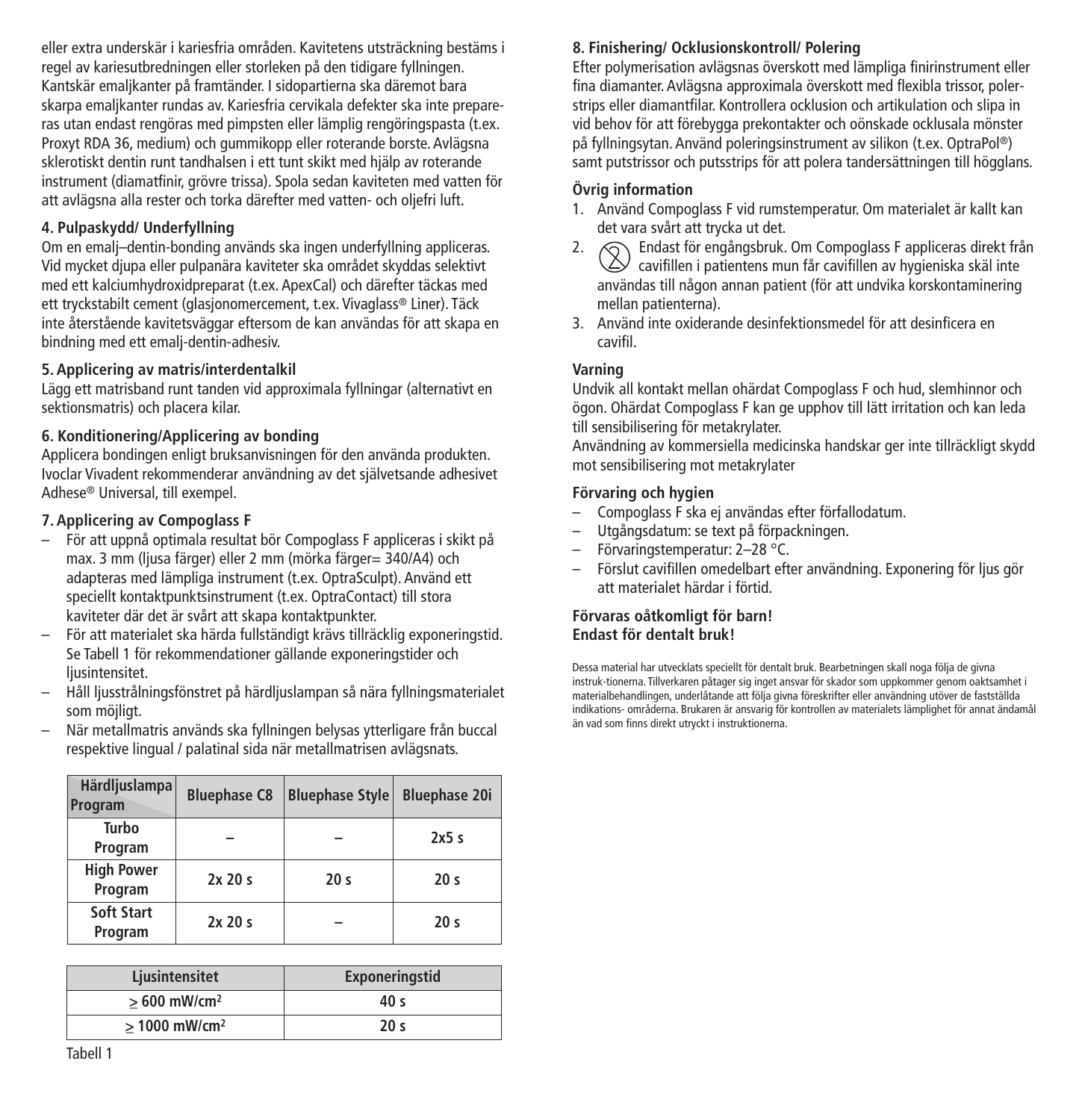eller extra underskär i kariesfria områden. Kavitetens utsträckning bestäms i regel av kariesutbredningen eller storleken på den tidigare fyllningen. Kantskär emaljkanter på framtänder. I sidopartierna ska däremot bara skarpa emaljkanter rundas av. Kariesfria cervikala defekter ska inte prepareras utan endast rengöras med pimpsten eller lämplig rengöringspasta (t.ex. Proxyt RDA 36, medium) och gummikopp eller roterande borste. Avlägsna sklerotiskt dentin runt tandhalsen i ett tunt skikt med hjälp av roterande instrument (diamatfinir, grövre trissa). Spola sedan kaviteten med vatten för att avlägsna alla rester och torka därefter med vatten- och oljefri luft.

**4. Pulpaskydd/ Underfyllning**

Om en emalj–dentin-bonding används ska ingen underfyllning appliceras. Vid mycket djupa eller pulpanära kaviteter ska området skyddas selektivt med ett kalciumhydroxidpreparat (t.ex. ApexCal) och därefter täckas med ett tryckstabilt cement (glasjonomercement, t.ex. Vivaglass® Liner). Täck inte återstående kavitetsväggar eftersom de kan användas för att skapa en bindning med ett emalj-dentin-adhesiv.

**5. Applicering av matris/interdentalkil**

Lägg ett matrisband runt tanden vid approximala fyllningar (alternativt en sektionsmatris) och placera kilar.

**6. Konditionering/Applicering av bonding**

Applicera bondingen enligt bruksanvisningen för den använda produkten. Ivoclar Vivadent rekommenderar användning av det självetsande adhesivet Adhese® Universal, till exempel.

**7. Applicering av Compoglass F**

- För att uppnå optimala resultat bör Compoglass F appliceras i skikt på max. 3 mm (ljusa färger) eller 2 mm (mörka färger= 340/A4) och adapteras med lämpliga instrument (t.ex. OptraSculpt). Använd ett speciellt kontaktpunktsinstrument (t.ex. OptraContact) till stora kaviteter där det är svårt att skapa kontaktpunkter.
- För att materialet ska härda fullständigt krävs tillräcklig exponeringstid. Se Tabell 1 för rekommendationer gällande exponeringstider och ljusintensitet.
- Håll ljusstrålningsfönstret på härdljuslampan så nära fyllningsmaterialet som möjligt.
- När metallmatris används ska fyllningen belysas ytterligare från buccal respektive lingual / palatinal sida när metallmatrisen avlägsnats.

| Härdljuslampa / Program | Bluephase C8 | Bluephase Style | Bluephase 20i |
|---|---|---|---|
| Turbo Program | – | – | 2x5 s |
| High Power Program | 2x 20 s | 20 s | 20 s |
| Soft Start Program | 2x 20 s | – | 20 s |

| Ljusintensitet | Exponeringstid |
|---|---|
| ≥ 600 mW/cm² | 40 s |
| ≥ 1000 mW/cm² | 20 s |

Tabell 1

**8. Finishering/ Ocklusionskontroll/ Polering**

Efter polymerisation avlägsnas överskott med lämpliga finirinstrument eller fina diamanter. Avlägsna approximala överskott med flexibla trissor, polerstrips eller diamantfilar. Kontrollera ocklusion och artikulation och slipa in vid behov för att förebygga prekontakter och oönskade ocklusala mönster på fyllningsytan. Använd poleringsinstrument av silikon (t.ex. OptraPol®) samt putstrissor och putsstrips för att polera tandersättningen till högglans.

**Övrig information**

1. Använd Compoglass F vid rumstemperatur. Om materialet är kallt kan det vara svårt att trycka ut det.
2. Endast för engångsbruk. Om Compoglass F appliceras direkt från cavifillen i patientens mun får cavifillen av hygieniska skäl inte användas till någon annan patient (för att undvika korskontaminering mellan patienterna).
3. Använd inte oxiderande desinfektionsmedel för att desinficera en cavifil.

**Varning**

Undvik all kontakt mellan ohärdat Compoglass F och hud, slemhinnor och ögon. Ohärdat Compoglass F kan ge upphov till lätt irritation och kan leda till sensibilisering för metakrylater.
Användning av kommersiella medicinska handskar ger inte tillräckligt skydd mot sensibilisering mot metakrylater

**Förvaring och hygien**

- Compoglass F ska ej användas efter förfallodatum.
- Utgångsdatum: se text på förpackningen.
- Förvaringstemperatur: 2–28 °C.
- Förslut cavifillen omedelbart efter användning. Exponering för ljus gör att materialet härdar i förtid.

**Förvaras oåtkomligt för barn!**
**Endast för dentalt bruk!**

Dessa material har utvecklats speciellt för dentalt bruk. Bearbetningen skall noga följa de givna instruk-tionerna. Tillverkaren påtager sig inget ansvar för skador som uppkommer genom oaktsamhet i materialbehandlingen, underlåtande att följa givna föreskrifter eller användning utöver de fastställda indikations- områderna. Brukaren är ansvarig för kontrollen av materialets lämplighet för annat ändamål än vad som finns direkt utryckt i instruktionerna.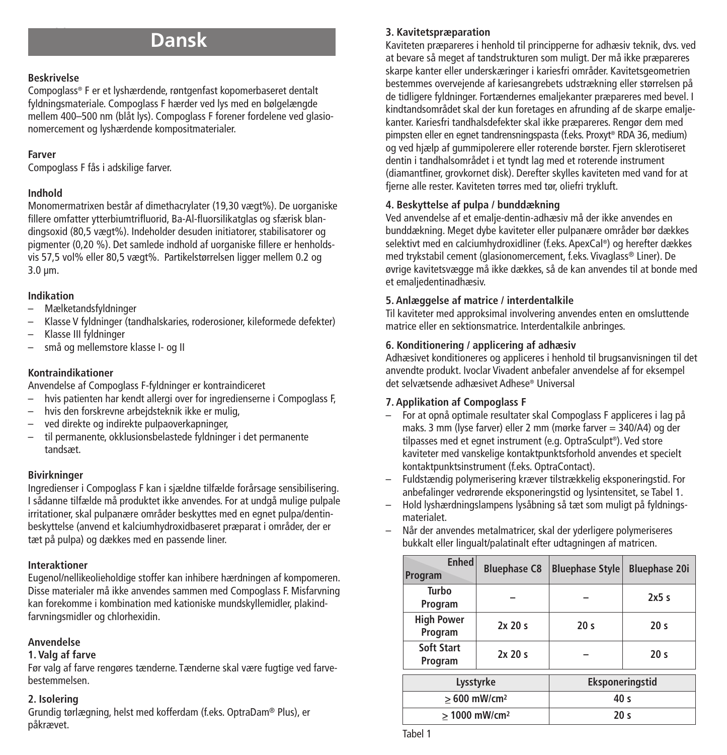# Dansk

**Beskrivelse**
Compoglass® F er et lyshærdende, røntgenfast kopomerbaseret dentalt fyldningsmateriale. Compoglass F hærder ved lys med en bølgelængde mellem 400–500 nm (blåt lys). Compoglass F forener fordelene ved glasionomercement og lyshærdende kompositmaterialer.

**Farver**
Compoglass F fås i adskilige farver.

**Indhold**
Monomermatrixen består af dimethacrylater (19,30 vægt%). De uorganiske fillere omfatter ytterbiumtrifluorid, Ba-Al-fluorsilikatglas og sfærisk blandingsoxid (80,5 vægt%). Indeholder desuden initiatorer, stabilisatorer og pigmenter (0,20 %). Det samlede indhold af uorganiske fillere er henholdsvis 57,5 vol% eller 80,5 vægt%. Partikelstørrelsen ligger mellem 0.2 og 3.0 µm.

**Indikation**
- Mælketandsfyldninger
- Klasse V fyldninger (tandhalskaries, roderosioner, kileformede defekter)
- Klasse III fyldninger
- små og mellemstore klasse I- og II

**Kontraindikationer**
Anvendelse af Compoglass F-fyldninger er kontraindiceret
- hvis patienten har kendt allergi over for ingredienserne i Compoglass F,
- hvis den forskrevne arbejdsteknik ikke er mulig,
- ved direkte og indirekte pulpaoverkapninger,
- til permanente, okklusionsbelastede fyldninger i det permanente tandsæt.

**Bivirkninger**
Ingredienser i Compoglass F kan i sjældne tilfælde forårsage sensibilisering. I sådanne tilfælde må produktet ikke anvendes. For at undgå mulige pulpale irritationer, skal pulpanære områder beskyttes med en egnet pulpa/dentinbeskyttelse (anvend et kalciumhydroxidbaseret præparat i områder, der er tæt på pulpa) og dækkes med en passende liner.

**Interaktioner**
Eugenol/nellikeolieholdige stoffer kan inhibere hærdningen af kompomeren. Disse materialer må ikke anvendes sammen med Compoglass F. Misfarvning kan forekomme i kombination med kationiske mundskyllemidler, plakindfarvningsmidler og chlorhexidin.

**Anvendelse**

**1. Valg af farve**
Før valg af farve rengøres tænderne. Tænderne skal være fugtige ved farvebestemmelsen.

**2. Isolering**
Grundig tørlægning, helst med kofferdam (f.eks. OptraDam® Plus), er påkrævet.

**3. Kavitetspræparation**
Kaviteten præpareres i henhold til principperne for adhæsiv teknik, dvs. ved at bevare så meget af tandstrukturen som muligt. Der må ikke præpareres skarpe kanter eller underskæringer i kariesfri områder. Kavitetsgeometrien bestemmes overvejende af kariesangrebets udstrækning eller størrelsen på de tidligere fyldninger. Fortændernes emaljekanter præpareres med bevel. I kindtandsområdet skal der kun foretages en afrunding af de skarpe emaljekanter. Kariesfri tandhalsdefekter skal ikke præpareres. Rengør dem med pimpsten eller en egnet tandrensningspasta (f.eks. Proxyt® RDA 36, medium) og ved hjælp af gummipolerere eller roterende børster. Fjern sklerotiseret dentin i tandhalsområdet i et tyndt lag med et roterende instrument (diamantfiner, grovkornet disk). Derefter skylles kaviteten med vand for at fjerne alle rester. Kaviteten tørres med tør, oliefri trykluft.

**4. Beskyttelse af pulpa / bunddækning**
Ved anvendelse af et emalje-dentin-adhæsiv må der ikke anvendes en bunddækning. Meget dybe kaviteter eller pulpanære områder bør dækkes selektivt med en calciumhydroxidliner (f.eks. ApexCal®) og herefter dækkes med trykstabil cement (glasionomercement, f.eks. Vivaglass® Liner). De øvrige kavitetsvægge må ikke dækkes, så de kan anvendes til at bonde med et emaljedentinadhæsiv.

**5. Anlæggelse af matrice / interdentalkile**
Til kaviteter med approksimal involvering anvendes enten en omsluttende matrice eller en sektionsmatrice. Interdentalkile anbringes.

**6. Konditionering / applicering af adhæsiv**
Adhæsivet konditioneres og appliceres i henhold til brugsanvisningen til det anvendte produkt. Ivoclar Vivadent anbefaler anvendelse af for eksempel det selvætsende adhæsivet Adhese® Universal

**7. Applikation af Compoglass F**
- For at opnå optimale resultater skal Compoglass F appliceres i lag på maks. 3 mm (lyse farver) eller 2 mm (mørke farver = 340/A4) og der tilpasses med et egnet instrument (e.g. OptraSculpt®). Ved store kaviteter med vanskelige kontaktpunktsforhold anvendes et specielt kontaktpunktsinstrument (f.eks. OptraContact).
- Fuldstændig polymerisering kræver tilstrækkelig eksponeringstid. For anbefalinger vedrørende eksponeringstid og lysintensitet, se Tabel 1.
- Hold lyshærdningslampens lysåbning så tæt som muligt på fyldningsmaterialet.
- Når der anvendes metalmatricer, skal der yderligere polymeriseres bukkalt eller lingualt/palatinalt efter udtagningen af matricen.

| Enhed / Program | Bluephase C8 | Bluephase Style | Bluephase 20i |
|---|---|---|---|
| Turbo Program | – | – | 2x5 s |
| High Power Program | 2x 20 s | 20 s | 20 s |
| Soft Start Program | 2x 20 s | – | 20 s |

| Lysstyrke | Eksponeringstid |
|---|---|
| ≥ 600 mW/cm² | 40 s |
| ≥ 1000 mW/cm² | 20 s |

Tabel 1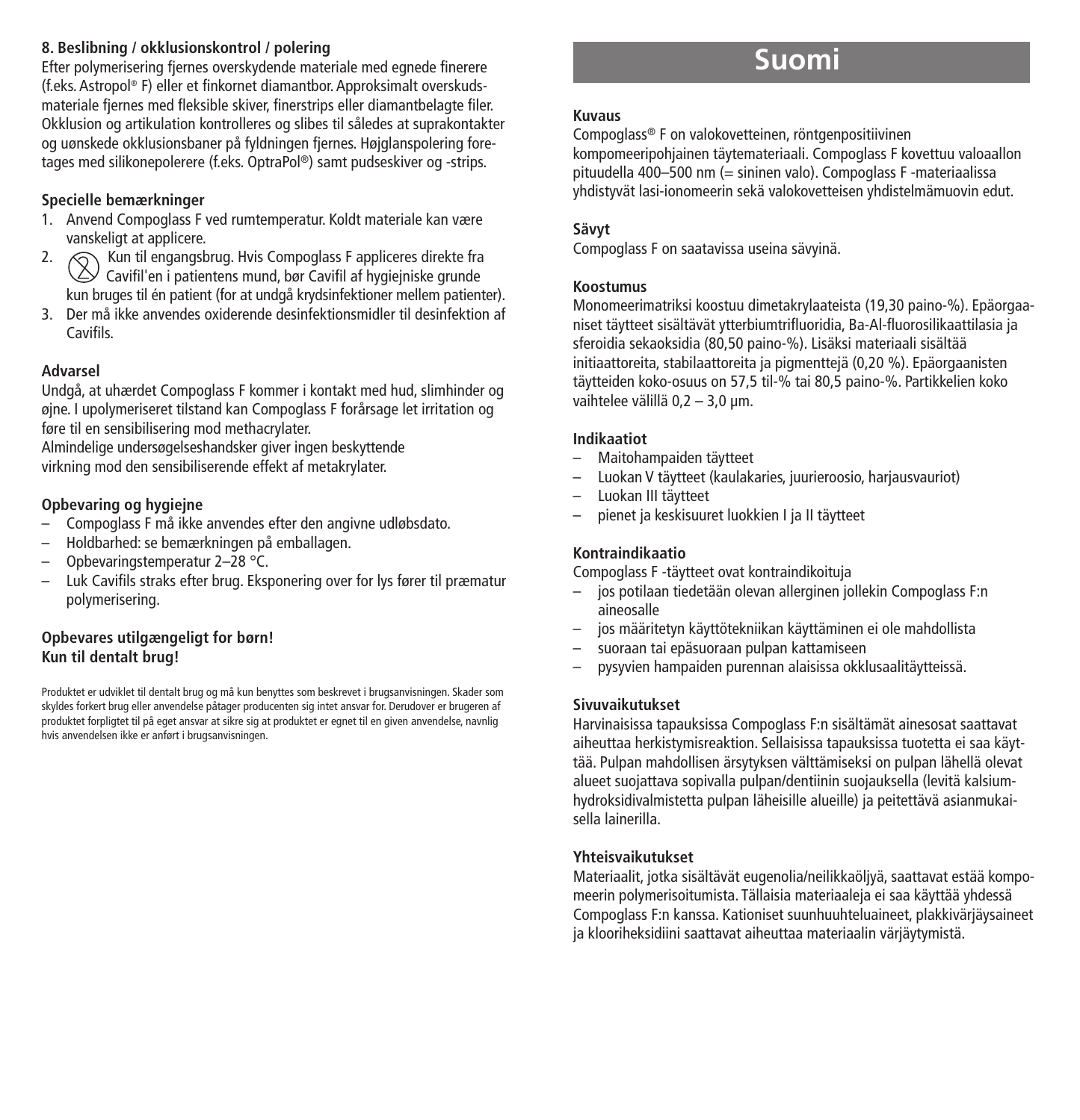#### 8. Beslibning / okklusionskontrol / polering

Efter polymerisering fjernes overskydende materiale med egnede finerere (f.eks. Astropol® F) eller et finkornet diamantbor. Approksimalt overskudsmateriale fjernes med fleksible skiver, finerstrips eller diamantbelagte filer. Okklusion og artikulation kontrolleres og slibes til således at suprakontakter og uønskede okklusionsbaner på fyldningen fjernes. Højglanspolering foretages med silikonepolerere (f.eks. OptraPol®) samt pudseskiver og -strips.

#### Specielle bemærkninger

1. Anvend Compoglass F ved rumtemperatur. Koldt materiale kan være vanskeligt at applicere.
2. Kun til engangsbrug. Hvis Compoglass F appliceres direkte fra Cavifil'en i patientens mund, bør Cavifil af hygiejniske grunde kun bruges til én patient (for at undgå krydsinfektioner mellem patienter).
3. Der må ikke anvendes oxiderende desinfektionsmidler til desinfektion af Cavifils.

#### Advarsel

Undgå, at uhærdet Compoglass F kommer i kontakt med hud, slimhinder og øjne. I upolymeriseret tilstand kan Compoglass F forårsage let irritation og føre til en sensibilisering mod methacrylater.
Almindelige undersøgelseshandsker giver ingen beskyttende virkning mod den sensibiliserende effekt af metakrylater.

#### Opbevaring og hygiejne

– Compoglass F må ikke anvendes efter den angivne udløbsdato.
– Holdbarhed: se bemærkningen på emballagen.
– Opbevaringstemperatur 2–28 °C.
– Luk Cavifils straks efter brug. Eksponering over for lys fører til præmatur polymerisering.

**Opbevares utilgængeligt for børn!**
**Kun til dentalt brug!**

Produktet er udviklet til dentalt brug og må kun benyttes som beskrevet i brugsanvisningen. Skader som skyldes forkert brug eller anvendelse påtager producenten sig intet ansvar for. Derudover er brugeren af produktet forpligtet til på eget ansvar at sikre sig at produktet er egnet til en given anvendelse, navnlig hvis anvendelsen ikke er anført i brugsanvisningen.

# Suomi

#### Kuvaus

Compoglass® F on valokovetteinen, röntgenpositiivinen kompomeeripohjainen täytemateriaali. Compoglass F kovettuu valoaallon pituudella 400–500 nm (= sininen valo). Compoglass F -materiaalissa yhdistyvät lasi-ionomeerin sekä valokovetteisen yhdistelmämuovin edut.

#### Sävyt

Compoglass F on saatavissa useina sävyinä.

#### Koostumus

Monomeerimatriksi koostuu dimetakrylaateista (19,30 paino-%). Epäorgaaniset täytteet sisältävät ytterbiumtrifluoridia, Ba-Al-fluorosilikaattilasia ja sferoidia sekaoksidia (80,50 paino-%). Lisäksi materiaali sisältää initiaattoreita, stabilaattoreita ja pigmenttejä (0,20 %). Epäorgaanisten täytteiden koko-osuus on 57,5 til-% tai 80,5 paino-%. Partikkelien koko vaihtelee välillä 0,2 – 3,0 µm.

#### Indikaatiot

– Maitohampaiden täytteet
– Luokan V täytteet (kaulakaries, juurieroosio, harjausvauriot)
– Luokan III täytteet
– pienet ja keskisuuret luokkien I ja II täytteet

#### Kontraindikaatio

Compoglass F -täytteet ovat kontraindikoituja
– jos potilaan tiedetään olevan allerginen jollekin Compoglass F:n aineosalle
– jos määritetyn käyttötekniikan käyttäminen ei ole mahdollista
– suoraan tai epäsuoraan pulpan kattamiseen
– pysyvien hampaiden purennan alaisissa okklusaalitäytteissä.

#### Sivuvaikutukset

Harvinaisissa tapauksissa Compoglass F:n sisältämät ainesosat saattavat aiheuttaa herkistymisreaktion. Sellaisissa tapauksissa tuotetta ei saa käyttää. Pulpan mahdollisen ärsytyksen välttämiseksi on pulpan lähellä olevat alueet suojattava sopivalla pulpan/dentiinin suojauksella (levitä kalsiumhydroksidivalmistetta pulpan läheisille alueille) ja peitettävä asianmukaisella lainerilla.

#### Yhteisvaikutukset

Materiaalit, jotka sisältävät eugenolia/neilikkaöljyä, saattavat estää kompomeerin polymerisoitumista. Tällaisia materiaaleja ei saa käyttää yhdessä Compoglass F:n kanssa. Kationiset suunhuuhteluaineet, plakkivärjäysaineet ja klooriheksidiini saattavat aiheuttaa materiaalin värjäytymistä.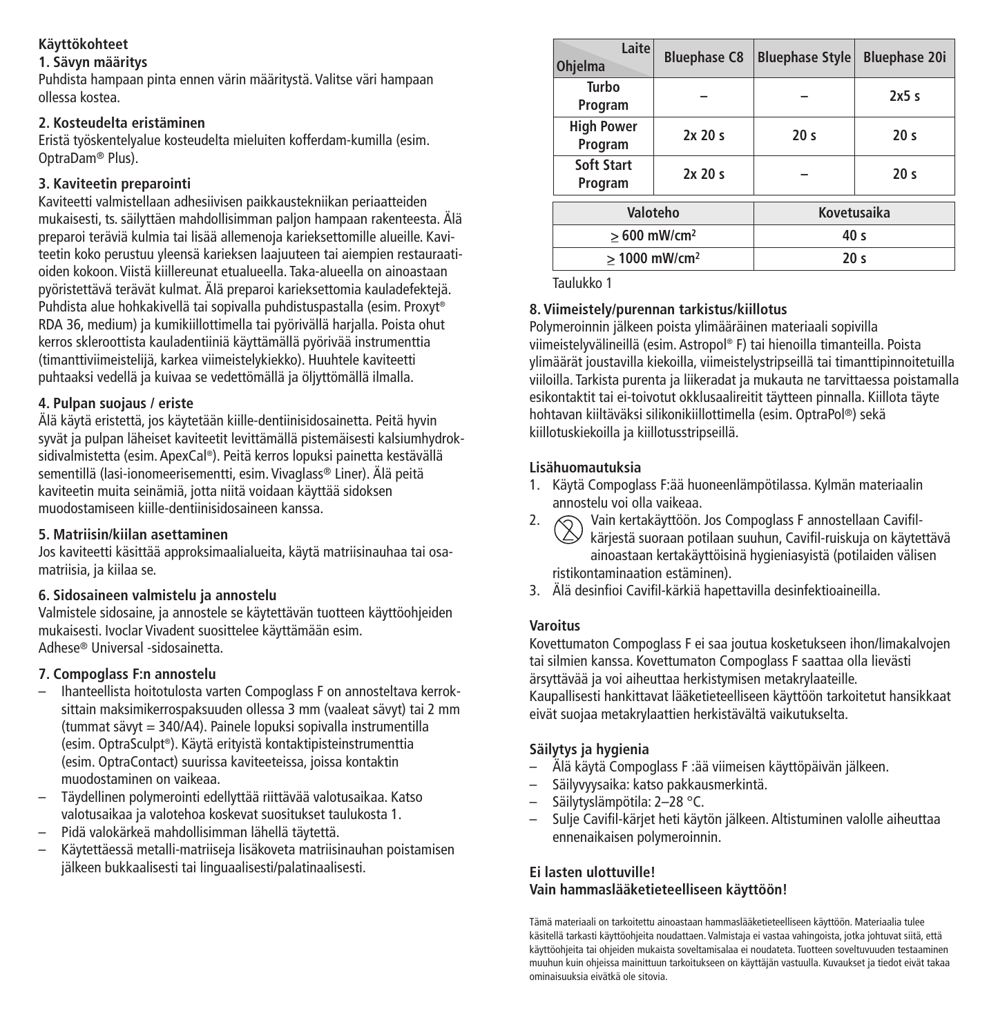**Käyttökohteet**

**1. Sävyn määritys**

Puhdista hampaan pinta ennen värin määritystä. Valitse väri hampaan ollessa kostea.

**2. Kosteudelta eristäminen**

Eristä työskentelyalue kosteudelta mieluiten kofferdam-kumilla (esim. OptraDam® Plus).

**3. Kaviteetin preparointi**

Kaviteetti valmistellaan adhesiivisen paikkaustekniikan periaatteiden mukaisesti, ts. säilyttäen mahdollisimman paljon hampaan rakenteesta. Älä preparoi teräviä kulmia tai lisää allemenoja karieksettomille alueille. Kaviteetin koko perustuu yleensä karieksen laajuuteen tai aiempien restauraatioiden kokoon. Viistä kiillereunat etualueella. Taka-alueella on ainoastaan pyöristettävä terävät kulmat. Älä preparoi karieksettomia kauladefektejä. Puhdista alue hohkakivellä tai sopivalla puhdistuspastalla (esim. Proxyt® RDA 36, medium) ja kumikiillottimella tai pyörivällä harjalla. Poista ohut kerros skleroottista kauladentiiniä käyttämällä pyörivää instrumenttia (timanttiviimeistelijä, karkea viimeistelykiekko). Huuhtele kaviteetti puhtaaksi vedellä ja kuivaa se vedettömällä ja öljyttömällä ilmalla.

**4. Pulpan suojaus / eriste**

Älä käytä eristettä, jos käytetään kiille-dentiinisidosainetta. Peitä hyvin syvät ja pulpan läheiset kaviteetit levittämällä pistemäisesti kalsiumhydroksidivalmistetta (esim. ApexCal®). Peitä kerros lopuksi painetta kestävällä sementillä (lasi-ionomeerisementti, esim. Vivaglass® Liner). Älä peitä kaviteetin muita seinämiä, jotta niitä voidaan käyttää sidoksen muodostamiseen kiille-dentiinisidosaineen kanssa.

**5. Matriisin/kiilan asettaminen**

Jos kaviteetti käsittää approksimaalialueita, käytä matriisinauhaa tai osamatriisia, ja kiilaa se.

**6. Sidosaineen valmistelu ja annostelu**

Valmistele sidosaine, ja annostele se käytettävän tuotteen käyttöohjeiden mukaisesti. Ivoclar Vivadent suosittelee käyttämään esim. Adhese® Universal -sidosainetta.

**7. Compoglass F:n annostelu**

- Ihanteellista hoitotulosta varten Compoglass F on annosteltava kerroksittain maksimikerrospaksuuden ollessa 3 mm (vaaleat sävyt) tai 2 mm (tummat sävyt = 340/A4). Painele lopuksi sopivalla instrumentilla (esim. OptraSculpt®). Käytä erityistä kontaktipisteinstrumenttia (esim. OptraContact) suurissa kaviteeteissa, joissa kontaktin muodostaminen on vaikeaa.
- Täydellinen polymerointi edellyttää riittävää valotusaikaa. Katso valotusaikaa ja valotehoa koskevat suositukset taulukosta 1.
- Pidä valokärkeä mahdollisimman lähellä täytettä.
- Käytettäessä metalli-matriiseja lisäkoveta matriisinauhan poistamisen jälkeen bukkaalisesti tai linguaalisesti/palatinaalisesti.

| Laite / Ohjelma | Bluephase C8 | Bluephase Style | Bluephase 20i |
|---|---|---|---|
| Turbo Program | – | – | 2x5 s |
| High Power Program | 2x 20 s | 20 s | 20 s |
| Soft Start Program | 2x 20 s | – | 20 s |

| Valoteho | Kovetusaika |
|---|---|
| ≥ 600 mW/cm² | 40 s |
| ≥ 1000 mW/cm² | 20 s |

Taulukko 1

**8. Viimeistely/purennan tarkistus/kiillotus**

Polymeroinnin jälkeen poista ylimääräinen materiaali sopivilla viimeistelyvälineillä (esim. Astropol® F) tai hienoilla timanteilla. Poista ylimäärät joustavilla kiekoilla, viimeistelystripseillä tai timanttipinnoitetuilla viiloilla. Tarkista purenta ja liikeradat ja mukauta ne tarvittaessa poistamalla esikontaktit tai ei-toivotut okklusaalireitit täytteen pinnalla. Kiillota täyte hohtavan kiiltäväksi silikonikiillottimella (esim. OptraPol®) sekä kiillotuskiekoilla ja kiillotusstripseillä.

**Lisähuomautuksia**

1. Käytä Compoglass F:ää huoneenlämpötilassa. Kylmän materiaalin annostelu voi olla vaikeaa.
2. Vain kertakäyttöön. Jos Compoglass F annostellaan Cavifil-kärjestä suoraan potilaan suuhun, Cavifil-ruiskuja on käytettävä ainoastaan kertakäyttöisinä hygieniasyistä (potilaiden välisen ristikontaminaation estäminen).
3. Älä desinfioi Cavifil-kärkiä hapettavilla desinfektioaineilla.

**Varoitus**

Kovettumaton Compoglass F ei saa joutua kosketukseen ihon/limakalvojen tai silmien kanssa. Kovettumaton Compoglass F saattaa olla lievästi ärsyttävää ja voi aiheuttaa herkistymisen metakrylaateille.
Kaupallisesti hankittavat lääketieteelliseen käyttöön tarkoitetut hansikkaat eivät suojaa metakrylaattien herkistävältä vaikutukselta.

**Säilytys ja hygienia**

- Älä käytä Compoglass F :ää viimeisen käyttöpäivän jälkeen.
- Säilyvyysaika: katso pakkausmerkintä.
- Säilytyslämpötila: 2–28 °C.
- Sulje Cavifil-kärjet heti käytön jälkeen. Altistuminen valolle aiheuttaa ennenaikaisen polymeroinnin.

**Ei lasten ulottuville!**
**Vain hammaslääketieteelliseen käyttöön!**

Tämä materiaali on tarkoitettu ainoastaan hammaslääketieteelliseen käyttöön. Materiaalia tulee käsitellä tarkasti käyttöohjeita noudattaen. Valmistaja ei vastaa vahingoista, jotka johtuvat siitä, että käyttöohjeita tai ohjeiden mukaista soveltamisalaa ei noudateta. Tuotteen soveltuvuuden testaaminen muuhun kuin ohjeissa mainittuun tarkoitukseen on käyttäjän vastuulla. Kuvaukset ja tiedot eivät takaa ominaisuuksia eivätkä ole sitovia.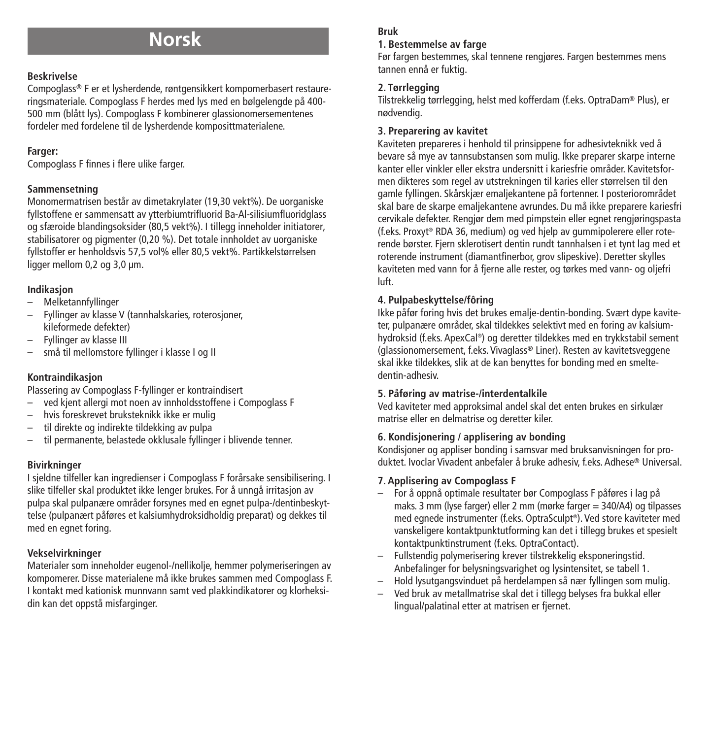# Norsk

**Beskrivelse**
Compoglass® F er et lysherdende, røntgensikkert kompomerbasert restaureringsmateriale. Compoglass F herdes med lys med en bølgelengde på 400-500 mm (blått lys). Compoglass F kombinerer glassionomersementenes fordeler med fordelene til de lysherdende komposittmaterialene.

**Farger:**
Compoglass F finnes i flere ulike farger.

**Sammensetning**
Monomermatrisen består av dimetakrylater (19,30 vekt%). De uorganiske fyllstoffene er sammensatt av ytterbiumtrifluorid Ba-Al-silisiumfluoridglass og sfæroide blandingsoksider (80,5 vekt%). I tillegg inneholder initiatorer, stabilisatorer og pigmenter (0,20 %). Det totale innholdet av uorganiske fyllstoffer er henholdsvis 57,5 vol% eller 80,5 vekt%. Partikkelstørrelsen ligger mellom 0,2 og 3,0 µm.

**Indikasjon**
- Melketannfyllinger
- Fyllinger av klasse V (tannhalskaries, roterosjoner, kileformede defekter)
- Fyllinger av klasse III
- små til mellomstore fyllinger i klasse I og II

**Kontraindikasjon**
Plassering av Compoglass F-fyllinger er kontraindisert
- ved kjent allergi mot noen av innholdsstoffene i Compoglass F
- hvis foreskrevet brukteknikk ikke er mulig
- til direkte og indirekte tildekking av pulpa
- til permanente, belastede okklusale fyllinger i blivende tenner.

**Bivirkninger**
I sjeldne tilfeller kan ingredienser i Compoglass F forårsake sensibilisering. I slike tilfeller skal produktet ikke lenger brukes. For å unngå irritasjon av pulpa skal pulpanære områder forsynes med en egnet pulpa-/dentinbeskyttelse (pulpanært påføres et kalsiumhydroksidholdig preparat) og dekkes til med en egnet foring.

**Vekselvirkninger**
Materialer som inneholder eugenol-/nellikolje, hemmer polymeriseringen av kompomerer. Disse materialene må ikke brukes sammen med Compoglass F. I kontakt med kationisk munnvann samt ved plakkindikatorer og klorheksidin kan det oppstå misfarginger.

**Bruk**

**1. Bestemmelse av farge**
Før fargen bestemmes, skal tennene rengjøres. Fargen bestemmes mens tannen ennå er fuktig.

**2. Tørrlegging**
Tilstrekkelig tørrlegging, helst med kofferdam (f.eks. OptraDam® Plus), er nødvendig.

**3. Preparering av kavitet**
Kaviteten prepareres i henhold til prinsippene for adhesivteknikk ved å bevare så mye av tannsubstansen som mulig. Ikke preparer skarpe interne kanter eller vinkler eller ekstra undersnitt i kariesfrie områder. Kavitetsformen dikteres som regel av utstrekningen til karies eller størrelsen til den gamle fyllingen. Skårskjær emaljekantene på fortenner. I posteriorområdet skal bare de skarpe emaljekantene avrundes. Du må ikke preparere kariesfri cervikale defekter. Rengjør dem med pimpstein eller egnet rengjøringspasta (f.eks. Proxyt® RDA 36, medium) og ved hjelp av gummipolerere eller roterende børster. Fjern sklerotisert dentin rundt tannhalsen i et tynt lag med et roterende instrument (diamantfinerbor, grov slipeskive). Deretter skylles kaviteten med vann for å fjerne alle rester, og tørkes med vann- og oljefri luft.

**4. Pulpabeskyttelse/fôring**
Ikke påfør foring hvis det brukes emalje-dentin-bonding. Svært dype kaviteter, pulpanære områder, skal tildekkes selektivt med en foring av kalsiumhydroksid (f.eks. ApexCal®) og deretter tildekkes med en trykkstabil sement (glassionomersement, f.eks. Vivaglass® Liner). Resten av kavitetsveggene skal ikke tildekkes, slik at de kan benyttes for bonding med en smeltedentin-adhesiv.

**5. Påføring av matrise-/interdentalkile**
Ved kaviteter med approksimal andel skal det enten brukes en sirkulær matrise eller en delmatrise og deretter kiler.

**6. Kondisjonering / applisering av bonding**
Kondisjoner og appliser bonding i samsvar med bruksanvisningen for produktet. Ivoclar Vivadent anbefaler å bruke adhesiv, f.eks. Adhese® Universal.

**7. Applisering av Compoglass F**
- For å oppnå optimale resultater bør Compoglass F påføres i lag på maks. 3 mm (lyse farger) eller 2 mm (mørke farger = 340/A4) og tilpasses med egnede instrumenter (f.eks. OptraSculpt®). Ved store kaviteter med vanskeligere kontaktpunktutforming kan det i tillegg brukes et spesielt kontaktpunktinstrument (f.eks. OptraContact).
- Fullstendig polymerisering krever tilstrekkelig eksponeringstid. Anbefalinger for belysningsvarighet og lysintensitet, se tabell 1.
- Hold lysutgangsvinduet på herdelampen så nær fyllingen som mulig.
- Ved bruk av metallmatrise skal det i tillegg belyses fra bukkal eller lingual/palatinal etter at matrisen er fjernet.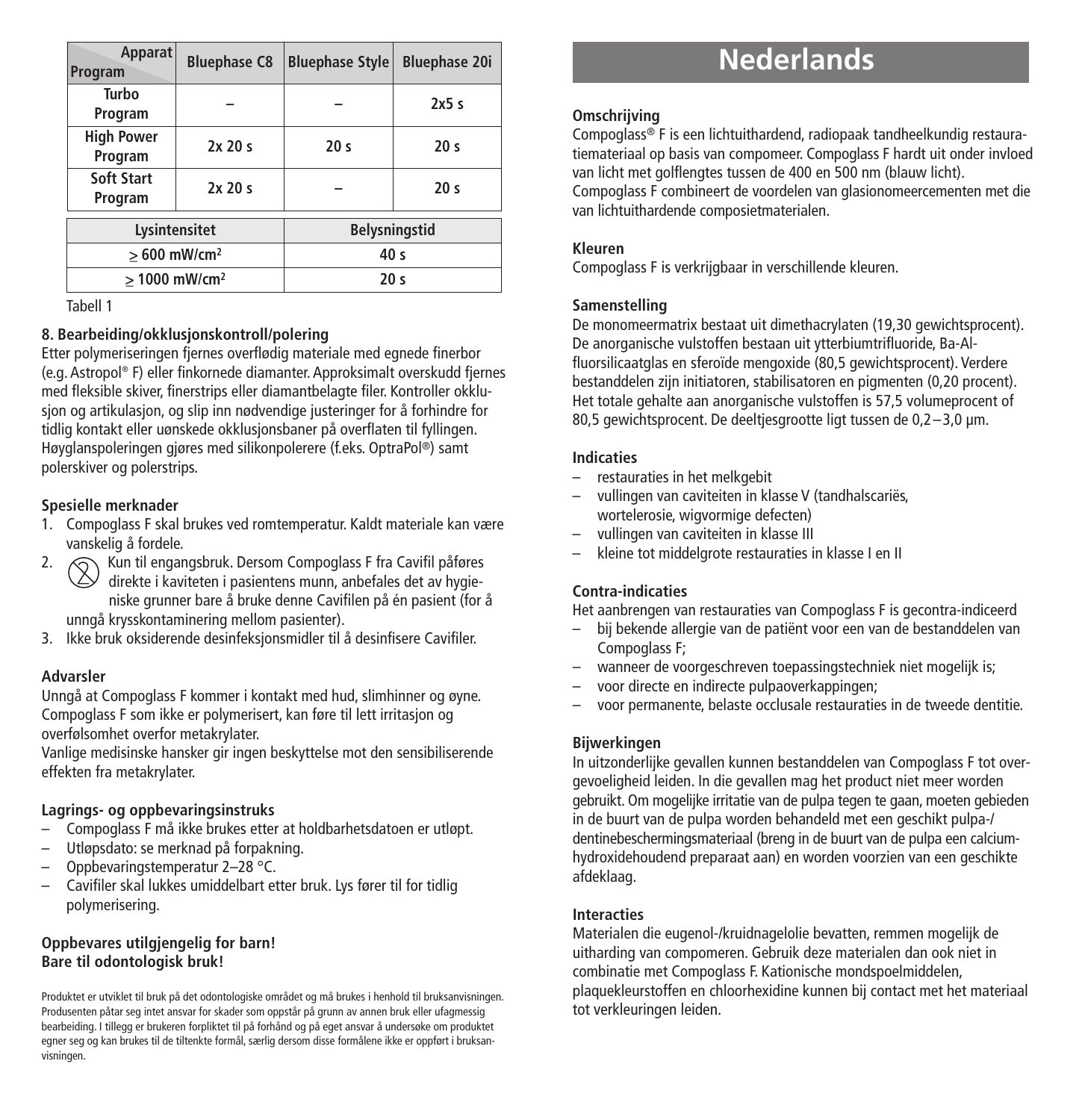| Apparat / Program | Bluephase C8 | Bluephase Style | Bluephase 20i |
|---|---|---|---|
| Turbo Program | – | – | 2x5 s |
| High Power Program | 2x 20 s | 20 s | 20 s |
| Soft Start Program | 2x 20 s | – | 20 s |

| Lysintensitet | Belysningstid |
|---|---|
| ≥ 600 mW/cm² | 40 s |
| ≥ 1000 mW/cm² | 20 s |

Tabell 1

**8. Bearbeiding/okklusjonskontroll/polering**

Etter polymeriseringen fjernes overflødig materiale med egnede finerbor (e.g. Astropol® F) eller finkornede diamanter. Approksimalt overskudd fjernes med fleksible skiver, finerstrips eller diamantbelagte filer. Kontroller okklusjon og artikulasjon, og slip inn nødvendige justeringer for å forhindre for tidlig kontakt eller uønskede okklusjonsbaner på overflaten til fyllingen. Høyglanspoleringen gjøres med silikonpolerere (f.eks. OptraPol®) samt polerskiver og polerstrips.

**Spesielle merknader**

1. Compoglass F skal brukes ved romtemperatur. Kaldt materiale kan være vanskelig å fordele.
2. Kun til engangsbruk. Dersom Compoglass F fra Cavifil påføres direkte i kaviteten i pasientens munn, anbefales det av hygieniske grunner bare å bruke denne Cavifilen på én pasient (for å unngå krysskontaminering mellom pasienter).
3. Ikke bruk oksiderende desinfeksjonsmidler til å desinfisere Cavifiler.

**Advarsler**

Unngå at Compoglass F kommer i kontakt med hud, slimhinner og øyne. Compoglass F som ikke er polymerisert, kan føre til lett irritasjon og overfølsomhet overfor metakrylater.
Vanlige medisinske hansker gir ingen beskyttelse mot den sensibiliserende effekten fra metakrylater.

**Lagrings- og oppbevaringsinstruks**

- Compoglass F må ikke brukes etter at holdbarhetsdatoen er utløpt.
- Utløpsdato: se merknad på forpakning.
- Oppbevaringstemperatur 2–28 °C.
- Cavifiler skal lukkes umiddelbart etter bruk. Lys fører til for tidlig polymerisering.

**Oppbevares utilgjengelig for barn!**
**Bare til odontologisk bruk!**

Produktet er utviklet til bruk på det odontologiske området og må brukes i henhold til bruksanvisningen. Produsenten påtar seg intet ansvar for skader som oppstår på grunn av annen bruk eller ufagmessig bearbeiding. I tillegg er brukeren forpliktet til på forhånd og på eget ansvar å undersøke om produktet egner seg og kan brukes til de tiltenkte formål, særlig dersom disse formålene ikke er oppført i bruksanvisningen.

# Nederlands

**Omschrijving**

Compoglass® F is een lichtuithardend, radiopaak tandheelkundig restauratiemateriaal op basis van compomeer. Compoglass F hardt uit onder invloed van licht met golflengtes tussen de 400 en 500 nm (blauw licht). Compoglass F combineert de voordelen van glasionomeercementen met die van lichtuithardende composietmaterialen.

**Kleuren**

Compoglass F is verkrijgbaar in verschillende kleuren.

**Samenstelling**

De monomeermatrix bestaat uit dimethacrylaten (19,30 gewichtsprocent). De anorganische vulstoffen bestaan uit ytterbiumtrifluoride, Ba-Al-fluorsilicaatglas en sferoïde mengoxide (80,5 gewichtsprocent). Verdere bestanddelen zijn initiatoren, stabilisatoren en pigmenten (0,20 procent). Het totale gehalte aan anorganische vulstoffen is 57,5 volumeprocent of 80,5 gewichtsprocent. De deeltjesgrootte ligt tussen de 0,2 – 3,0 µm.

**Indicaties**

- restauraties in het melkgebit
- vullingen van caviteiten in klasse V (tandhalscariës, wortelerosie, wigvormige defecten)
- vullingen van caviteiten in klasse III
- kleine tot middelgrote restauraties in klasse I en II

**Contra-indicaties**

Het aanbrengen van restauraties van Compoglass F is gecontra-indiceerd

- bij bekende allergie van de patiënt voor een van de bestanddelen van Compoglass F;
- wanneer de voorgeschreven toepassingstechniek niet mogelijk is;
- voor directe en indirecte pulpaoverkappingen;
- voor permanente, belaste occlusale restauraties in de tweede dentitie.

**Bijwerkingen**

In uitzonderlijke gevallen kunnen bestanddelen van Compoglass F tot overgevoeligheid leiden. In die gevallen mag het product niet meer worden gebruikt. Om mogelijke irritatie van de pulpa tegen te gaan, moeten gebieden in de buurt van de pulpa worden behandeld met een geschikt pulpa-/dentinebeschermingsmateriaal (breng in de buurt van de pulpa een calciumhydroxidehoudend preparaat aan) en worden voorzien van een geschikte afdeklaag.

**Interacties**

Materialen die eugenol-/kruidnagelolie bevatten, remmen mogelijk de uitharding van compomeren. Gebruik deze materialen dan ook niet in combinatie met Compoglass F. Kationische mondspoelmiddelen, plaquekleurstoffen en chloorhexidine kunnen bij contact met het materiaal tot verkleuringen leiden.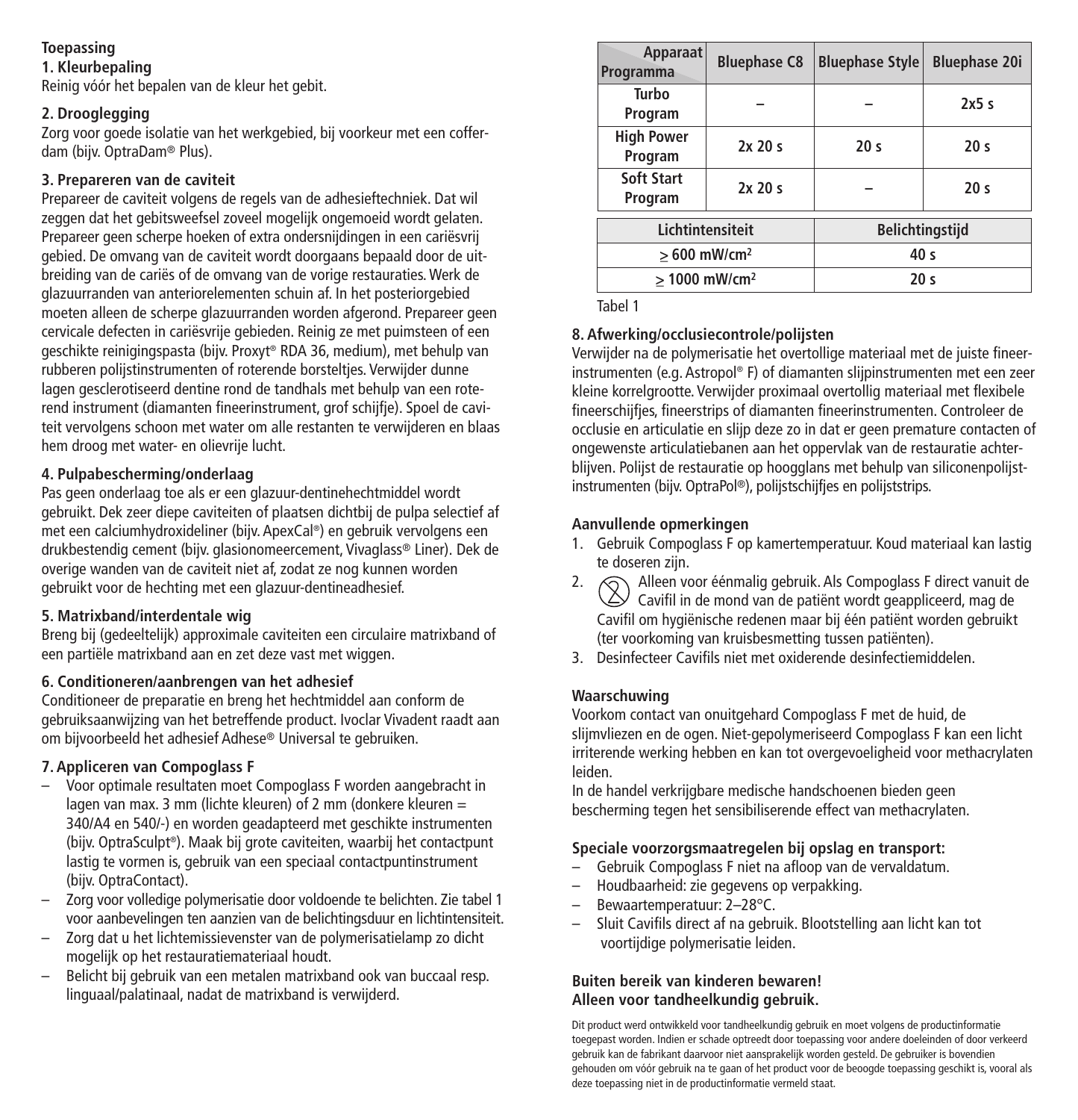**Toepassing**

**1. Kleurbepaling**

Reinig vóór het bepalen van de kleur het gebit.

**2. Drooglegging**

Zorg voor goede isolatie van het werkgebied, bij voorkeur met een cofferdam (bijv. OptraDam® Plus).

**3. Prepareren van de caviteit**

Prepareer de caviteit volgens de regels van de adhesieftechniek. Dat wil zeggen dat het gebitsweefsel zoveel mogelijk ongemoeid wordt gelaten. Prepareer geen scherpe hoeken of extra ondersnijdingen in een cariësvrij gebied. De omvang van de caviteit wordt doorgaans bepaald door de uitbreiding van de cariës of de omvang van de vorige restauraties. Werk de glazuurranden van anteriorelementen schuin af. In het posteriorgebied moeten alleen de scherpe glazuurranden worden afgerond. Prepareer geen cervicale defecten in cariësvrije gebieden. Reinig ze met puimsteen of een geschikte reinigingspasta (bijv. Proxyt® RDA 36, medium), met behulp van rubberen polijstinstrumenten of roterende borsteltjes. Verwijder dunne lagen gesclerotiseerd dentine rond de tandhals met behulp van een roterend instrument (diamanten fineerinstrument, grof schijfje). Spoel de caviteit vervolgens schoon met water om alle restanten te verwijderen en blaas hem droog met water- en olievrije lucht.

**4. Pulpabescherming/onderlaag**

Pas geen onderlaag toe als er een glazuur-dentinehechtmiddel wordt gebruikt. Dek zeer diepe caviteiten of plaatsen dichtbij de pulpa selectief af met een calciumhydroxideliner (bijv. ApexCal®) en gebruik vervolgens een drukbestendig cement (bijv. glasionomeercement, Vivaglass® Liner). Dek de overige wanden van de caviteit niet af, zodat ze nog kunnen worden gebruikt voor de hechting met een glazuur-dentineadhesief.

**5. Matrixband/interdentale wig**

Breng bij (gedeeltelijk) approximale caviteiten een circulaire matrixband of een partiële matrixband aan en zet deze vast met wiggen.

**6. Conditioneren/aanbrengen van het adhesief**

Conditioneer de preparatie en breng het hechtmiddel aan conform de gebruiksaanwijzing van het betreffende product. Ivoclar Vivadent raadt aan om bijvoorbeeld het adhesief Adhese® Universal te gebruiken.

**7. Appliceren van Compoglass F**

– Voor optimale resultaten moet Compoglass F worden aangebracht in lagen van max. 3 mm (lichte kleuren) of 2 mm (donkere kleuren = 340/A4 en 540/-) en worden geadapteerd met geschikte instrumenten (bijv. OptraSculpt®). Maak bij grote caviteiten, waarbij het contactpunt lastig te vormen is, gebruik van een speciaal contactpuntinstrument (bijv. OptraContact).
– Zorg voor volledige polymerisatie door voldoende te belichten. Zie tabel 1 voor aanbevelingen ten aanzien van de belichtingsduur en lichtintensiteit.
– Zorg dat u het lichtemissievenster van de polymerisatielamp zo dicht mogelijk op het restauratiemateriaal houdt.
– Belicht bij gebruik van een metalen matrixband ook van buccaal resp. linguaal/palatinaal, nadat de matrixband is verwijderd.

| Apparaat / Programma | Bluephase C8 | Bluephase Style | Bluephase 20i |
|---|---|---|---|
| Turbo Program | – | – | 2x5 s |
| High Power Program | 2x 20 s | 20 s | 20 s |
| Soft Start Program | 2x 20 s | – | 20 s |

| Lichtintensiteit | Belichtingstijd |
|---|---|
| ≥ 600 mW/cm² | 40 s |
| ≥ 1000 mW/cm² | 20 s |

Tabel 1

**8. Afwerking/occlusiecontrole/polijsten**

Verwijder na de polymerisatie het overtollige materiaal met de juiste fineerinstrumenten (e.g. Astropol® F) of diamanten slijpinstrumenten met een zeer kleine korrelgrootte. Verwijder proximaal overtollig materiaal met flexibele fineerschijfjes, fineerstrips of diamanten fineerinstrumenten. Controleer de occlusie en articulatie en slijp deze zo in dat er geen premature contacten of ongewenste articulatiebanen aan het oppervlak van de restauratie achterblijven. Polijst de restauratie op hoogglans met behulp van siliconenpolijstinstrumenten (bijv. OptraPol®), polijstschijfjes en polijststrips.

**Aanvullende opmerkingen**

1. Gebruik Compoglass F op kamertemperatuur. Koud materiaal kan lastig te doseren zijn.
2. Alleen voor éénmalig gebruik. Als Compoglass F direct vanuit de Cavifil in de mond van de patiënt wordt geapplicеerd, mag de Cavifil om hygiënische redenen maar bij één patiënt worden gebruikt (ter voorkoming van kruisbesmetting tussen patiënten).
3. Desinfecteer Cavifils niet met oxiderende desinfectiemiddelen.

**Waarschuwing**

Voorkom contact van onuitgehard Compoglass F met de huid, de slijmvliezen en de ogen. Niet-gepolymeriseerd Compoglass F kan een licht irriterende werking hebben en kan tot overgevoeligheid voor methacrylaten leiden.

In de handel verkrijgbare medische handschoenen bieden geen bescherming tegen het sensibiliserende effect van methacrylaten.

**Speciale voorzorgsmaatregelen bij opslag en transport:**

– Gebruik Compoglass F niet na afloop van de vervaldatum.
– Houdbaarheid: zie gegevens op verpakking.
– Bewaartemperatuur: 2–28°C.
– Sluit Cavifils direct af na gebruik. Blootstelling aan licht kan tot voortijdige polymerisatie leiden.

**Buiten bereik van kinderen bewaren!**
**Alleen voor tandheelkundig gebruik.**

Dit product werd ontwikkeld voor tandheelkundig gebruik en moet volgens de productinformatie toegepast worden. Indien er schade optreedt door toepassing voor andere doeleinden of door verkeerd gebruik kan de fabrikant daarvoor niet aansprakelijk worden gesteld. De gebruiker is bovendien gehouden om vóór gebruik na te gaan of het product voor de beoogde toepassing geschikt is, vooral als deze toepassing niet in de productinformatie vermeld staat.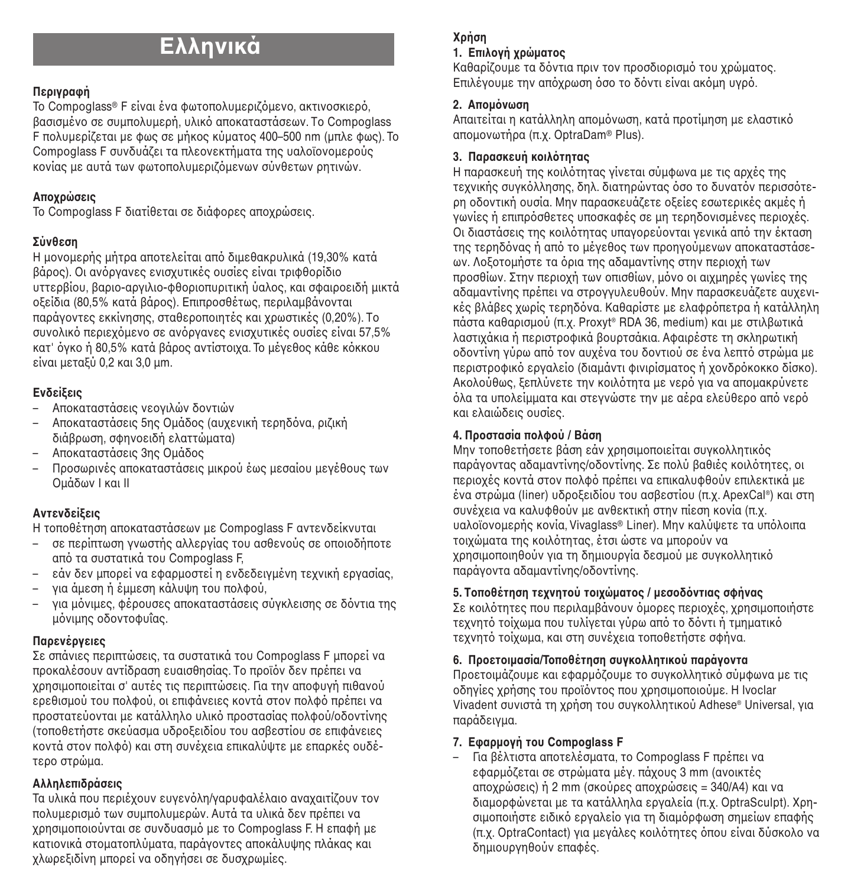# Ελληνικά

**Περιγραφή**

Το Compoglass® F είναι ένα φωτοπολυμεριζόμενο, ακτινοσκιερό, βασισμένο σε συμπολυμερή, υλικό αποκαταστάσεων. Το Compoglass F πολυμερίζεται με φως σε μήκος κύματος 400–500 nm (μπλε φως). Το Compoglass F συνδυάζει τα πλεονεκτήματα της υαλοϊονομερούς κονίας με αυτά των φωτοπολυμεριζόμενων σύνθετων ρητινών.

**Αποχρώσεις**

Το Compoglass F διατίθεται σε διάφορες αποχρώσεις.

**Σύνθεση**

Η μονομερής μήτρα αποτελείται από διμεθακρυλικά (19,30% κατά βάρος). Οι ανόργανες ενισχυτικές ουσίες είναι τριφθορίδιο υττερβίου, βαριο-αργιλιο-φθοριοπυριτική ύαλος, και σφαιροειδή μικτά οξείδια (80,5% κατά βάρος). Επιπροσθέτως, περιλαμβάνονται παράγοντες εκκίνησης, σταθεροποιητές και χρωστικές (0,20%). Το συνολικό περιεχόμενο σε ανόργανες ενισχυτικές ουσίες είναι 57,5% κατ' όγκο ή 80,5% κατά βάρος αντίστοιχα. Το μέγεθος κάθε κόκκου είναι μεταξύ 0,2 και 3,0 µm.

**Ενδείξεις**

- Αποκαταστάσεις νεογιλών δοντιών
- Αποκαταστάσεις 5ης Ομάδος (αυχενική τερηδόνα, ριζική διάβρωση, σφηνοειδή ελαττώματα)
- Αποκαταστάσεις 3ης Ομάδος
- Προσωρινές αποκαταστάσεις μικρού έως μεσαίου μεγέθους των Ομάδων I και II

**Αντενδείξεις**

Η τοποθέτηση αποκαταστάσεων με Compoglass F αντενδείκνυται

- σε περίπτωση γνωστής αλλεργίας του ασθενούς σε οποιοδήποτε από τα συστατικά του Compoglass F,
- εάν δεν μπορεί να εφαρμοστεί η ενδεδειγμένη τεχνική εργασίας,
- για άμεση ή έμμεση κάλυψη του πολφού,
- για μόνιμες, φέρουσες αποκαταστάσεις σύγκλεισης σε δόντια της μόνιμης οδοντοφυΐας.

**Παρενέργειες**

Σε σπάνιες περιπτώσεις, τα συστατικά του Compoglass F μπορεί να προκαλέσουν αντίδραση ευαισθησίας. Το προϊόν δεν πρέπει να χρησιμοποιείται σ' αυτές τις περιπτώσεις. Για την αποφυγή πιθανού ερεθισμού του πολφού, οι επιφάνειες κοντά στον πολφό πρέπει να προστατεύονται με κατάλληλο υλικό προστασίας πολφού/οδοντίνης (τοποθετήστε σκεύασμα υδροξειδίου του ασβεστίου σε επιφάνειες κοντά στον πολφό) και στη συνέχεια επικαλύψτε με επαρκές ουδέτερο στρώμα.

**Αλληλεπιδράσεις**

Τα υλικά που περιέχουν ευγενόλη/γαρυφαλέλαιο αναχαιτίζουν τον πολυμερισμό των συμπολυμερών. Αυτά τα υλικά δεν πρέπει να χρησιμοποιούνται σε συνδυασμό με το Compoglass F. Η επαφή με κατιονικά στοματοπλύματα, παράγοντες αποκάλυψης πλάκας και χλωρεξιδίνη μπορεί να οδηγήσει σε δυσχρωμίες.

**Χρήση**

**1. Επιλογή χρώματος**

Καθαρίζουμε τα δόντια πριν τον προσδιορισμό του χρώματος. Επιλέγουμε την απόχρωση όσο το δόντι είναι ακόμη υγρό.

**2. Απομόνωση**

Απαιτείται η κατάλληλη απομόνωση, κατά προτίμηση με ελαστικό απομονωτήρα (π.χ. OptraDam® Plus).

**3. Παρασκευή κοιλότητας**

Η παρασκευή της κοιλότητας γίνεται σύμφωνα με τις αρχές της τεχνικής συγκόλλησης, δηλ. διατηρώντας όσο το δυνατόν περισσότερη οδοντική ουσία. Μην παρασκευάζετε οξείες εσωτερικές ακμές ή γωνίες ή επιπρόσθετες υποσκαφές σε μη τερηδονισμένες περιοχές. Οι διαστάσεις της κοιλότητας υπαγορεύονται γενικά από την έκταση της τερηδόνας ή από το μέγεθος των προηγούμενων αποκαταστάσεων. Λοξοτομήστε τα όρια της αδαμαντίνης στην περιοχή των προσθίων. Στην περιοχή των οπισθίων, μόνο οι αιχμηρές γωνίες της αδαμαντίνης πρέπει να στρογγυλευθούν. Μην παρασκευάζετε αυχενικές βλάβες χωρίς τερηδόνα. Καθαρίστε με ελαφρόπετρα ή κατάλληλη πάστα καθαρισμού (π.χ. Proxyt® RDA 36, medium) και με στιλβωτικά λαστιχάκια ή περιστροφικά βουρτσάκια. Αφαιρέστε τη σκληρωτική οδοντίνη γύρω από τον αυχένα του δοντιού σε ένα λεπτό στρώμα με περιστροφικό εργαλείο (διαμάντι φινιρίσματος ή χονδρόκοκκο δίσκο). Ακολούθως, ξεπλύνετε την κοιλότητα με νερό για να απομακρύνετε όλα τα υπολείμματα και στεγνώστε την με αέρα ελεύθερο από νερό και ελαιώδεις ουσίες.

**4. Προστασία πολφού / Βάση**

Μην τοποθετήσετε βάση εάν χρησιμοποιείται συγκολλητικός παράγοντας αδαμαντίνης/οδοντίνης. Σε πολύ βαθιές κοιλότητες, οι περιοχές κοντά στον πολφό πρέπει να επικαλυφθούν επιλεκτικά με ένα στρώμα (liner) υδροξειδίου του ασβεστίου (π.χ. ApexCal®) και στη συνέχεια να καλυφθούν με ανθεκτική στην πίεση κονία (π.χ. υαλοϊονομερής κονία, Vivaglass® Liner). Μην καλύψετε τα υπόλοιπα τοιχώματα της κοιλότητας, έτσι ώστε να μπορούν να χρησιμοποιηθούν για τη δημιουργία δεσμού με συγκολλητικό παράγοντα αδαμαντίνης/οδοντίνης.

**5. Τοποθέτηση τεχνητού τοιχώματος / μεσοδόντιας σφήνας**

Σε κοιλότητες που περιλαμβάνουν όμορες περιοχές, χρησιμοποιήστε τεχνητό τοίχωμα που τυλίγεται γύρω από το δόντι ή τμηματικό τεχνητό τοίχωμα, και στη συνέχεια τοποθετήστε σφήνα.

**6. Προετοιμασία/Τοποθέτηση συγκολλητικού παράγοντα**

Προετοιμάζουμε και εφαρμόζουμε το συγκολλητικό σύμφωνα με τις οδηγίες χρήσης του προϊόντος που χρησιμοποιούμε. Η Ivoclar Vivadent συνιστά τη χρήση του συγκολλητικού Adhese® Universal, για παράδειγμα.

**7. Εφαρμογή του Compoglass F**

- Για βέλτιστα αποτελέσματα, το Compoglass F πρέπει να εφαρμόζεται σε στρώματα μέγ. πάχους 3 mm (ανοικτές αποχρώσεις) ή 2 mm (σκούρες αποχρώσεις = 340/A4) και να διαμορφώνεται με τα κατάλληλα εργαλεία (π.χ. OptraSculpt). Χρησιμοποιήστε ειδικό εργαλείο για τη διαμόρφωση σημείων επαφής (π.χ. OptraContact) για μεγάλες κοιλότητες όπου είναι δύσκολο να δημιουργηθούν επαφές.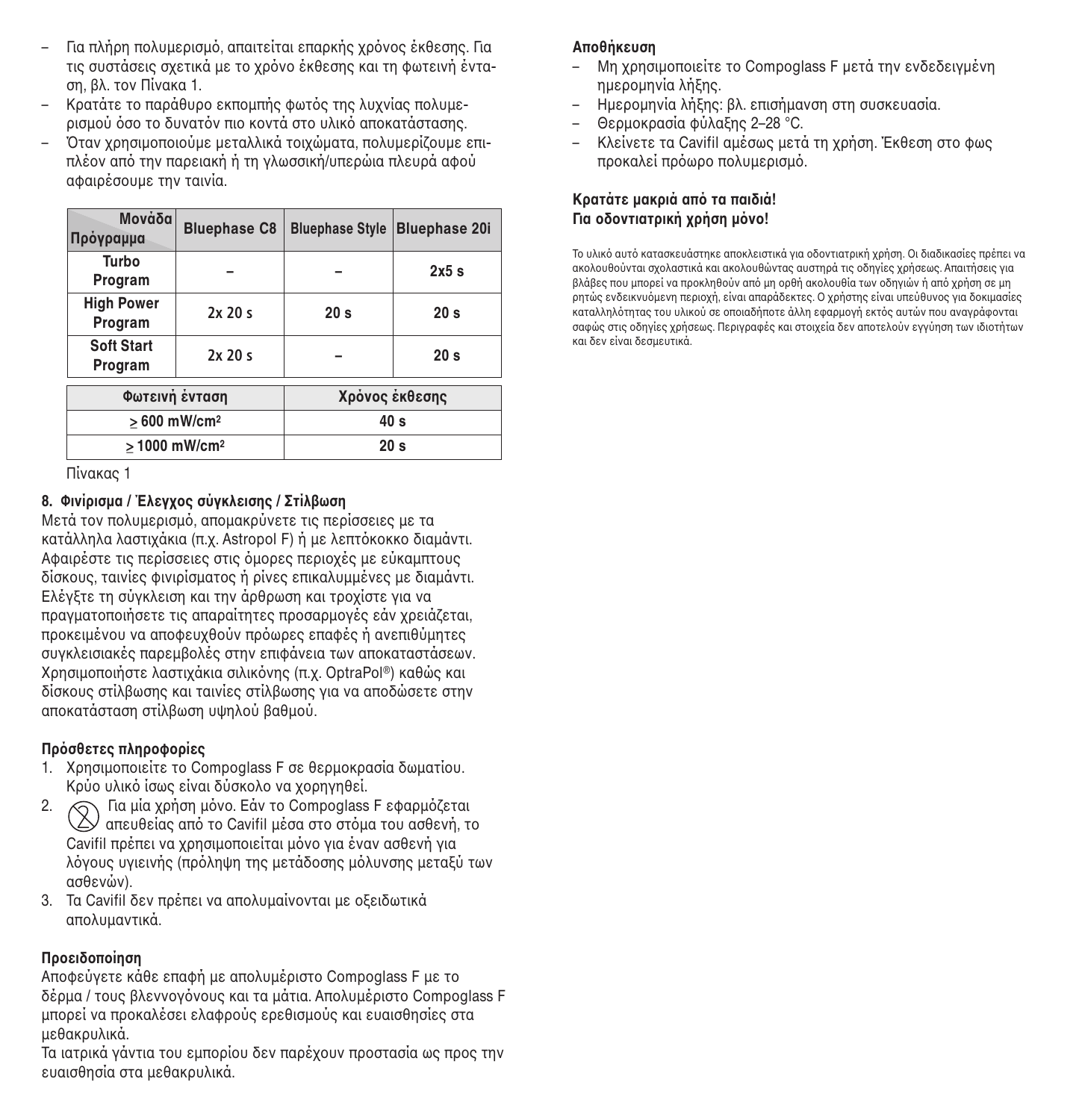– Για πλήρη πολυμερισμό, απαιτείται επαρκής χρόνος έκθεσης. Για τις συστάσεις σχετικά με το χρόνο έκθεσης και τη φωτεινή ένταση, βλ. τον Πίνακα 1.
– Κρατάτε το παράθυρο εκπομπής φωτός της λυχνίας πολυμερισμού όσο το δυνατόν πιο κοντά στο υλικό αποκατάστασης.
– Όταν χρησιμοποιούμε μεταλλικά τοιχώματα, πολυμερίζουμε επιπλέον από την παρειακή ή τη γλωσσική/υπερώια πλευρά αφού αφαιρέσουμε την ταινία.

| Μονάδα / Πρόγραμμα | Bluephase C8 | Bluephase Style | Bluephase 20i |
|---|---|---|---|
| Turbo Program | – | – | 2x5 s |
| High Power Program | 2x 20 s | 20 s | 20 s |
| Soft Start Program | 2x 20 s | – | 20 s |

| Φωτεινή ένταση | Χρόνος έκθεσης |
|---|---|
| ≥ 600 mW/cm² | 40 s |
| ≥ 1000 mW/cm² | 20 s |

Πίνακας 1

### 8. Φινίρισμα / Έλεγχος σύγκλεισης / Στίλβωση

Μετά τον πολυμερισμό, απομακρύνετε τις περίσσειες με τα κατάλληλα λαστιχάκια (π.χ. Astropol F) ή με λεπτόκοκκο διαμάντι. Αφαιρέστε τις περίσσειες στις όμορες περιοχές με εύκαμπτους δίσκους, ταινίες φινιρίσματος ή ρίνες επικαλυμμένες με διαμάντι. Ελέγξτε τη σύγκλειση και την άρθρωση και τροχίστε για να πραγματοποιήσετε τις απαραίτητες προσαρμογές εάν χρειάζεται, προκειμένου να αποφευχθούν πρόωρες επαφές ή ανεπιθύμητες συγκλεισιακές παρεμβολές στην επιφάνεια των αποκαταστάσεων. Χρησιμοποιήστε λαστιχάκια σιλικόνης (π.χ. OptraPol®) καθώς και δίσκους στίλβωσης και ταινίες στίλβωσης για να αποδώσετε στην αποκατάσταση στίλβωση υψηλού βαθμού.

### Πρόσθετες πληροφορίες

1. Χρησιμοποιείτε το Compoglass F σε θερμοκρασία δωματίου. Κρύο υλικό ίσως είναι δύσκολο να χορηγηθεί.
2. Για μία χρήση μόνο. Εάν το Compoglass F εφαρμόζεται απευθείας από το Cavifil μέσα στο στόμα του ασθενή, το Cavifil πρέπει να χρησιμοποιείται μόνο για έναν ασθενή για λόγους υγιεινής (πρόληψη της μετάδοσης μόλυνσης μεταξύ των ασθενών).
3. Τα Cavifil δεν πρέπει να απολυμαίνονται με οξειδωτικά απολυμαντικά.

### Προειδοποίηση

Αποφεύγετε κάθε επαφή με απολυμέριστο Compoglass F με το δέρμα / τους βλεννογόνους και τα μάτια. Απολυμέριστο Compoglass F μπορεί να προκαλέσει ελαφρούς ερεθισμούς και ευαισθησίες στα μεθακρυλικά.

Τα ιατρικά γάντια του εμπορίου δεν παρέχουν προστασία ως προς την ευαισθησία στα μεθακρυλικά.

### Αποθήκευση

– Μη χρησιμοποιείτε το Compoglass F μετά την ενδεδειγμένη ημερομηνία λήξης.
– Ημερομηνία λήξης: βλ. επισήμανση στη συσκευασία.
– Θερμοκρασία φύλαξης 2–28 °C.
– Κλείνετε τα Cavifil αμέσως μετά τη χρήση. Έκθεση στο φως προκαλεί πρόωρο πολυμερισμό.

**Κρατάτε μακριά από τα παιδιά!**
**Για οδοντιατρική χρήση μόνο!**

Το υλικό αυτό κατασκευάστηκε αποκλειστικά για οδοντιατρική χρήση. Οι διαδικασίες πρέπει να ακολουθούνται σχολαστικά και ακολουθώντας αυστηρά τις οδηγίες χρήσεως. Απαιτήσεις για βλάβες που μπορεί να προκληθούν από μη ορθή ακολουθία των οδηγιών ή από χρήση σε μη ρητώς ενδεικνυόμενη περιοχή, είναι απαράδεκτες. Ο χρήστης είναι υπεύθυνος για δοκιμασίες καταλληλότητας του υλικού σε οποιαδήποτε άλλη εφαρμογή εκτός αυτών που αναγράφονται σαφώς στις οδηγίες χρήσεως. Περιγραφές και στοιχεία δεν αποτελούν εγγύηση των ιδιοτήτων και δεν είναι δεσμευτικά.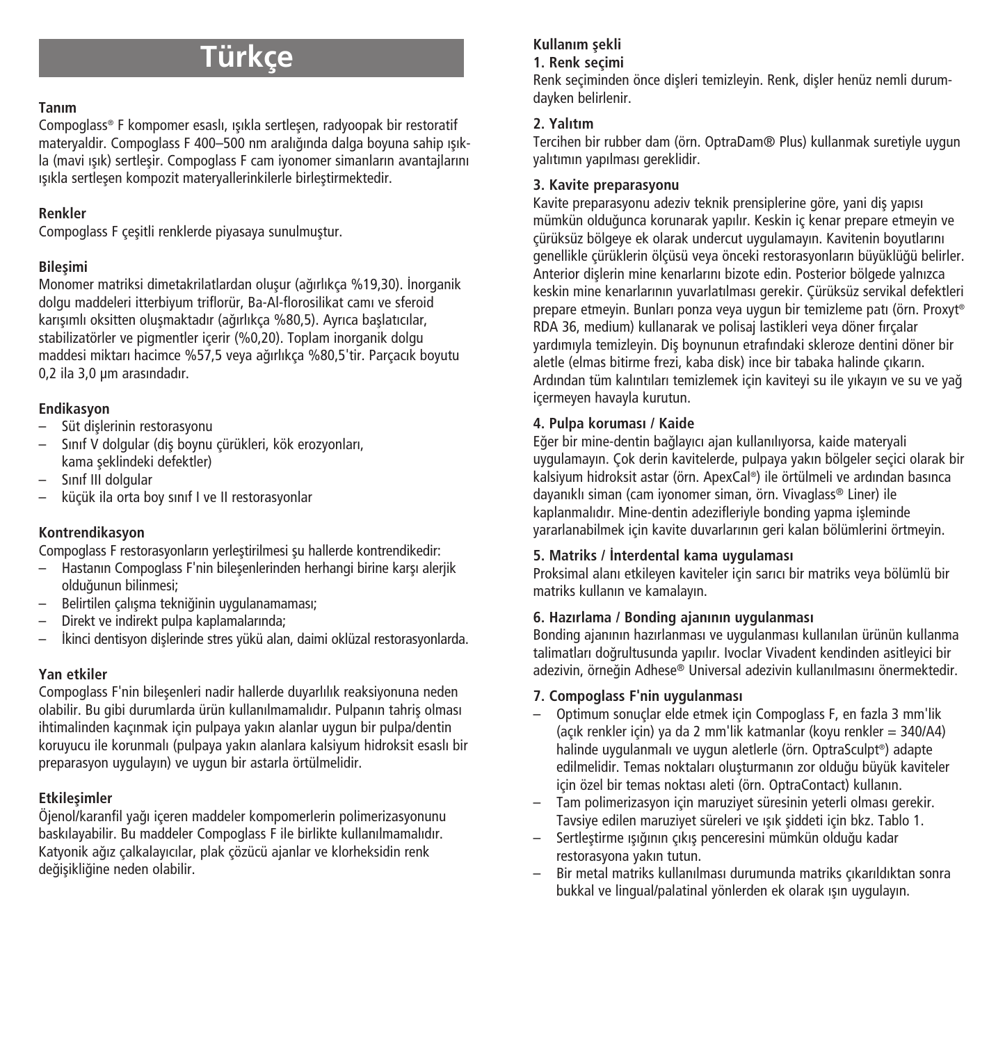# Türkçe

## Tanım

Compoglass® F kompomer esaslı, ışıkla sertleşen, radyoopak bir restoratif materyaldir. Compoglass F 400–500 nm aralığında dalga boyuna sahip ışıkla (mavi ışık) sertleşir. Compoglass F cam iyonomer simanların avantajlarını ışıkla sertleşen kompozit materyallerinkilerle birleştirmektedir.

## Renkler

Compoglass F çeşitli renklerde piyasaya sunulmuştur.

## Bileşimi

Monomer matriksi dimetakrilatlardan oluşur (ağırlıkça %19,30). İnorganik dolgu maddeleri itterbiyum triflorür, Ba-Al-florosilikat camı ve sferoid karışımlı oksitten oluşmaktadır (ağırlıkça %80,5). Ayrıca başlatıcılar, stabilizatörler ve pigmentler içerir (%0,20). Toplam inorganik dolgu maddesi miktarı hacimce %57,5 veya ağırlıkça %80,5'tir. Parçacık boyutu 0,2 ila 3,0 µm arasındadır.

## Endikasyon

- Süt dişlerinin restorasyonu
- Sınıf V dolgular (diş boynu çürükleri, kök erozyonları, kama şeklindeki defektler)
- Sınıf III dolgular
- küçük ila orta boy sınıf I ve II restorasyonlar

## Kontrendikasyon

Compoglass F restorasyonların yerleştirilmesi şu hallerde kontrendikedir:

- Hastanın Compoglass F'nin bileşenlerinden herhangi birine karşı alerjik olduğunun bilinmesi;
- Belirtilen çalışma tekniğinin uygulanamaması;
- Direkt ve indirekt pulpa kaplamalarında;
- İkinci dentisyon dişlerinde stres yükü alan, daimi oklüzal restorasyonlarda.

## Yan etkiler

Compoglass F'nin bileşenleri nadir hallerde duyarlılık reaksiyonuna neden olabilir. Bu gibi durumlarda ürün kullanılmamalıdır. Pulpanın tahriş olması ihtimalinden kaçınmak için pulpaya yakın alanlar uygun bir pulpa/dentin koruyucu ile korunmalı (pulpaya yakın alanlara kalsiyum hidroksit esaslı bir preparasyon uygulayın) ve uygun bir astarla örtülmelidir.

## Etkileşimler

Öjenol/karanfil yağı içeren maddeler kompomerlerin polimerizasyonunu baskılayabilir. Bu maddeler Compoglass F ile birlikte kullanılmamalıdır. Katyonik ağız çalkalayıcılar, plak çözücü ajanlar ve klorheksidin renk değişikliğine neden olabilir.

## Kullanım şekli

### 1. Renk seçimi

Renk seçiminden önce dişleri temizleyin. Renk, dişler henüz nemli durumdayken belirlenir.

### 2. Yalıtım

Tercihen bir rubber dam (örn. OptraDam® Plus) kullanmak suretiyle uygun yalıtımın yapılması gereklidir.

### 3. Kavite preparasyonu

Kavite preparasyonu adeziv teknik prensiplerine göre, yani diş yapısı mümkün olduğunca korunarak yapılır. Keskin iç kenar prepare etmeyin ve çürüksüz bölgeye ek olarak undercut uygulamayın. Kavitenin boyutlarını genellikle çürüklerin ölçüsü veya önceki restorasyonların büyüklüğü belirler. Anterior dişlerin mine kenarlarını bizote edin. Posterior bölgede yalnızca keskin mine kenarlarının yuvarlatılması gerekir. Çürüksüz servikal defektleri prepare etmeyin. Bunları ponza veya uygun bir temizleme patı (örn. Proxyt® RDA 36, medium) kullanarak ve polisaj lastikleri veya döner fırçalar yardımıyla temizleyin. Diş boynunun etrafındaki skleroze dentini döner bir aletle (elmas bitirme frezi, kaba disk) ince bir tabaka halinde çıkarın. Ardından tüm kalıntıları temizlemek için kaviteyi su ile yıkayın ve su ve yağ içermeyen havayla kurutun.

### 4. Pulpa koruması / Kaide

Eğer bir mine-dentin bağlayıcı ajan kullanılıyorsa, kaide materyali uygulamayın. Çok derin kavitelerde, pulpaya yakın bölgeler seçici olarak bir kalsiyum hidroksit astar (örn. ApexCal®) ile örtülmeli ve ardından basınca dayanıklı siman (cam iyonomer siman, örn. Vivaglass® Liner) ile kaplanmalıdır. Mine-dentin adezifleriyle bonding yapma işleminde yararlanabilmek için kavite duvarlarının geri kalan bölümlerini örtmeyin.

### 5. Matriks / İnterdental kama uygulaması

Proksimal alanı etkileyen kaviteler için sarıcı bir matriks veya bölümlü bir matriks kullanın ve kamalayın.

### 6. Hazırlama / Bonding ajanının uygulanması

Bonding ajanının hazırlanması ve uygulanması kullanılan ürünün kullanma talimatları doğrultusunda yapılır. Ivoclar Vivadent kendinden asitleyici bir adezivin, örneğin Adhese® Universal adezivin kullanılmasını önermektedir.

### 7. Compoglass F'nin uygulanması

- Optimum sonuçlar elde etmek için Compoglass F, en fazla 3 mm'lik (açık renkler için) ya da 2 mm'lik katmanlar (koyu renkler = 340/A4) halinde uygulanmalı ve uygun aletlerle (örn. OptraSculpt®) adapte edilmelidir. Temas noktaları oluşturmanın zor olduğu büyük kaviteler için özel bir temas noktası aleti (örn. OptraContact) kullanın.
- Tam polimerizasyon için maruziyet süresinin yeterli olması gerekir. Tavsiye edilen maruziyet süreleri ve ışık şiddeti için bkz. Tablo 1.
- Sertleştirme ışığının çıkış penceresini mümkün olduğu kadar restorasyona yakın tutun.
- Bir metal matriks kullanılması durumunda matriks çıkarıldıktan sonra bukkal ve lingual/palatinal yönlerden ek olarak ışın uygulayın.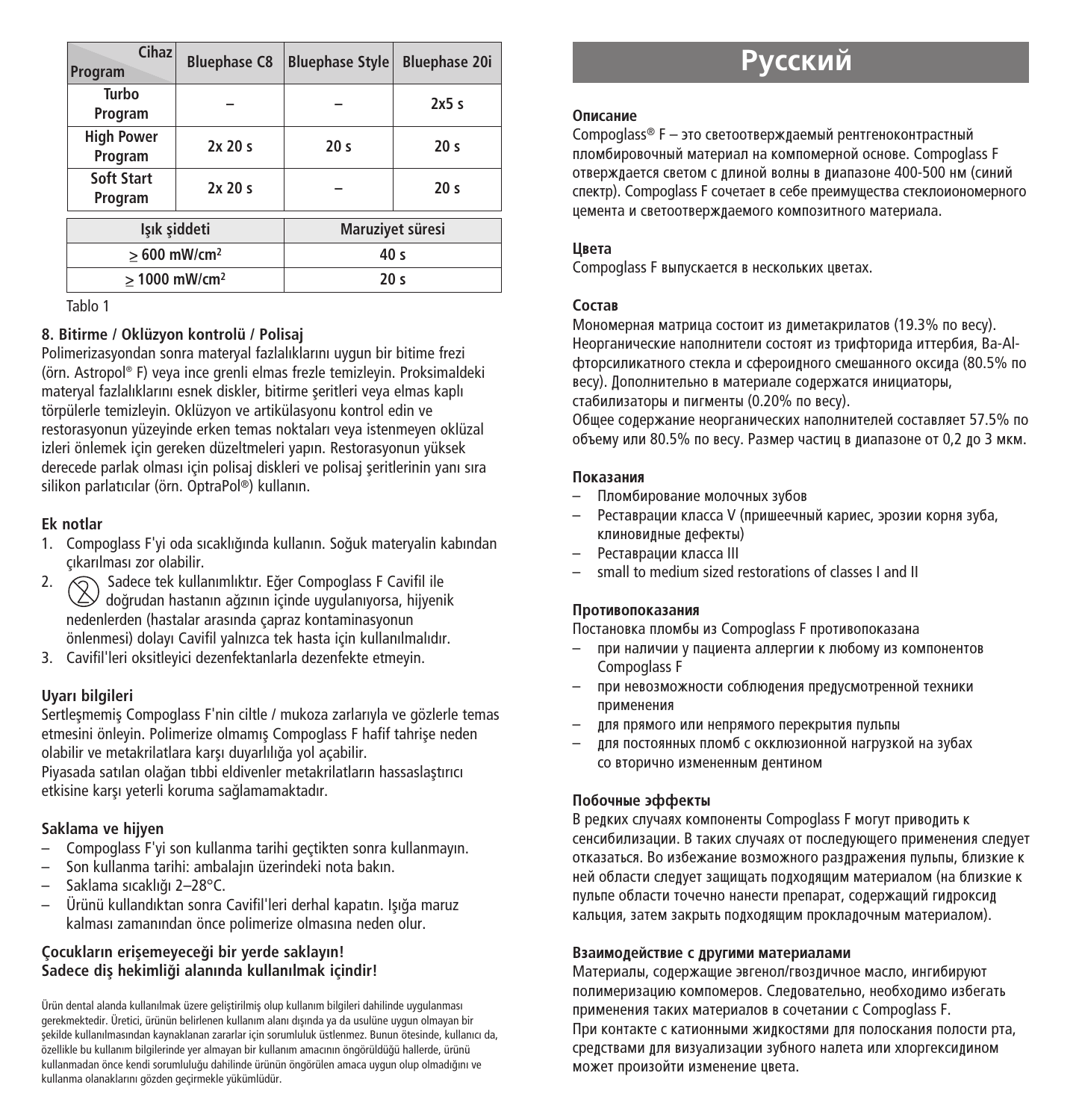| Cihaz / Program | Bluephase C8 | Bluephase Style | Bluephase 20i |
|---|---|---|---|
| Turbo Program | – | – | 2x5 s |
| High Power Program | 2x 20 s | 20 s | 20 s |
| Soft Start Program | 2x 20 s | – | 20 s |

| Işık şiddeti | Maruziyet süresi |
|---|---|
| ≥ 600 mW/cm² | 40 s |
| ≥ 1000 mW/cm² | 20 s |

Tablo 1

**8. Bitirme / Oklüzyon kontrolü / Polisaj**

Polimerizasyondan sonra materyal fazlalıklarını uygun bir bitime frezi (örn. Astropol® F) veya ince grenli elmas frezle temizleyin. Proksimaldeki materyal fazlalıklarını esnek diskler, bitirme şeritleri veya elmas kaplı törpülerle temizleyin. Oklüzyon ve artikülasyonu kontrol edin ve restorasyonun yüzeyinde erken temas noktaları veya istenmeyen oklüzal izleri önlemek için gereken düzeltmeleri yapın. Restorasyonun yüksek derecede parlak olması için polisaj diskleri ve polisaj şeritlerinin yanı sıra silikon parlatıcılar (örn. OptraPol®) kullanın.

**Ek notlar**

1. Compoglass F'yi oda sıcaklığında kullanın. Soğuk materyalin kabından çıkarılması zor olabilir.
2. Sadece tek kullanımlıktır. Eğer Compoglass F Cavifil ile doğrudan hastanın ağzının içinde uygulanıyorsa, hijyenik nedenlerden (hastalar arasında çapraz kontaminasyonun önlenmesi) dolayı Cavifil yalnızca tek hasta için kullanılmalıdır.
3. Cavifil'leri oksitleyici dezenfektanlarla dezenfekte etmeyin.

**Uyarı bilgileri**

Sertleşmemiş Compoglass F'nin ciltle / mukoza zarlarıyla ve gözlerle temas etmesini önleyin. Polimerize olmamış Compoglass F hafif tahrişe neden olabilir ve metakrilatlara karşı duyarlılığa yol açabilir.
Piyasada satılan olağan tıbbi eldivenler metakrilatların hassaslaştırıcı etkisine karşı yeterli koruma sağlamamaktadır.

**Saklama ve hijyen**

– Compoglass F'yi son kullanma tarihi geçtikten sonra kullanmayın.
– Son kullanma tarihi: ambalajın üzerindeki nota bakın.
– Saklama sıcaklığı 2–28°C.
– Ürünü kullandıktan sonra Cavifil'leri derhal kapatın. Işığa maruz kalması zamanından önce polimerize olmasına neden olur.

**Çocukların erişemeyeceği bir yerde saklayın!**
**Sadece diş hekimliği alanında kullanılmak içindir!**

Ürün dental alanda kullanılmak üzere geliştirilmiş olup kullanım bilgileri dahilinde uygulanması gerekmektedir. Üretici, ürünün belirlenen kullanım alanı dışında ya da usulüne uygun olmayan bir şekilde kullanılmasından kaynaklanan zararlar için sorumluluk üstlenmez. Bunun ötesinde, kullanıcı da, özellikle bu kullanım bilgilerinde yer almayan bir kullanım amacının öngörüldüğü hallerde, ürünü kullanmadan önce kendi sorumluluğu dahilinde ürünün öngörülen amaca uygun olup olmadığını ve kullanma olanaklarını gözden geçirmekle yükümlüdür.

# Русский

**Описание**

Compoglass® F – это светоотверждаемый рентгеноконтрастный пломбировочный материал на компомерной основе. Compoglass F отверждается светом с длиной волны в диапазоне 400-500 нм (синий спектр). Compoglass F сочетает в себе преимущества стеклоиономерного цемента и светоотверждаемого композитного материала.

**Цвета**

Compoglass F выпускается в нескольких цветах.

**Состав**

Мономерная матрица состоит из диметакрилатов (19.3% по весу). Неорганические наполнители состоят из трифторида иттербия, Ba-Al-фторсиликатного стекла и сфероидного смешанного оксида (80.5% по весу). Дополнительно в материале содержатся инициаторы, стабилизаторы и пигменты (0.20% по весу).
Общее содержание неорганических наполнителей составляет 57.5% по объему или 80.5% по весу. Размер частиц в диапазоне от 0,2 до 3 мкм.

**Показания**

– Пломбирование молочных зубов
– Реставрации класса V (пришеечный кариес, эрозии корня зуба, клиновидные дефекты)
– Реставрации класса III
– small to medium sized restorations of classes I and II

**Противопоказания**

Постановка пломбы из Compoglass F противопоказана
– при наличии у пациента аллергии к любому из компонентов Compoglass F
– при невозможности соблюдения предусмотренной техники применения
– для прямого или непрямого перекрытия пульпы
– для постоянных пломб с окклюзионной нагрузкой на зубах со вторично измененным дентином

**Побочные эффекты**

В редких случаях компоненты Compoglass F могут приводить к сенсибилизации. В таких случаях от последующего применения следует отказаться. Во избежание возможного раздражения пульпы, близкие к ней области следует защищать подходящим материалом (на близкие к пульпе области точечно нанести препарат, содержащий гидроксид кальция, затем закрыть подходящим прокладочным материалом).

**Взаимодействие с другими материалами**

Материалы, содержащие эвгенол/гвоздичное масло, ингибируют полимеризацию компомеров. Следовательно, необходимо избегать применения таких материалов в сочетании с Compoglass F.
При контакте с катионными жидкостями для полоскания полости рта, средствами для визуализации зубного налета или хлоргексидином может произойти изменение цвета.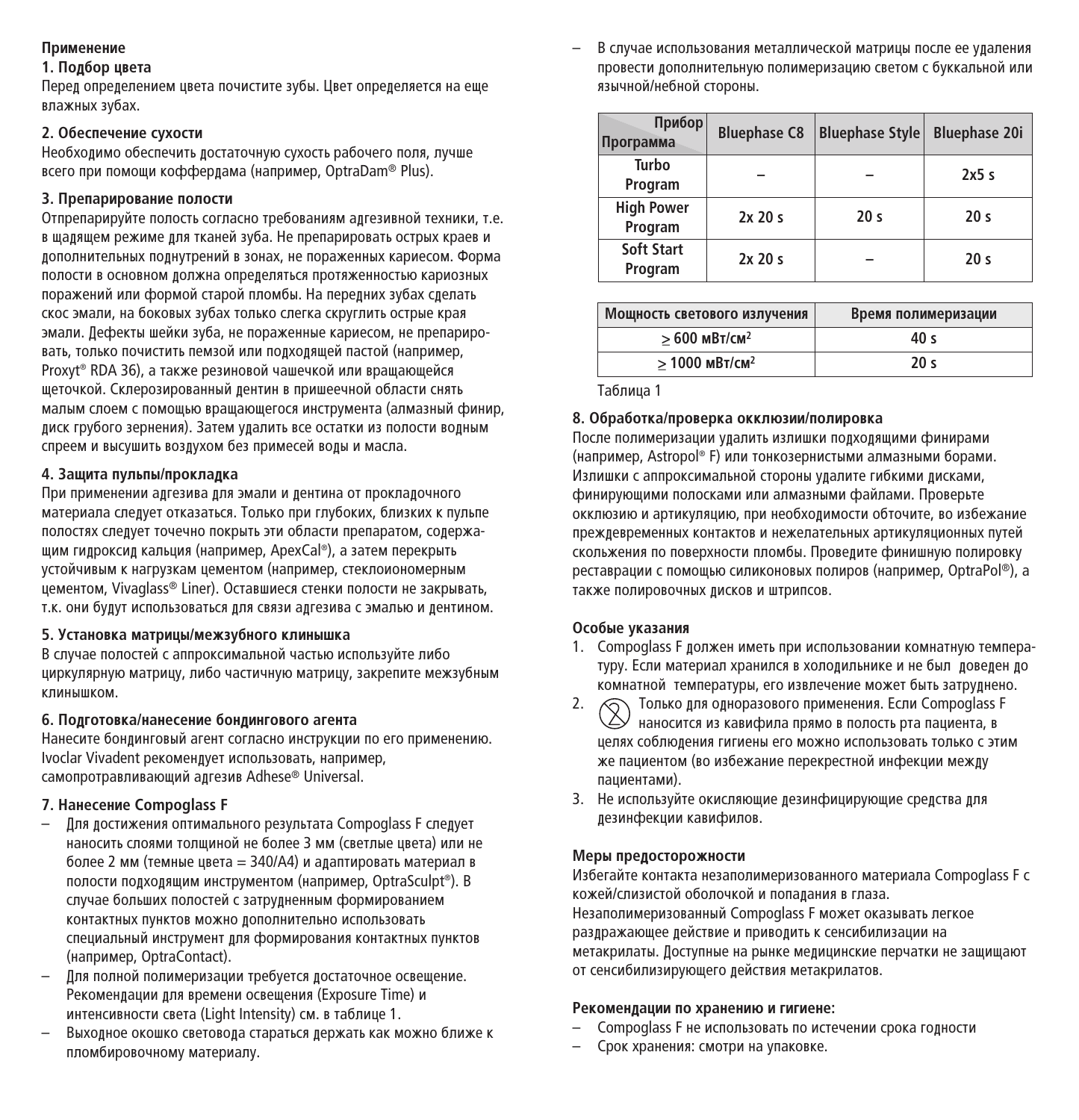**Применение**

**1. Подбор цвета**

Перед определением цвета почистите зубы. Цвет определяется на еще влажных зубах.

**2. Обеспечение сухости**

Необходимо обеспечить достаточную сухость рабочего поля, лучше всего при помощи коффердама (например, OptraDam® Plus).

**3. Препарирование полости**

Отпрепарируйте полость согласно требованиям адгезивной техники, т.е. в щадящем режиме для тканей зуба. Не препарировать острых краев и дополнительных поднутрений в зонах, не пораженных кариесом. Форма полости в основном должна определяться протяженностью кариозных поражений или формой старой пломбы. На передних зубах сделать скос эмали, на боковых зубах только слегка скруглить острые края эмали. Дефекты шейки зуба, не пораженные кариесом, не препарировать, только почистить пемзой или подходящей пастой (например, Proxyt® RDA 36), а также резиновой чашечкой или вращающейся щеточкой. Склерозированный дентин в пришеечной области снять малым слоем с помощью вращающегося инструмента (алмазный финир, диск грубого зернения). Затем удалить все остатки из полости водным спреем и высушить воздухом без примесей воды и масла.

**4. Защита пульпы/прокладка**

При применении адгезива для эмали и дентина от прокладочного материала следует отказаться. Только при глубоких, близких к пульпе полостях следует точечно покрыть эти области препаратом, содержащим гидроксид кальция (например, ApexCal®), а затем перекрыть устойчивым к нагрузкам цементом (например, стеклоиономерным цементом, Vivaglass® Liner). Оставшиеся стенки полости не закрывать, т.к. они будут использоваться для связи адгезива с эмалью и дентином.

**5. Установка матрицы/межзубного клинышка**

В случае полостей с аппроксимальной частью используйте либо циркулярную матрицу, либо частичную матрицу, закрепите межзубным клинышком.

**6. Подготовка/нанесение бондингового агента**

Нанесите бондинговый агент согласно инструкции по его применению. Ivoclar Vivadent рекомендует использовать, например, самопротравливающий адгезив Adhese® Universal.

**7. Нанесение Compoglass F**

- Для достижения оптимального результата Compoglass F следует наносить слоями толщиной не более 3 мм (светлые цвета) или не более 2 мм (темные цвета = 340/A4) и адаптировать материал в полости подходящим инструментом (например, OptraSculpt®). В случае больших полостей с затрудненным формированием контактных пунктов можно дополнительно использовать специальный инструмент для формирования контактных пунктов (например, OptraContact).
- Для полной полимеризации требуется достаточное освещение. Рекомендации для времени освещения (Exposure Time) и интенсивности света (Light Intensity) см. в таблице 1.
- Выходное окошко световода стараться держать как можно ближе к пломбировочному материалу.
- В случае использования металлической матрицы после ее удаления провести дополнительную полимеризацию светом с буккальной или язычной/небной стороны.

| Прибор / Программа | Bluephase C8 | Bluephase Style | Bluephase 20i |
|---|---|---|---|
| Turbo Program | – | – | 2x5 s |
| High Power Program | 2x 20 s | 20 s | 20 s |
| Soft Start Program | 2x 20 s | – | 20 s |

| Мощность светового излучения | Время полимеризации |
|---|---|
| ≥ 600 мВт/см² | 40 s |
| ≥ 1000 мВт/см² | 20 s |

Таблица 1

**8. Обработка/проверка окклюзии/полировка**

После полимеризации удалить излишки подходящими финирами (например, Astropol® F) или тонкозернистыми алмазными борами. Излишки с аппроксимальной стороны удалите гибкими дисками, финирующими полосками или алмазными файлами. Проверьте окклюзию и артикуляцию, при необходимости обточите, во избежание преждевременных контактов и нежелательных артикуляционных путей скольжения по поверхности пломбы. Проведите финишную полировку реставрации с помощью силиконовых полиров (например, OptraPol®), а также полировочных дисков и штрипсов.

**Особые указания**

1. Compoglass F должен иметь при использовании комнатную температуру. Если материал хранился в холодильнике и не был доведен до комнатной температуры, его извлечение может быть затруднено.
2. Только для одноразового применения. Если Compoglass F наносится из кавифила прямо в полость рта пациента, в целях соблюдения гигиены его можно использовать только с этим же пациентом (во избежание перекрестной инфекции между пациентами).
3. Не используйте окисляющие дезинфицирующие средства для дезинфекции кавифилов.

**Меры предосторожности**

Избегайте контакта незаполимеризованного материала Compoglass F с кожей/слизистой оболочкой и попадания в глаза.
Незаполимеризованный Compoglass F может оказывать легкое раздражающее действие и приводить к сенсибилизации на метакрилаты. Доступные на рынке медицинские перчатки не защищают от сенсибилизирующего действия метакрилатов.

**Рекомендации по хранению и гигиене:**

- Compoglass F не использовать по истечении срока годности
- Срок хранения: смотри на упаковке.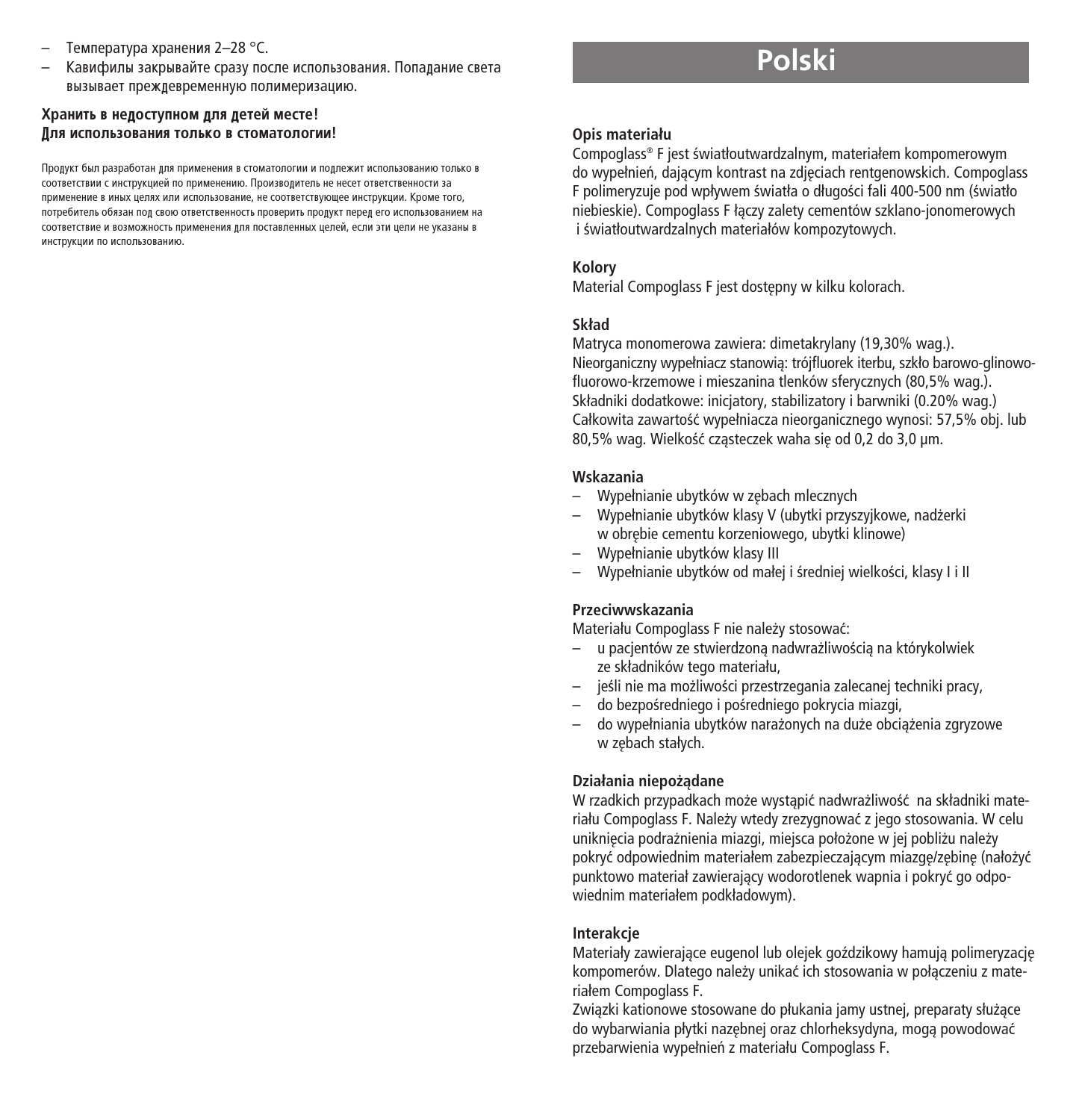– Температура хранения 2–28 °C.
– Кавифилы закрывайте сразу после использования. Попадание света вызывает преждевременную полимеризацию.

**Хранить в недоступном для детей месте!**
**Для использования только в стоматологии!**

Продукт был разработан для применения в стоматологии и подлежит использованию только в соответствии с инструкцией по применению. Производитель не несет ответственности за применение в иных целях или использование, не соответствующее инструкции. Кроме того, потребитель обязан под свою ответственность проверить продукт перед его использованием на соответствие и возможность применения для поставленных целей, если эти цели не указаны в инструкции по использованию.

# Polski

**Opis materiału**
Compoglass® F jest światłoutwardzalnym, materiałem kompomerowym do wypełnień, dającym kontrast na zdjęciach rentgenowskich. Compoglass F polimeryzuje pod wpływem światła o długości fali 400-500 nm (światło niebieskie). Compoglass F łączy zalety cementów szklano-jonomerowych i światłoutwardzalnych materiałów kompozytowych.

**Kolory**
Material Compoglass F jest dostępny w kilku kolorach.

**Skład**
Matryca monomerowa zawiera: dimetakrylany (19,30% wag.).
Nieorganiczny wypełniacz stanowią: trójfluorek iterbu, szkło barowo-glinowo-fluorowo-krzemowe i mieszanina tlenków sferycznych (80,5% wag.).
Składniki dodatkowe: inicjatory, stabilizatory i barwniki (0.20% wag.)
Całkowita zawartość wypełniacza nieorganicznego wynosi: 57,5% obj. lub 80,5% wag. Wielkość cząsteczek waha się od 0,2 do 3,0 µm.

**Wskazania**
– Wypełnianie ubytków w zębach mlecznych
– Wypełnianie ubytków klasy V (ubytki przyszyjkowe, nadżerki w obrębie cementu korzeniowego, ubytki klinowe)
– Wypełnianie ubytków klasy III
– Wypełnianie ubytków od małej i średniej wielkości, klasy I i II

**Przeciwwskazania**
Materiału Compoglass F nie należy stosować:
– u pacjentów ze stwierdzoną nadwrażliwością na którykolwiek ze składników tego materiału,
– jeśli nie ma możliwości przestrzegania zalecanej techniki pracy,
– do bezpośredniego i pośredniego pokrycia miazgi,
– do wypełniania ubytków narażonych na duże obciążenia zgryzowe w zębach stałych.

**Działania niepożądane**
W rzadkich przypadkach może wystąpić nadwrażliwość na składniki materiału Compoglass F. Należy wtedy zrezygnować z jego stosowania. W celu uniknięcia podrażnienia miazgi, miejsca położone w jej pobliżu należy pokryć odpowiednim materiałem zabezpieczającym miazgę/zębinę (nałożyć punktowo materiał zawierający wodorotlenek wapnia i pokryć go odpowiednim materiałem podkładowym).

**Interakcje**
Materiały zawierające eugenol lub olejek goździkowy hamują polimeryzację kompomerów. Dlatego należy unikać ich stosowania w połączeniu z materiałem Compoglass F.
Związki kationowe stosowane do płukania jamy ustnej, preparaty służące do wybarwiania płytki nazębnej oraz chlorheksydyna, mogą powodować przebarwienia wypełnień z materiału Compoglass F.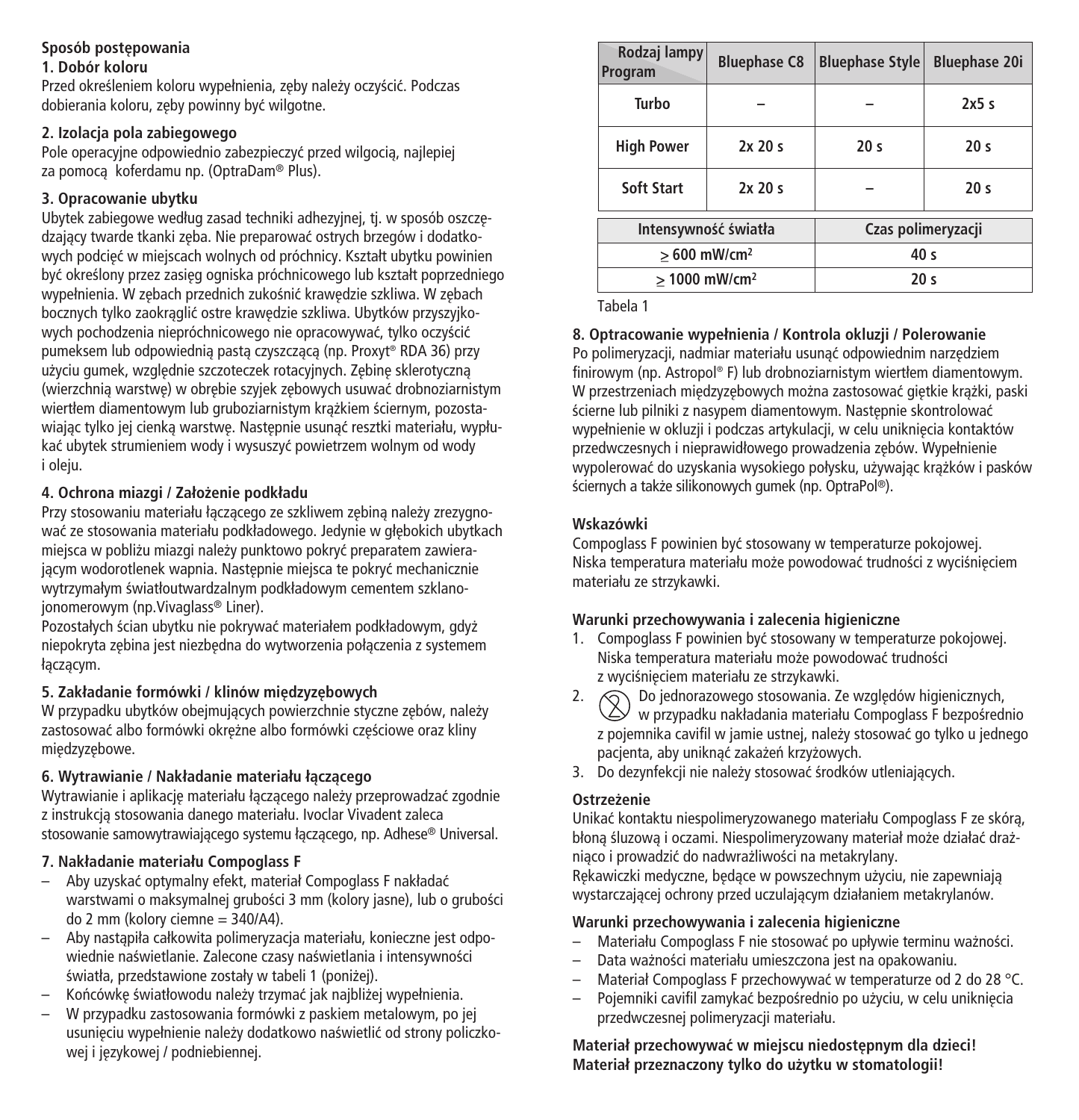**Sposób postępowania**

**1. Dobór koloru**

Przed określeniem koloru wypełnienia, zęby należy oczyścić. Podczas dobierania koloru, zęby powinny być wilgotne.

**2. Izolacja pola zabiegowego**

Pole operacyjne odpowiednio zabezpieczyć przed wilgocią, najlepiej za pomocą koferdamu np. (OptraDam® Plus).

**3. Opracowanie ubytku**

Ubytek zabiegowe według zasad techniki adhezyjnej, tj. w sposób oszczędzający twarde tkanki zęba. Nie preparować ostrych brzegów i dodatkowych podcięć w miejscach wolnych od próchnicy. Kształt ubytku powinien być określony przez zasięg ogniska próchnicowego lub kształt poprzedniego wypełnienia. W zębach przednich zukośnić krawędzie szkliwa. W zębach bocznych tylko zaokrąglić ostre krawędzie szkliwa. Ubytków przyszyjkowych pochodzenia niepróchnicowego nie opracowywać, tylko oczyścić pumeksem lub odpowiednią pastą czyszczącą (np. Proxyt® RDA 36) przy użyciu gumek, względnie szczoteczek rotacyjnych. Zębinę sklerotyczną (wierzchnią warstwę) w obrębie szyjek zębowych usuwać drobnoziarnistym wiertłem diamentowym lub gruboziarnistym krążkiem ściernym, pozostawiając tylko jej cienką warstwę. Następnie usunąć resztki materiału, wypłukać ubytek strumieniem wody i wysuszyć powietrzem wolnym od wody i oleju.

**4. Ochrona miazgi / Założenie podkładu**

Przy stosowaniu materiału łączącego ze szkliwem zębiną należy zrezygnować ze stosowania materiału podkładowego. Jedynie w głębokich ubytkach miejsca w pobliżu miazgi należy punktowo pokryć preparatem zawierającym wodorotlenek wapnia. Następnie miejsca te pokryć mechanicznie wytrzymałym światłoutwardzalnym podkładowym cementem szklanojonomerowym (np.Vivaglass® Liner).

Pozostałych ścian ubytku nie pokrywać materiałem podkładowym, gdyż niepokryta zębina jest niezbędna do wytworzenia połączenia z systemem łączącym.

**5. Zakładanie formówki / klinów międzyzębowych**

W przypadku ubytków obejmujących powierzchnie styczne zębów, należy zastosować albo formówki okrężne albo formówki częściowe oraz kliny międzyzębowe.

**6. Wytrawianie / Nakładanie materiału łączącego**

Wytrawianie i aplikację materiału łączącego należy przeprowadzać zgodnie z instrukcją stosowania danego materiału. Ivoclar Vivadent zaleca stosowanie samowytrawiającego systemu łączącego, np. Adhese® Universal.

**7. Nakładanie materiału Compoglass F**

- Aby uzyskać optymalny efekt, materiał Compoglass F nakładać warstwami o maksymalnej grubości 3 mm (kolory jasne), lub o grubości do 2 mm (kolory ciemne = 340/A4).
- Aby nastąpiła całkowita polimeryzacja materiału, konieczne jest odpowiednie naświetlanie. Zalecone czasy naświetlania i intensywności światła, przedstawione zostały w tabeli 1 (poniżej).
- Końcówkę światłowodu należy trzymać jak najbliżej wypełnienia.
- W przypadku zastosowania formówki z paskiem metalowym, po jej usunięciu wypełnienie należy dodatkowo naświetlić od strony policzkowej i językowej / podniebiennej.

| Rodzaj lampy / Program | Bluephase C8 | Bluephase Style | Bluephase 20i |
|---|---|---|---|
| Turbo | – | – | 2x5 s |
| High Power | 2x 20 s | 20 s | 20 s |
| Soft Start | 2x 20 s | – | 20 s |

| Intensywność światła | Czas polimeryzacji |
|---|---|
| ≥ 600 mW/cm² | 40 s |
| ≥ 1000 mW/cm² | 20 s |

Tabela 1

**8. Optracowanie wypełnienia / Kontrola okluzji / Polerowanie**

Po polimeryzacji, nadmiar materiału usunąć odpowiednim narzędziem finirowym (np. Astropol® F) lub drobnoziarnistym wiertłem diamentowym. W przestrzeniach międzyzębowych można zastosować giętkie krążki, paski ścierne lub pilniki z nasypem diamentowym. Następnie skontrolować wypełnienie w okluzji i podczas artykulacji, w celu uniknięcia kontaktów przedwczesnych i nieprawidłowego prowadzenia zębów. Wypełnienie wypolerować do uzyskania wysokiego połysku, używając krążków i pasków ściernych a także silikonowych gumek (np. OptraPol®).

**Wskazówki**

Compoglass F powinien być stosowany w temperaturze pokojowej. Niska temperatura materiału może powodować trudności z wyciśnięciem materiału ze strzykawki.

**Warunki przechowywania i zalecenia higieniczne**

1. Compoglass F powinien być stosowany w temperaturze pokojowej. Niska temperatura materiału może powodować trudności z wyciśnięciem materiału ze strzykawki.
2. Do jednorazowego stosowania. Ze względów higienicznych, w przypadku nakładania materiału Compoglass F bezpośrednio z pojemnika cavifil w jamie ustnej, należy stosować go tylko u jednego pacjenta, aby uniknąć zakażeń krzyżowych.
3. Do dezynfekcji nie należy stosować środków utleniających.

**Ostrzeżenie**

Unikać kontaktu niespolimeryzowanego materiału Compoglass F ze skórą, błoną śluzową i oczami. Niespolimeryzowany materiał może działać drażniąco i prowadzić do nadwrażliwości na metakrylany.
Rękawiczki medyczne, będące w powszechnym użyciu, nie zapewniają wystarczającej ochrony przed uczulającym działaniem metakrylanów.

**Warunki przechowywania i zalecenia higieniczne**

- Materiału Compoglass F nie stosować po upływie terminu ważności.
- Data ważności materiału umieszczona jest na opakowaniu.
- Materiał Compoglass F przechowywać w temperaturze od 2 do 28 °C.
- Pojemniki cavifil zamykać bezpośrednio po użyciu, w celu uniknięcia przedwczesnej polimeryzacji materiału.

**Materiał przechowywać w miejscu niedostępnym dla dzieci!**
**Materiał przeznaczony tylko do użytku w stomatologii!**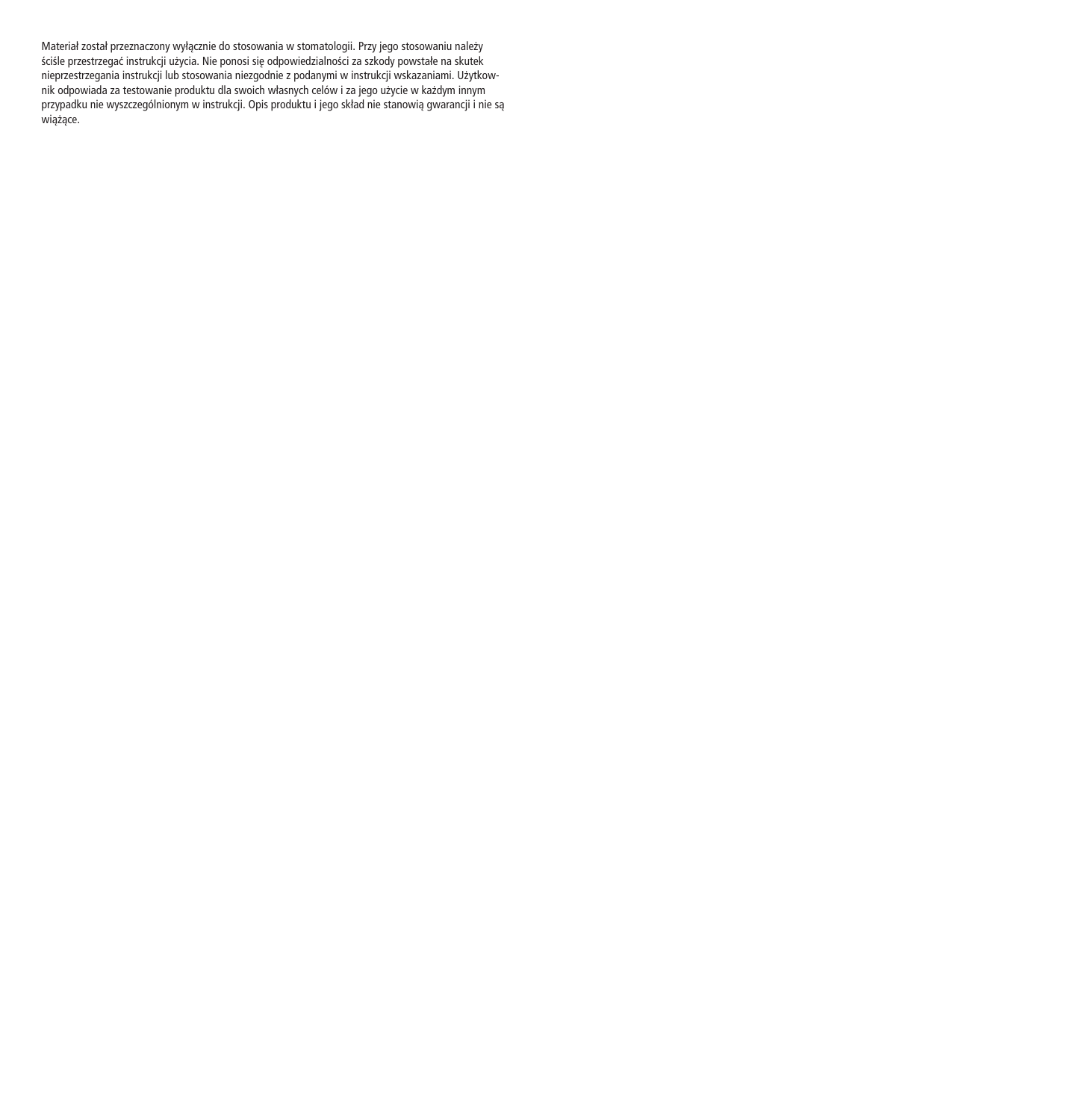Materiał został przeznaczony wyłącznie do stosowania w stomatologii. Przy jego stosowaniu należy ściśle przestrzegać instrukcji użycia. Nie ponosi się odpowiedzialności za szkody powstałe na skutek nieprzestrzegania instrukcji lub stosowania niezgodnie z podanymi w instrukcji wskazaniami. Użytkownik odpowiada za testowanie produktu dla swoich własnych celów i za jego użycie w każdym innym przypadku nie wyszczególnionym w instrukcji. Opis produktu i jego skład nie stanowią gwarancji i nie są wiążące.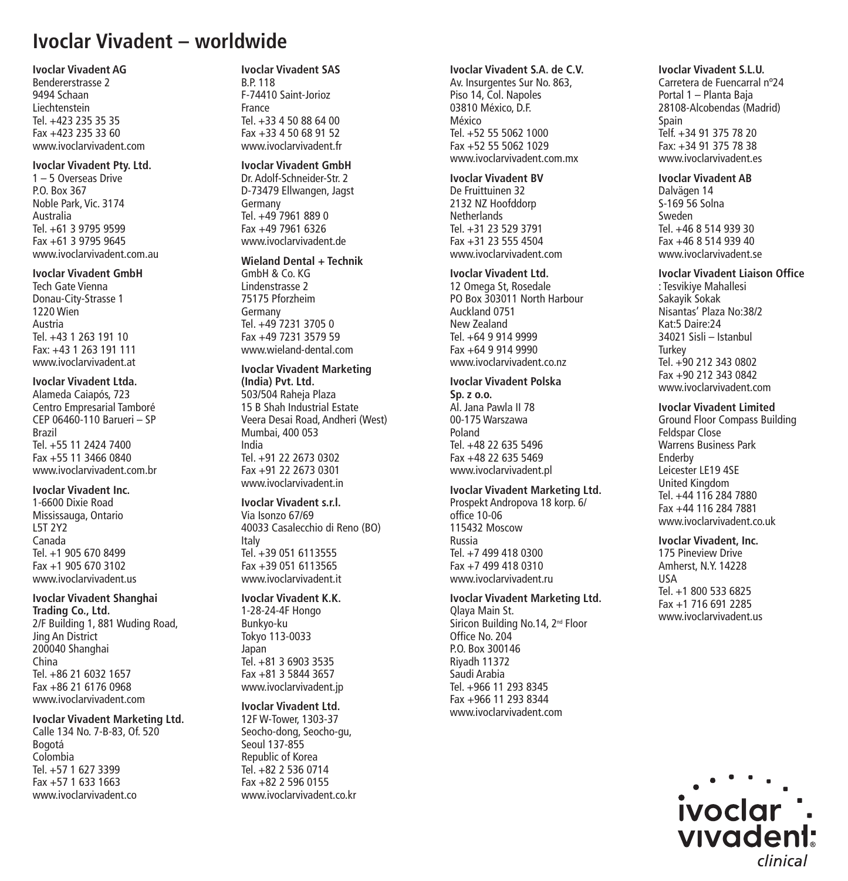# Ivoclar Vivadent – worldwide

**Ivoclar Vivadent AG**
Bendererstrasse 2
9494 Schaan
Liechtenstein
Tel. +423 235 35 35
Fax +423 235 33 60
www.ivoclarvivadent.com

**Ivoclar Vivadent Pty. Ltd.**
1 – 5 Overseas Drive
P.O. Box 367
Noble Park, Vic. 3174
Australia
Tel. +61 3 9795 9599
Fax +61 3 9795 9645
www.ivoclarvivadent.com.au

**Ivoclar Vivadent GmbH**
Tech Gate Vienna
Donau-City-Strasse 1
1220 Wien
Austria
Tel. +43 1 263 191 10
Fax: +43 1 263 191 111
www.ivoclarvivadent.at

**Ivoclar Vivadent Ltda.**
Alameda Caiapós, 723
Centro Empresarial Tamboré
CEP 06460-110 Barueri – SP
Brazil
Tel. +55 11 2424 7400
Fax +55 11 3466 0840
www.ivoclarvivadent.com.br

**Ivoclar Vivadent Inc.**
1-6600 Dixie Road
Mississauga, Ontario
L5T 2Y2
Canada
Tel. +1 905 670 8499
Fax +1 905 670 3102
www.ivoclarvivadent.us

**Ivoclar Vivadent Shanghai Trading Co., Ltd.**
2/F Building 1, 881 Wuding Road,
Jing An District
200040 Shanghai
China
Tel. +86 21 6032 1657
Fax +86 21 6176 0968
www.ivoclarvivadent.com

**Ivoclar Vivadent Marketing Ltd.**
Calle 134 No. 7-B-83, Of. 520
Bogotá
Colombia
Tel. +57 1 627 3399
Fax +57 1 633 1663
www.ivoclarvivadent.co

**Ivoclar Vivadent SAS**
B.P. 118
F-74410 Saint-Jorioz
France
Tel. +33 4 50 88 64 00
Fax +33 4 50 68 91 52
www.ivoclarvivadent.fr

**Ivoclar Vivadent GmbH**
Dr. Adolf-Schneider-Str. 2
D-73479 Ellwangen, Jagst
Germany
Tel. +49 7961 889 0
Fax +49 7961 6326
www.ivoclarvivadent.de

**Wieland Dental + Technik**
GmbH & Co. KG
Lindenstrasse 2
75175 Pforzheim
Germany
Tel. +49 7231 3705 0
Fax +49 7231 3579 59
www.wieland-dental.com

**Ivoclar Vivadent Marketing (India) Pvt. Ltd.**
503/504 Raheja Plaza
15 B Shah Industrial Estate
Veera Desai Road, Andheri (West)
Mumbai, 400 053
India
Tel. +91 22 2673 0302
Fax +91 22 2673 0301
www.ivoclarvivadent.in

**Ivoclar Vivadent s.r.l.**
Via Isonzo 67/69
40033 Casalecchio di Reno (BO)
Italy
Tel. +39 051 6113555
Fax +39 051 6113565
www.ivoclarvivadent.it

**Ivoclar Vivadent K.K.**
1-28-24-4F Hongo
Bunkyo-ku
Tokyo 113-0033
Japan
Tel. +81 3 6903 3535
Fax +81 3 5844 3657
www.ivoclarvivadent.jp

**Ivoclar Vivadent Ltd.**
12F W-Tower, 1303-37
Seocho-dong, Seocho-gu,
Seoul 137-855
Republic of Korea
Tel. +82 2 536 0714
Fax +82 2 596 0155
www.ivoclarvivadent.co.kr

**Ivoclar Vivadent S.A. de C.V.**
Av. Insurgentes Sur No. 863,
Piso 14, Col. Napoles
03810 México, D.F.
México
Tel. +52 55 5062 1000
Fax +52 55 5062 1029
www.ivoclarvivadent.com.mx

**Ivoclar Vivadent BV**
De Fruittuinen 32
2132 NZ Hoofddorp
Netherlands
Tel. +31 23 529 3791
Fax +31 23 555 4504
www.ivoclarvivadent.com

**Ivoclar Vivadent Ltd.**
12 Omega St, Rosedale
PO Box 303011 North Harbour
Auckland 0751
New Zealand
Tel. +64 9 914 9999
Fax +64 9 914 9990
www.ivoclarvivadent.co.nz

**Ivoclar Vivadent Polska Sp. z o.o.**
Al. Jana Pawla II 78
00-175 Warszawa
Poland
Tel. +48 22 635 5496
Fax +48 22 635 5469
www.ivoclarvivadent.pl

**Ivoclar Vivadent Marketing Ltd.**
Prospekt Andropova 18 korp. 6/
office 10-06
115432 Moscow
Russia
Tel. +7 499 418 0300
Fax +7 499 418 0310
www.ivoclarvivadent.ru

**Ivoclar Vivadent Marketing Ltd.**
Qlaya Main St.
Siricon Building No.14, 2nd Floor
Office No. 204
P.O. Box 300146
Riyadh 11372
Saudi Arabia
Tel. +966 11 293 8345
Fax +966 11 293 8344
www.ivoclarvivadent.com

**Ivoclar Vivadent S.L.U.**
Carretera de Fuencarral nº24
Portal 1 – Planta Baja
28108-Alcobendas (Madrid)
Spain
Telf. +34 91 375 78 20
Fax: +34 91 375 78 38
www.ivoclarvivadent.es

**Ivoclar Vivadent AB**
Dalvägen 14
S-169 56 Solna
Sweden
Tel. +46 8 514 939 30
Fax +46 8 514 939 40
www.ivoclarvivadent.se

**Ivoclar Vivadent Liaison Office**
: Tesvikiye Mahallesi
Sakayik Sokak
Nisantas' Plaza No:38/2
Kat:5 Daire:24
34021 Sisli – Istanbul
Turkey
Tel. +90 212 343 0802
Fax +90 212 343 0842
www.ivoclarvivadent.com

**Ivoclar Vivadent Limited**
Ground Floor Compass Building
Feldspar Close
Warrens Business Park
Enderby
Leicester LE19 4SE
United Kingdom
Tel. +44 116 284 7880
Fax +44 116 284 7881
www.ivoclarvivadent.co.uk

**Ivoclar Vivadent, Inc.**
175 Pineview Drive
Amherst, N.Y. 14228
USA
Tel. +1 800 533 6825
Fax +1 716 691 2285
www.ivoclarvivadent.us

ivoclar vivadent® clinical